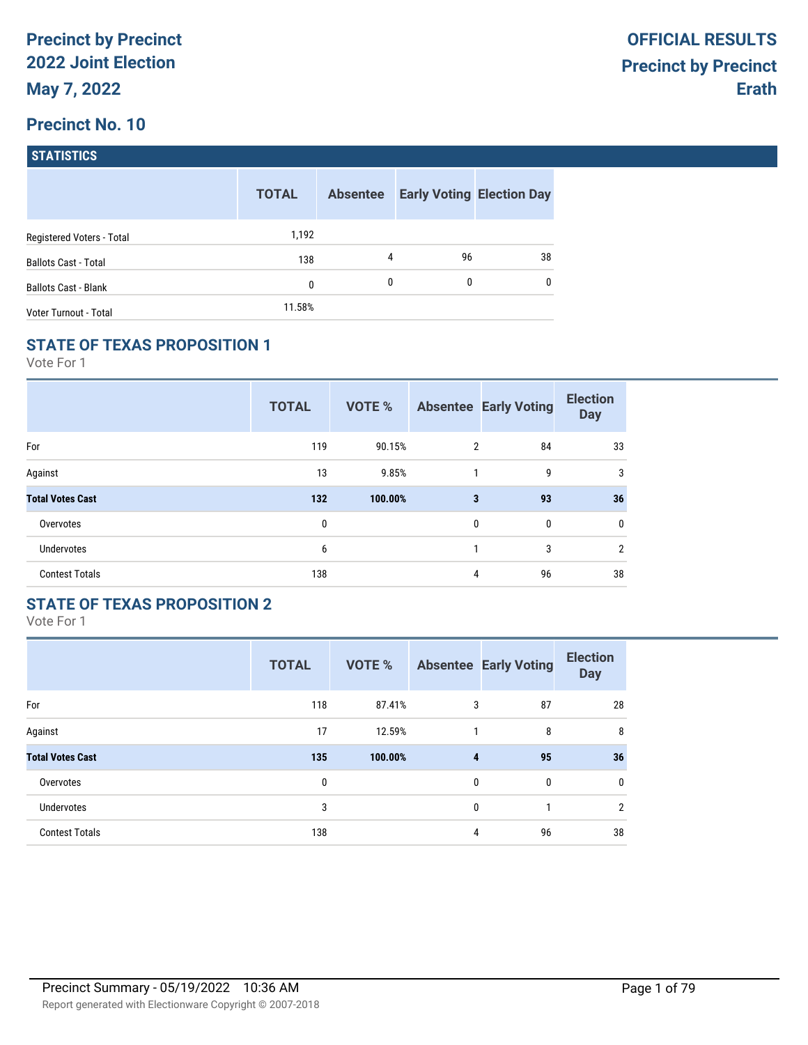# Precinct by Precinct
# 2022 Joint Election
# May 7, 2022

**OFFICIAL RESULTS**
**Precinct by Precinct**
**Erath**

## Precinct No. 10

### STATISTICS

| | TOTAL | Absentee | Early Voting | Election Day |
|---|---|---|---|---|
| Registered Voters - Total | 1,192 | | | |
| Ballots Cast - Total | 138 | 4 | 96 | 38 |
| Ballots Cast - Blank | 0 | 0 | 0 | 0 |
| Voter Turnout - Total | 11.58% | | | |

### STATE OF TEXAS PROPOSITION 1

Vote For 1

| | TOTAL | VOTE % | Absentee | Early Voting | Election Day |
|---|---|---|---|---|---|
| For | 119 | 90.15% | 2 | 84 | 33 |
| Against | 13 | 9.85% | 1 | 9 | 3 |
| **Total Votes Cast** | **132** | **100.00%** | **3** | **93** | **36** |
| Overvotes | 0 | | 0 | 0 | 0 |
| Undervotes | 6 | | 1 | 3 | 2 |
| Contest Totals | 138 | | 4 | 96 | 38 |

### STATE OF TEXAS PROPOSITION 2

Vote For 1

| | TOTAL | VOTE % | Absentee | Early Voting | Election Day |
|---|---|---|---|---|---|
| For | 118 | 87.41% | 3 | 87 | 28 |
| Against | 17 | 12.59% | 1 | 8 | 8 |
| **Total Votes Cast** | **135** | **100.00%** | **4** | **95** | **36** |
| Overvotes | 0 | | 0 | 0 | 0 |
| Undervotes | 3 | | 0 | 1 | 2 |
| Contest Totals | 138 | | 4 | 96 | 38 |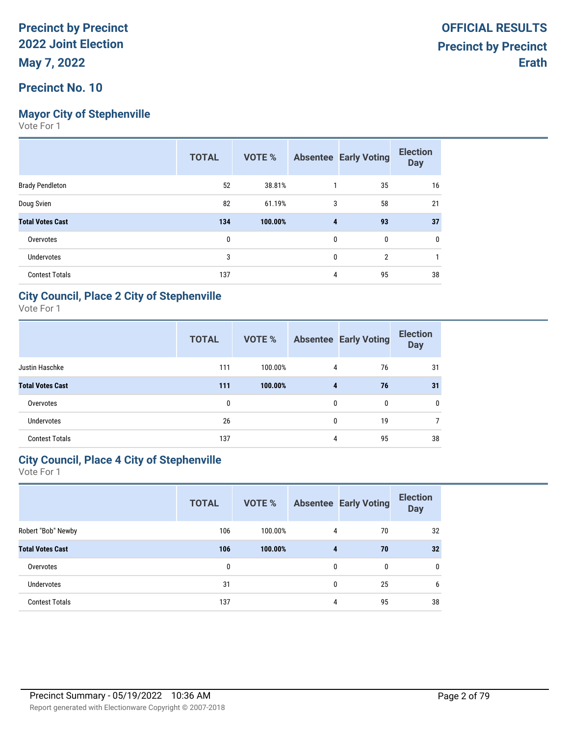# Precinct by Precinct
# 2022 Joint Election
# May 7, 2022

**OFFICIAL RESULTS**
**Precinct by Precinct**
**Erath**

## Precinct No. 10

### Mayor City of Stephenville

Vote For 1

| | TOTAL | VOTE % | Absentee | Early Voting | Election Day |
|---|---|---|---|---|---|
| Brady Pendleton | 52 | 38.81% | 1 | 35 | 16 |
| Doug Svien | 82 | 61.19% | 3 | 58 | 21 |
| **Total Votes Cast** | **134** | **100.00%** | **4** | **93** | **37** |
| Overvotes | 0 | | 0 | 0 | 0 |
| Undervotes | 3 | | 0 | 2 | 1 |
| Contest Totals | 137 | | 4 | 95 | 38 |

### City Council, Place 2 City of Stephenville

Vote For 1

| | TOTAL | VOTE % | Absentee | Early Voting | Election Day |
|---|---|---|---|---|---|
| Justin Haschke | 111 | 100.00% | 4 | 76 | 31 |
| **Total Votes Cast** | **111** | **100.00%** | **4** | **76** | **31** |
| Overvotes | 0 | | 0 | 0 | 0 |
| Undervotes | 26 | | 0 | 19 | 7 |
| Contest Totals | 137 | | 4 | 95 | 38 |

### City Council, Place 4 City of Stephenville

Vote For 1

| | TOTAL | VOTE % | Absentee | Early Voting | Election Day |
|---|---|---|---|---|---|
| Robert "Bob" Newby | 106 | 100.00% | 4 | 70 | 32 |
| **Total Votes Cast** | **106** | **100.00%** | **4** | **70** | **32** |
| Overvotes | 0 | | 0 | 0 | 0 |
| Undervotes | 31 | | 0 | 25 | 6 |
| Contest Totals | 137 | | 4 | 95 | 38 |

Precinct Summary - 05/19/2022 10:36 AM

Report generated with Electionware Copyright © 2007-2018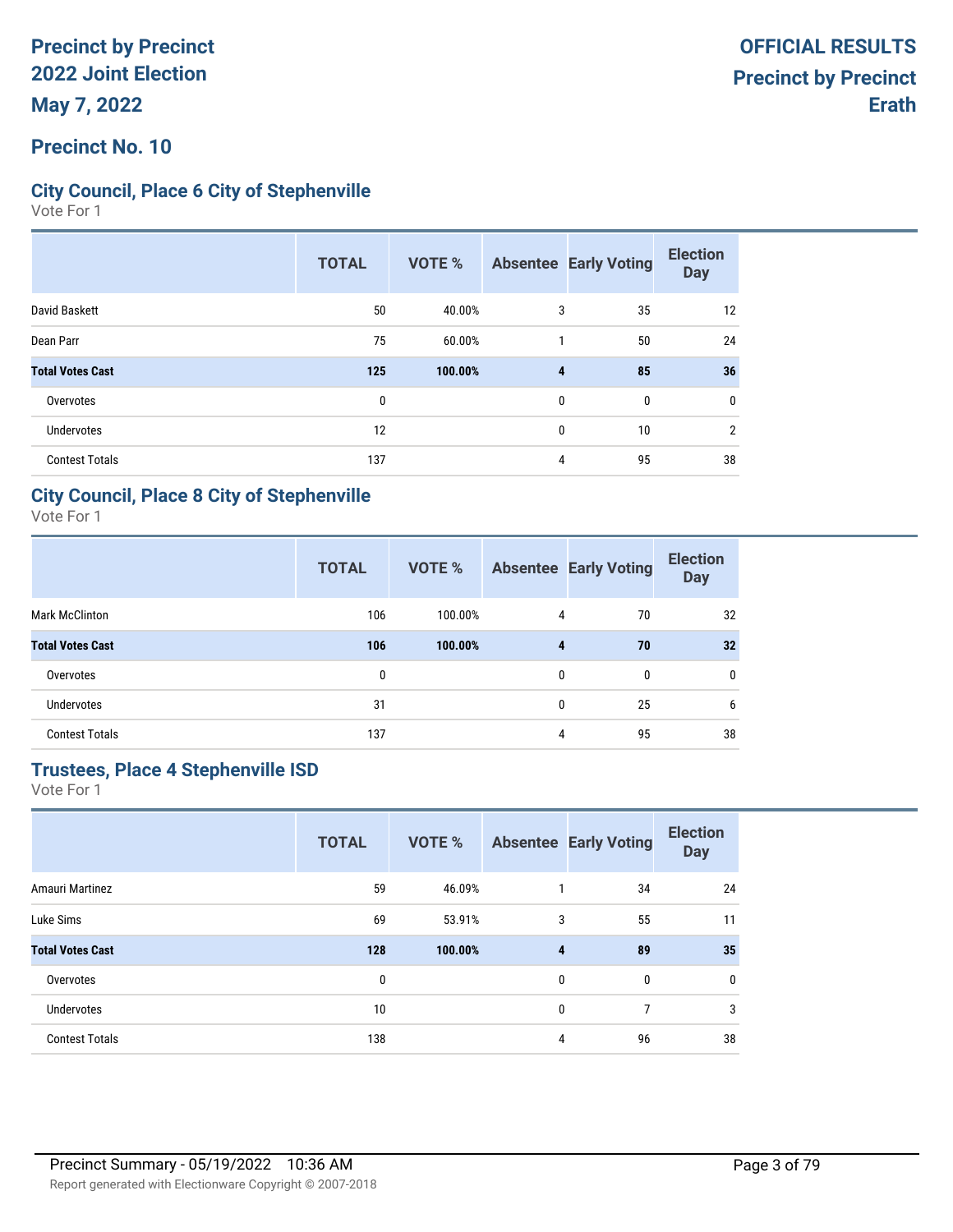# Precinct by Precinct 2022 Joint Election

**May 7, 2022**

**OFFICIAL RESULTS**
**Precinct by Precinct**
**Erath**

## Precinct No. 10

### City Council, Place 6 City of Stephenville

Vote For 1

| | TOTAL | VOTE % | Absentee | Early Voting | Election Day |
|---|---|---|---|---|---|
| David Baskett | 50 | 40.00% | 3 | 35 | 12 |
| Dean Parr | 75 | 60.00% | 1 | 50 | 24 |
| **Total Votes Cast** | **125** | **100.00%** | **4** | **85** | **36** |
| Overvotes | 0 | | 0 | 0 | 0 |
| Undervotes | 12 | | 0 | 10 | 2 |
| Contest Totals | 137 | | 4 | 95 | 38 |

### City Council, Place 8 City of Stephenville

Vote For 1

| | TOTAL | VOTE % | Absentee | Early Voting | Election Day |
|---|---|---|---|---|---|
| Mark McClinton | 106 | 100.00% | 4 | 70 | 32 |
| **Total Votes Cast** | **106** | **100.00%** | **4** | **70** | **32** |
| Overvotes | 0 | | 0 | 0 | 0 |
| Undervotes | 31 | | 0 | 25 | 6 |
| Contest Totals | 137 | | 4 | 95 | 38 |

### Trustees, Place 4 Stephenville ISD

Vote For 1

| | TOTAL | VOTE % | Absentee | Early Voting | Election Day |
|---|---|---|---|---|---|
| Amauri Martinez | 59 | 46.09% | 1 | 34 | 24 |
| Luke Sims | 69 | 53.91% | 3 | 55 | 11 |
| **Total Votes Cast** | **128** | **100.00%** | **4** | **89** | **35** |
| Overvotes | 0 | | 0 | 0 | 0 |
| Undervotes | 10 | | 0 | 7 | 3 |
| Contest Totals | 138 | | 4 | 96 | 38 |

Precinct Summary - 05/19/2022 10:36 AM

Report generated with Electionware Copyright © 2007-2018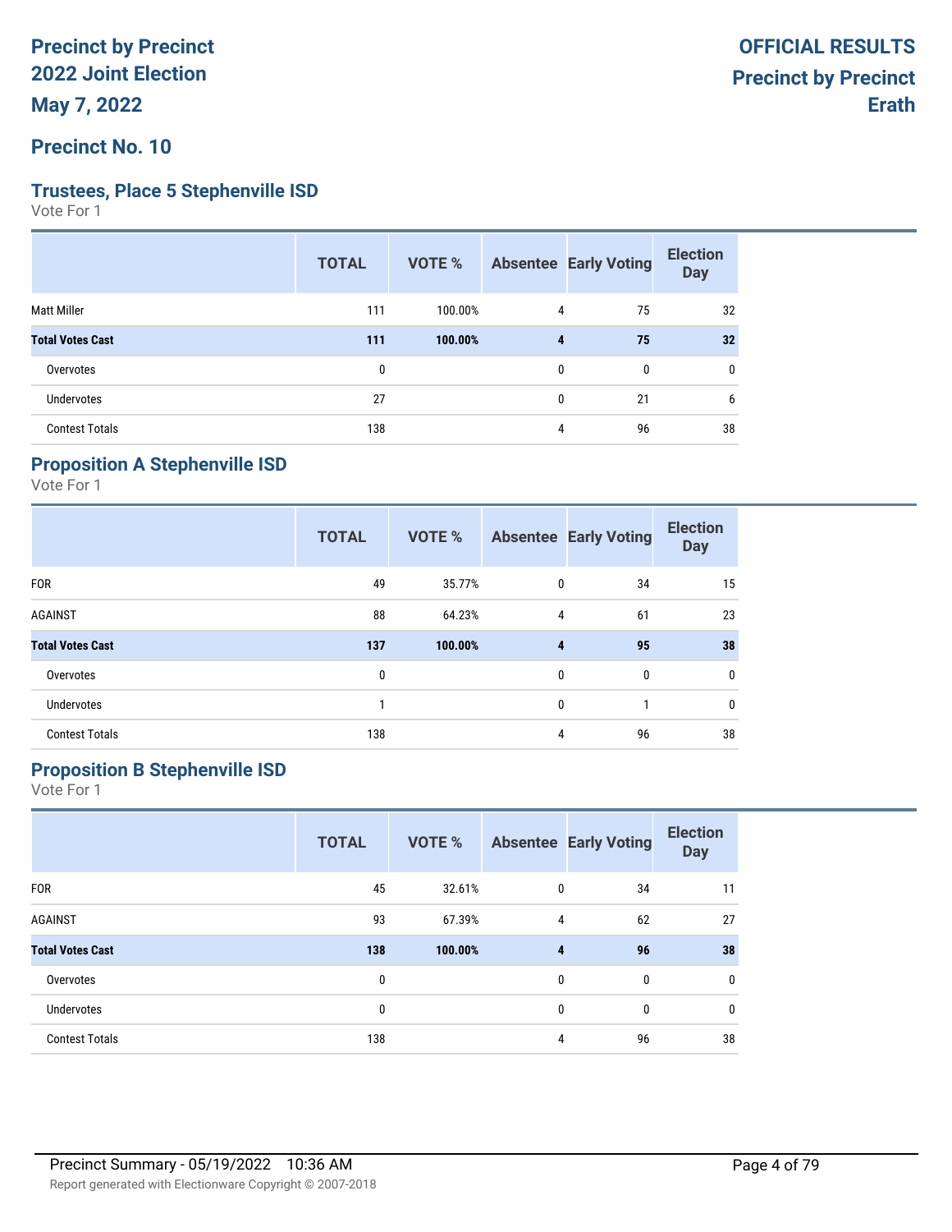**Precinct by Precinct**
**2022 Joint Election**
**May 7, 2022**

**OFFICIAL RESULTS**
**Precinct by Precinct**
**Erath**

## Precinct No. 10

### Trustees, Place 5 Stephenville ISD

Vote For 1

| | TOTAL | VOTE % | Absentee | Early Voting | Election Day |
|---|---|---|---|---|---|
| Matt Miller | 111 | 100.00% | 4 | 75 | 32 |
| **Total Votes Cast** | **111** | **100.00%** | **4** | **75** | **32** |
| Overvotes | 0 | | 0 | 0 | 0 |
| Undervotes | 27 | | 0 | 21 | 6 |
| Contest Totals | 138 | | 4 | 96 | 38 |

### Proposition A Stephenville ISD

Vote For 1

| | TOTAL | VOTE % | Absentee | Early Voting | Election Day |
|---|---|---|---|---|---|
| FOR | 49 | 35.77% | 0 | 34 | 15 |
| AGAINST | 88 | 64.23% | 4 | 61 | 23 |
| **Total Votes Cast** | **137** | **100.00%** | **4** | **95** | **38** |
| Overvotes | 0 | | 0 | 0 | 0 |
| Undervotes | 1 | | 0 | 1 | 0 |
| Contest Totals | 138 | | 4 | 96 | 38 |

### Proposition B Stephenville ISD

Vote For 1

| | TOTAL | VOTE % | Absentee | Early Voting | Election Day |
|---|---|---|---|---|---|
| FOR | 45 | 32.61% | 0 | 34 | 11 |
| AGAINST | 93 | 67.39% | 4 | 62 | 27 |
| **Total Votes Cast** | **138** | **100.00%** | **4** | **96** | **38** |
| Overvotes | 0 | | 0 | 0 | 0 |
| Undervotes | 0 | | 0 | 0 | 0 |
| Contest Totals | 138 | | 4 | 96 | 38 |

Precinct Summary - 05/19/2022 10:36 AM

Report generated with Electionware Copyright © 2007-2018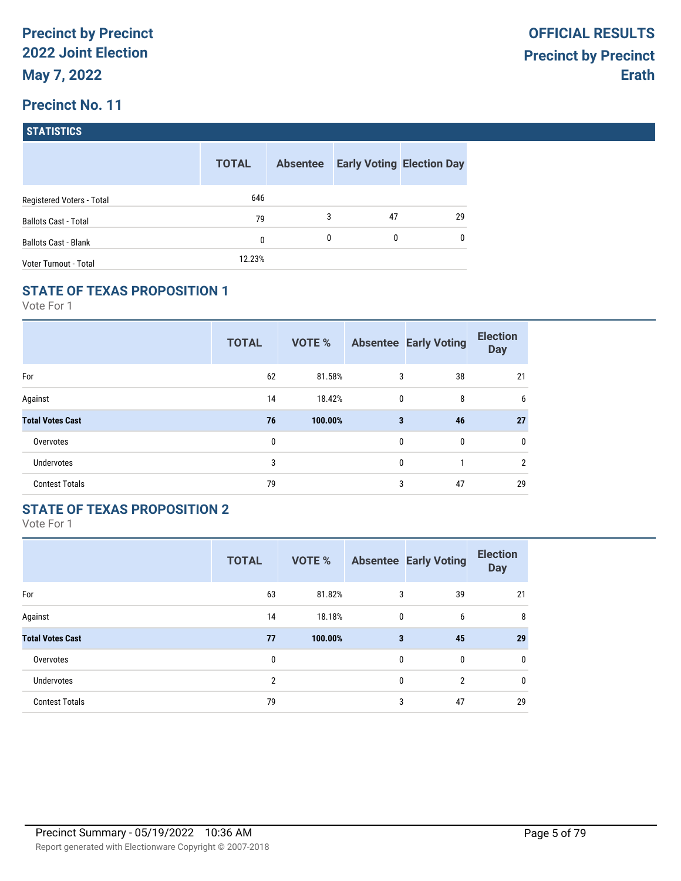**Precinct by Precinct**
**2022 Joint Election**
**May 7, 2022**

**OFFICIAL RESULTS**
**Precinct by Precinct**
**Erath**

## Precinct No. 11

### STATISTICS

| | TOTAL | Absentee | Early Voting | Election Day |
|---|---|---|---|---|
| Registered Voters - Total | 646 | | | |
| Ballots Cast - Total | 79 | 3 | 47 | 29 |
| Ballots Cast - Blank | 0 | 0 | 0 | 0 |
| Voter Turnout - Total | 12.23% | | | |

### STATE OF TEXAS PROPOSITION 1

Vote For 1

| | TOTAL | VOTE % | Absentee | Early Voting | Election Day |
|---|---|---|---|---|---|
| For | 62 | 81.58% | 3 | 38 | 21 |
| Against | 14 | 18.42% | 0 | 8 | 6 |
| **Total Votes Cast** | **76** | **100.00%** | **3** | **46** | **27** |
| Overvotes | 0 | | 0 | 0 | 0 |
| Undervotes | 3 | | 0 | 1 | 2 |
| Contest Totals | 79 | | 3 | 47 | 29 |

### STATE OF TEXAS PROPOSITION 2

Vote For 1

| | TOTAL | VOTE % | Absentee | Early Voting | Election Day |
|---|---|---|---|---|---|
| For | 63 | 81.82% | 3 | 39 | 21 |
| Against | 14 | 18.18% | 0 | 6 | 8 |
| **Total Votes Cast** | **77** | **100.00%** | **3** | **45** | **29** |
| Overvotes | 0 | | 0 | 0 | 0 |
| Undervotes | 2 | | 0 | 2 | 0 |
| Contest Totals | 79 | | 3 | 47 | 29 |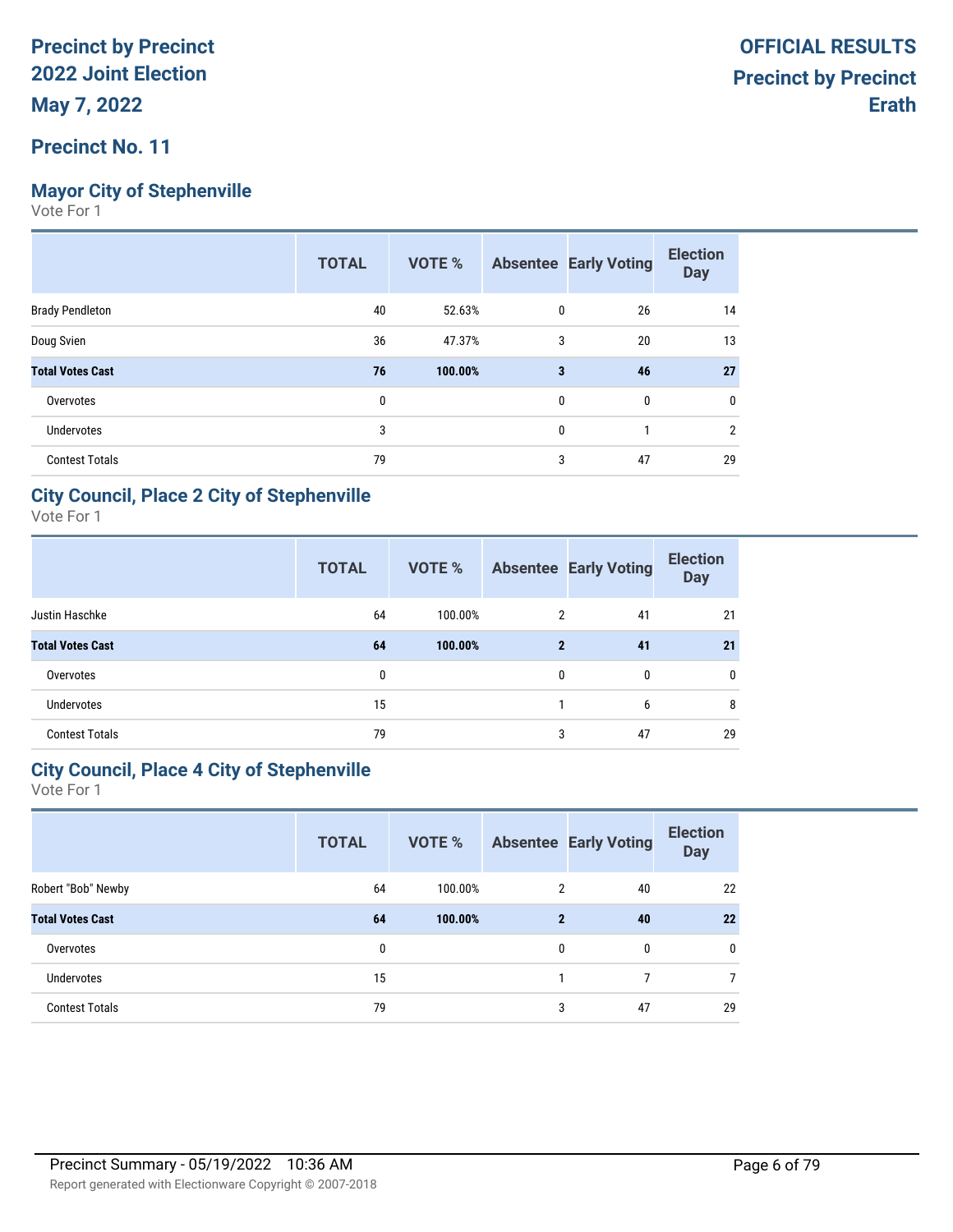# Precinct by Precinct 2022 Joint Election

**May 7, 2022**

**OFFICIAL RESULTS**
**Precinct by Precinct**
**Erath**

## Precinct No. 11

### Mayor City of Stephenville

Vote For 1

| | TOTAL | VOTE % | Absentee | Early Voting | Election Day |
|---|---|---|---|---|---|
| Brady Pendleton | 40 | 52.63% | 0 | 26 | 14 |
| Doug Svien | 36 | 47.37% | 3 | 20 | 13 |
| **Total Votes Cast** | **76** | **100.00%** | **3** | **46** | **27** |
| Overvotes | 0 | | 0 | 0 | 0 |
| Undervotes | 3 | | 0 | 1 | 2 |
| Contest Totals | 79 | | 3 | 47 | 29 |

### City Council, Place 2 City of Stephenville

Vote For 1

| | TOTAL | VOTE % | Absentee | Early Voting | Election Day |
|---|---|---|---|---|---|
| Justin Haschke | 64 | 100.00% | 2 | 41 | 21 |
| **Total Votes Cast** | **64** | **100.00%** | **2** | **41** | **21** |
| Overvotes | 0 | | 0 | 0 | 0 |
| Undervotes | 15 | | 1 | 6 | 8 |
| Contest Totals | 79 | | 3 | 47 | 29 |

### City Council, Place 4 City of Stephenville

Vote For 1

| | TOTAL | VOTE % | Absentee | Early Voting | Election Day |
|---|---|---|---|---|---|
| Robert "Bob" Newby | 64 | 100.00% | 2 | 40 | 22 |
| **Total Votes Cast** | **64** | **100.00%** | **2** | **40** | **22** |
| Overvotes | 0 | | 0 | 0 | 0 |
| Undervotes | 15 | | 1 | 7 | 7 |
| Contest Totals | 79 | | 3 | 47 | 29 |

Precinct Summary - 05/19/2022 10:36 AM

Report generated with Electionware Copyright © 2007-2018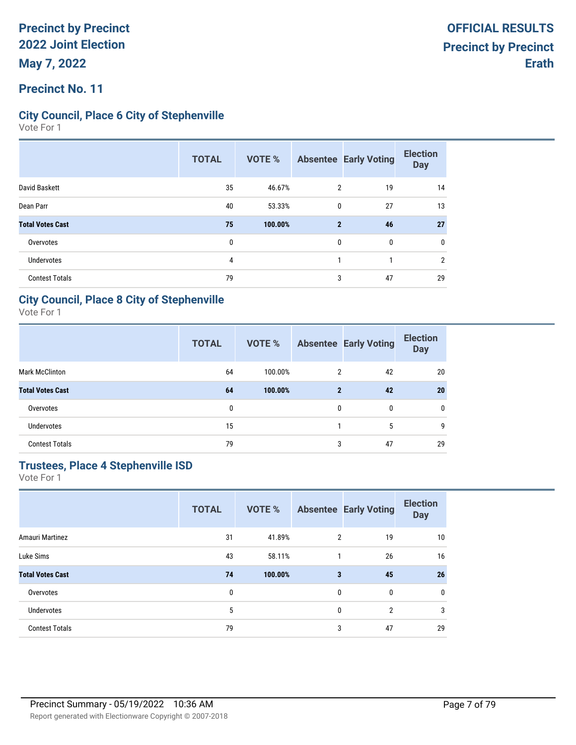# Precinct by Precinct 2022 Joint Election

**May 7, 2022**

**OFFICIAL RESULTS**
**Precinct by Precinct**
**Erath**

## Precinct No. 11

### City Council, Place 6 City of Stephenville

Vote For 1

| | TOTAL | VOTE % | Absentee | Early Voting | Election Day |
|---|---|---|---|---|---|
| David Baskett | 35 | 46.67% | 2 | 19 | 14 |
| Dean Parr | 40 | 53.33% | 0 | 27 | 13 |
| **Total Votes Cast** | **75** | **100.00%** | **2** | **46** | **27** |
| Overvotes | 0 | | 0 | 0 | 0 |
| Undervotes | 4 | | 1 | 1 | 2 |
| Contest Totals | 79 | | 3 | 47 | 29 |

### City Council, Place 8 City of Stephenville

Vote For 1

| | TOTAL | VOTE % | Absentee | Early Voting | Election Day |
|---|---|---|---|---|---|
| Mark McClinton | 64 | 100.00% | 2 | 42 | 20 |
| **Total Votes Cast** | **64** | **100.00%** | **2** | **42** | **20** |
| Overvotes | 0 | | 0 | 0 | 0 |
| Undervotes | 15 | | 1 | 5 | 9 |
| Contest Totals | 79 | | 3 | 47 | 29 |

### Trustees, Place 4 Stephenville ISD

Vote For 1

| | TOTAL | VOTE % | Absentee | Early Voting | Election Day |
|---|---|---|---|---|---|
| Amauri Martinez | 31 | 41.89% | 2 | 19 | 10 |
| Luke Sims | 43 | 58.11% | 1 | 26 | 16 |
| **Total Votes Cast** | **74** | **100.00%** | **3** | **45** | **26** |
| Overvotes | 0 | | 0 | 0 | 0 |
| Undervotes | 5 | | 0 | 2 | 3 |
| Contest Totals | 79 | | 3 | 47 | 29 |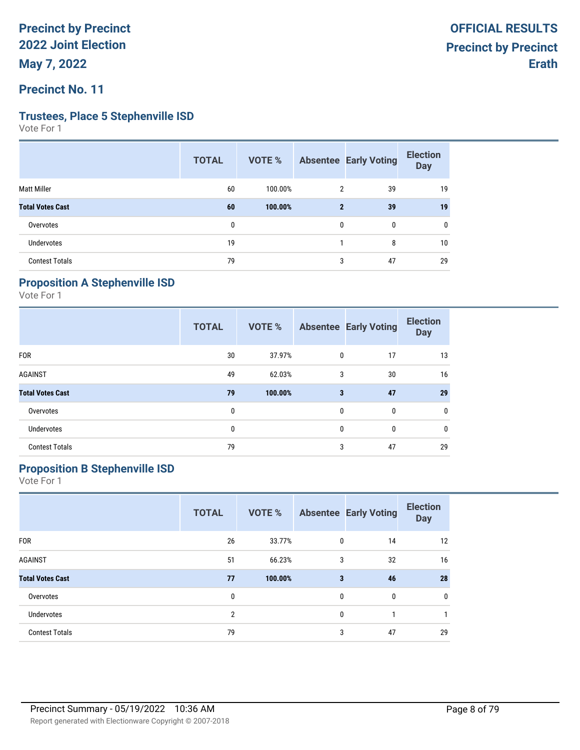# Precinct by Precinct 2022 Joint Election

**May 7, 2022**

**OFFICIAL RESULTS**
**Precinct by Precinct**
**Erath**

## Precinct No. 11

### Trustees, Place 5 Stephenville ISD

Vote For 1

| | TOTAL | VOTE % | Absentee | Early Voting | Election Day |
|---|---|---|---|---|---|
| Matt Miller | 60 | 100.00% | 2 | 39 | 19 |
| **Total Votes Cast** | **60** | **100.00%** | **2** | **39** | **19** |
| Overvotes | 0 | | 0 | 0 | 0 |
| Undervotes | 19 | | 1 | 8 | 10 |
| Contest Totals | 79 | | 3 | 47 | 29 |

### Proposition A Stephenville ISD

Vote For 1

| | TOTAL | VOTE % | Absentee | Early Voting | Election Day |
|---|---|---|---|---|---|
| FOR | 30 | 37.97% | 0 | 17 | 13 |
| AGAINST | 49 | 62.03% | 3 | 30 | 16 |
| **Total Votes Cast** | **79** | **100.00%** | **3** | **47** | **29** |
| Overvotes | 0 | | 0 | 0 | 0 |
| Undervotes | 0 | | 0 | 0 | 0 |
| Contest Totals | 79 | | 3 | 47 | 29 |

### Proposition B Stephenville ISD

Vote For 1

| | TOTAL | VOTE % | Absentee | Early Voting | Election Day |
|---|---|---|---|---|---|
| FOR | 26 | 33.77% | 0 | 14 | 12 |
| AGAINST | 51 | 66.23% | 3 | 32 | 16 |
| **Total Votes Cast** | **77** | **100.00%** | **3** | **46** | **28** |
| Overvotes | 0 | | 0 | 0 | 0 |
| Undervotes | 2 | | 0 | 1 | 1 |
| Contest Totals | 79 | | 3 | 47 | 29 |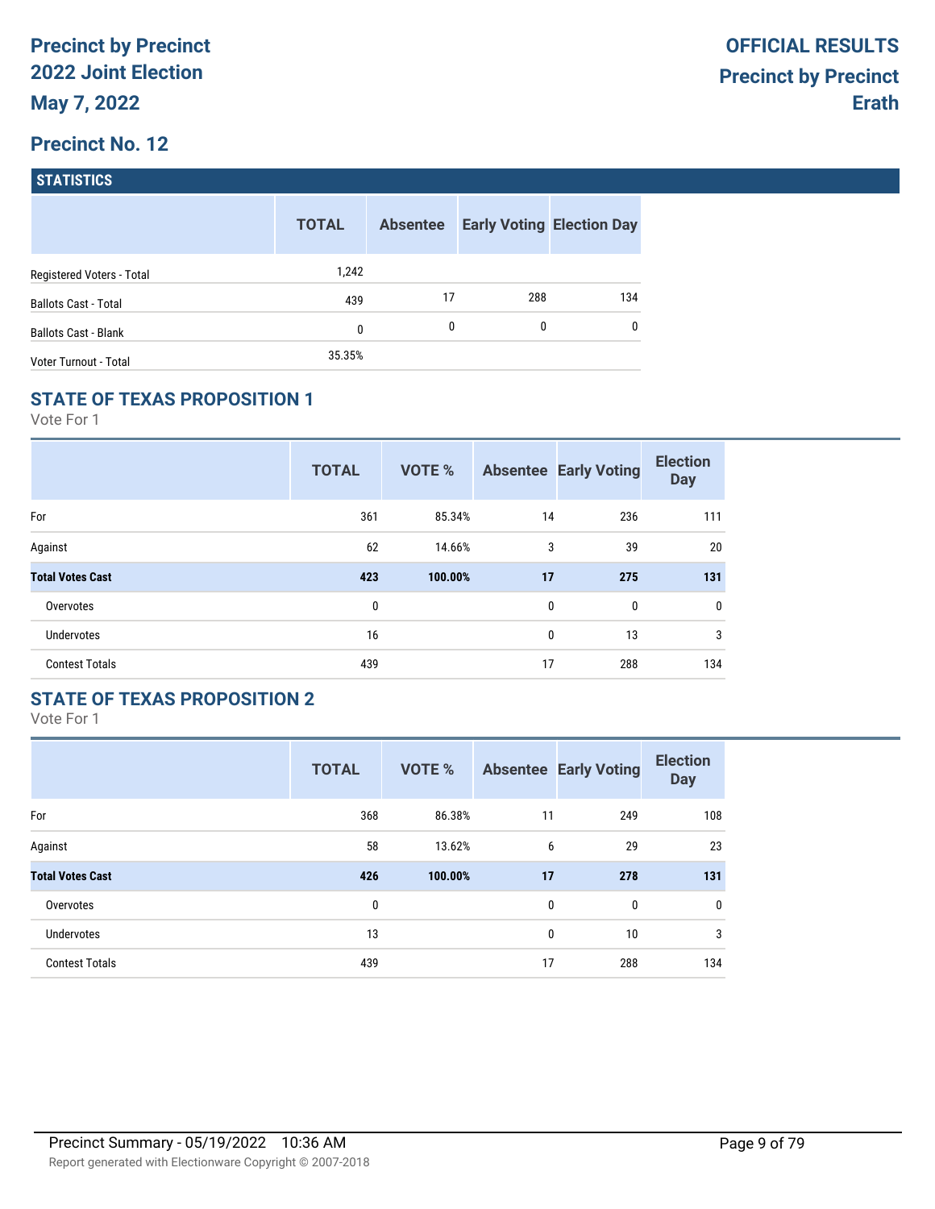# Precinct by Precinct
# 2022 Joint Election
# May 7, 2022

**OFFICIAL RESULTS**
**Precinct by Precinct**
**Erath**

## Precinct No. 12

### STATISTICS

| | TOTAL | Absentee | Early Voting | Election Day |
|---|---|---|---|---|
| Registered Voters - Total | 1,242 | | | |
| Ballots Cast - Total | 439 | 17 | 288 | 134 |
| Ballots Cast - Blank | 0 | 0 | 0 | 0 |
| Voter Turnout - Total | 35.35% | | | |

### STATE OF TEXAS PROPOSITION 1

Vote For 1

| | TOTAL | VOTE % | Absentee | Early Voting | Election Day |
|---|---|---|---|---|---|
| For | 361 | 85.34% | 14 | 236 | 111 |
| Against | 62 | 14.66% | 3 | 39 | 20 |
| **Total Votes Cast** | **423** | **100.00%** | **17** | **275** | **131** |
| Overvotes | 0 | | 0 | 0 | 0 |
| Undervotes | 16 | | 0 | 13 | 3 |
| Contest Totals | 439 | | 17 | 288 | 134 |

### STATE OF TEXAS PROPOSITION 2

Vote For 1

| | TOTAL | VOTE % | Absentee | Early Voting | Election Day |
|---|---|---|---|---|---|
| For | 368 | 86.38% | 11 | 249 | 108 |
| Against | 58 | 13.62% | 6 | 29 | 23 |
| **Total Votes Cast** | **426** | **100.00%** | **17** | **278** | **131** |
| Overvotes | 0 | | 0 | 0 | 0 |
| Undervotes | 13 | | 0 | 10 | 3 |
| Contest Totals | 439 | | 17 | 288 | 134 |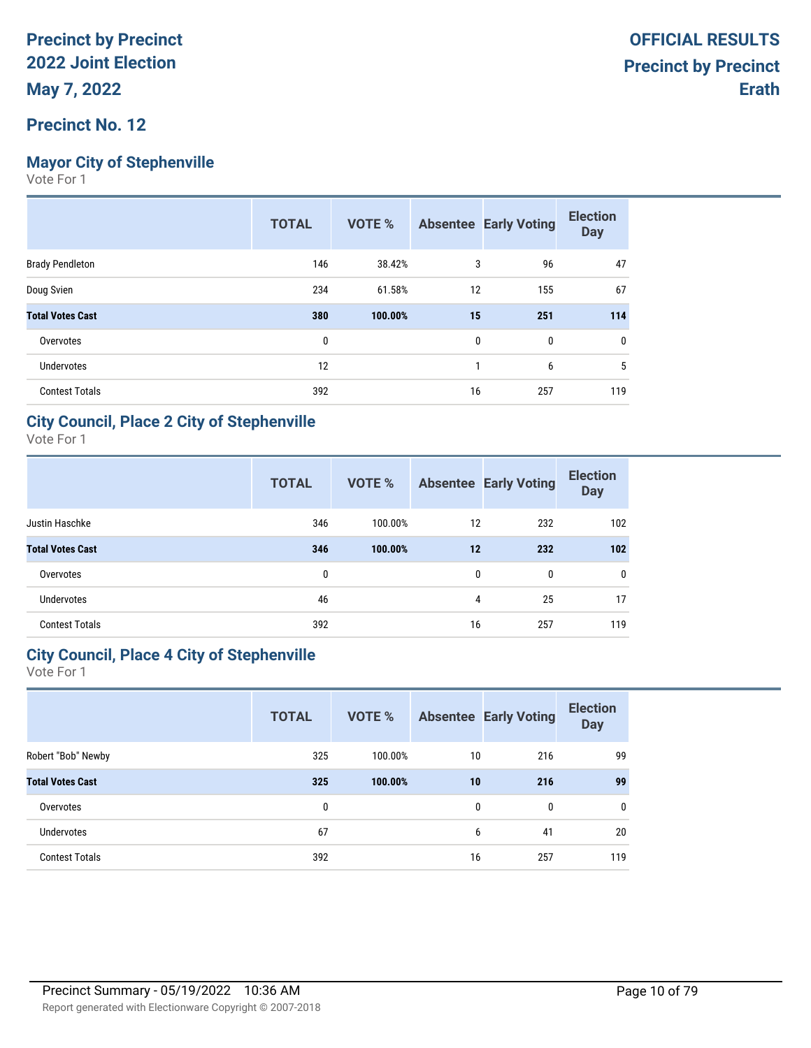# Precinct by Precinct 2022 Joint Election

**May 7, 2022**

**OFFICIAL RESULTS**
**Precinct by Precinct**
**Erath**

## Precinct No. 12

### Mayor City of Stephenville

Vote For 1

| | TOTAL | VOTE % | Absentee | Early Voting | Election Day |
|---|---|---|---|---|---|
| Brady Pendleton | 146 | 38.42% | 3 | 96 | 47 |
| Doug Svien | 234 | 61.58% | 12 | 155 | 67 |
| **Total Votes Cast** | **380** | **100.00%** | **15** | **251** | **114** |
| Overvotes | 0 | | 0 | 0 | 0 |
| Undervotes | 12 | | 1 | 6 | 5 |
| Contest Totals | 392 | | 16 | 257 | 119 |

### City Council, Place 2 City of Stephenville

Vote For 1

| | TOTAL | VOTE % | Absentee | Early Voting | Election Day |
|---|---|---|---|---|---|
| Justin Haschke | 346 | 100.00% | 12 | 232 | 102 |
| **Total Votes Cast** | **346** | **100.00%** | **12** | **232** | **102** |
| Overvotes | 0 | | 0 | 0 | 0 |
| Undervotes | 46 | | 4 | 25 | 17 |
| Contest Totals | 392 | | 16 | 257 | 119 |

### City Council, Place 4 City of Stephenville

Vote For 1

| | TOTAL | VOTE % | Absentee | Early Voting | Election Day |
|---|---|---|---|---|---|
| Robert "Bob" Newby | 325 | 100.00% | 10 | 216 | 99 |
| **Total Votes Cast** | **325** | **100.00%** | **10** | **216** | **99** |
| Overvotes | 0 | | 0 | 0 | 0 |
| Undervotes | 67 | | 6 | 41 | 20 |
| Contest Totals | 392 | | 16 | 257 | 119 |

Precinct Summary - 05/19/2022 10:36 AM

Report generated with Electionware Copyright © 2007-2018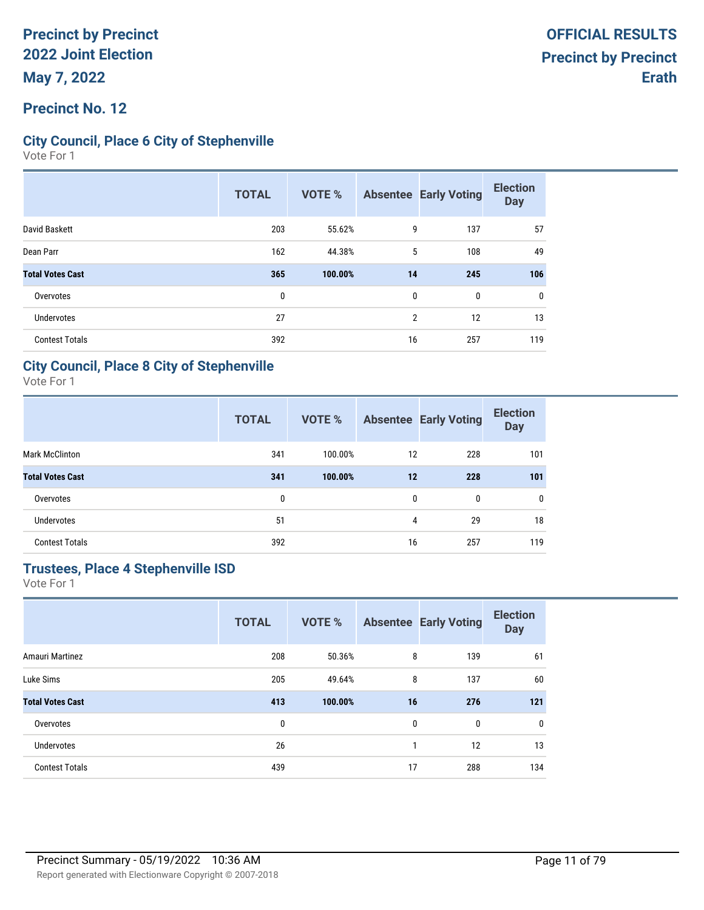# Precinct by Precinct
# 2022 Joint Election
# May 7, 2022

**OFFICIAL RESULTS**
**Precinct by Precinct**
**Erath**

## Precinct No. 12

### City Council, Place 6 City of Stephenville

Vote For 1

| | TOTAL | VOTE % | Absentee | Early Voting | Election Day |
|---|---|---|---|---|---|
| David Baskett | 203 | 55.62% | 9 | 137 | 57 |
| Dean Parr | 162 | 44.38% | 5 | 108 | 49 |
| **Total Votes Cast** | **365** | **100.00%** | **14** | **245** | **106** |
| Overvotes | 0 | | 0 | 0 | 0 |
| Undervotes | 27 | | 2 | 12 | 13 |
| Contest Totals | 392 | | 16 | 257 | 119 |

### City Council, Place 8 City of Stephenville

Vote For 1

| | TOTAL | VOTE % | Absentee | Early Voting | Election Day |
|---|---|---|---|---|---|
| Mark McClinton | 341 | 100.00% | 12 | 228 | 101 |
| **Total Votes Cast** | **341** | **100.00%** | **12** | **228** | **101** |
| Overvotes | 0 | | 0 | 0 | 0 |
| Undervotes | 51 | | 4 | 29 | 18 |
| Contest Totals | 392 | | 16 | 257 | 119 |

### Trustees, Place 4 Stephenville ISD

Vote For 1

| | TOTAL | VOTE % | Absentee | Early Voting | Election Day |
|---|---|---|---|---|---|
| Amauri Martinez | 208 | 50.36% | 8 | 139 | 61 |
| Luke Sims | 205 | 49.64% | 8 | 137 | 60 |
| **Total Votes Cast** | **413** | **100.00%** | **16** | **276** | **121** |
| Overvotes | 0 | | 0 | 0 | 0 |
| Undervotes | 26 | | 1 | 12 | 13 |
| Contest Totals | 439 | | 17 | 288 | 134 |

Precinct Summary - 05/19/2022 10:36 AM

Report generated with Electionware Copyright © 2007-2018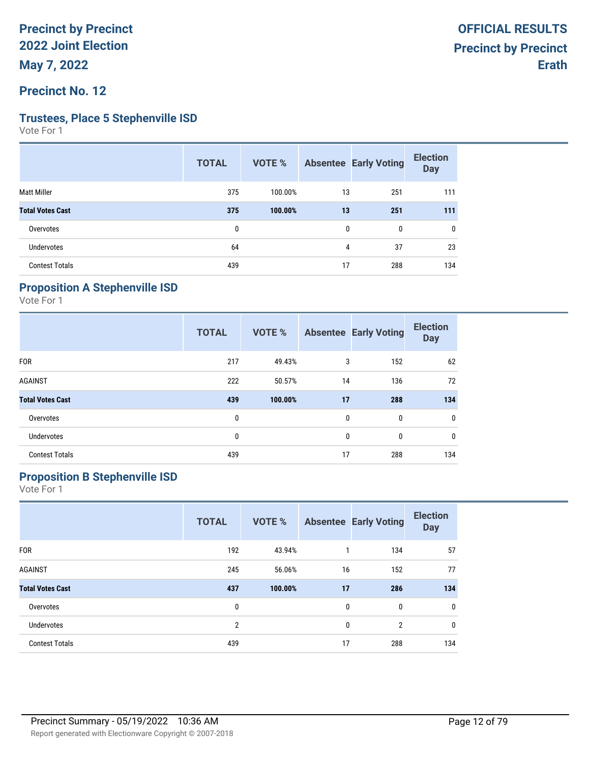# Precinct by Precinct
# 2022 Joint Election
# May 7, 2022

**OFFICIAL RESULTS**
**Precinct by Precinct**
**Erath**

## Precinct No. 12

### Trustees, Place 5 Stephenville ISD

Vote For 1

| | TOTAL | VOTE % | Absentee | Early Voting | Election Day |
|---|---|---|---|---|---|
| Matt Miller | 375 | 100.00% | 13 | 251 | 111 |
| **Total Votes Cast** | **375** | **100.00%** | **13** | **251** | **111** |
| Overvotes | 0 | | 0 | 0 | 0 |
| Undervotes | 64 | | 4 | 37 | 23 |
| Contest Totals | 439 | | 17 | 288 | 134 |

### Proposition A Stephenville ISD

Vote For 1

| | TOTAL | VOTE % | Absentee | Early Voting | Election Day |
|---|---|---|---|---|---|
| FOR | 217 | 49.43% | 3 | 152 | 62 |
| AGAINST | 222 | 50.57% | 14 | 136 | 72 |
| **Total Votes Cast** | **439** | **100.00%** | **17** | **288** | **134** |
| Overvotes | 0 | | 0 | 0 | 0 |
| Undervotes | 0 | | 0 | 0 | 0 |
| Contest Totals | 439 | | 17 | 288 | 134 |

### Proposition B Stephenville ISD

Vote For 1

| | TOTAL | VOTE % | Absentee | Early Voting | Election Day |
|---|---|---|---|---|---|
| FOR | 192 | 43.94% | 1 | 134 | 57 |
| AGAINST | 245 | 56.06% | 16 | 152 | 77 |
| **Total Votes Cast** | **437** | **100.00%** | **17** | **286** | **134** |
| Overvotes | 0 | | 0 | 0 | 0 |
| Undervotes | 2 | | 0 | 2 | 0 |
| Contest Totals | 439 | | 17 | 288 | 134 |

Precinct Summary - 05/19/2022 10:36 AM

Report generated with Electionware Copyright © 2007-2018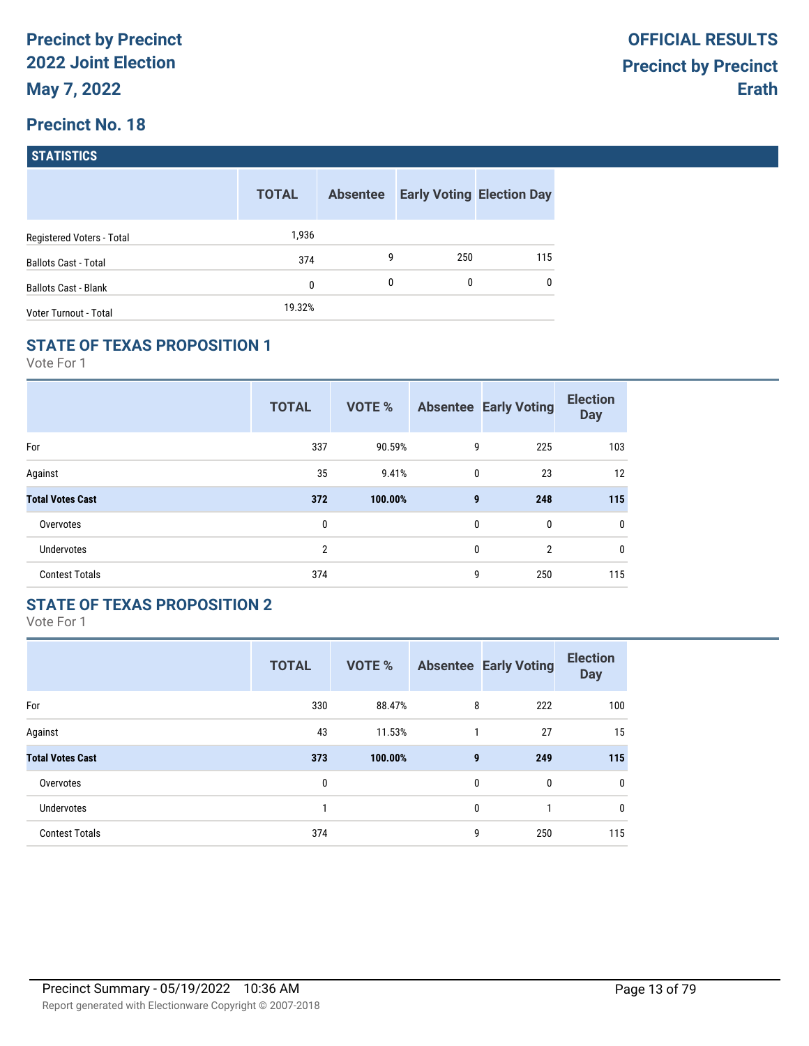# Precinct by Precinct
# 2022 Joint Election
# May 7, 2022

# OFFICIAL RESULTS
# Precinct by Precinct
# Erath

## Precinct No. 18

### STATISTICS

| | TOTAL | Absentee | Early Voting | Election Day |
|---|---|---|---|---|
| Registered Voters - Total | 1,936 | | | |
| Ballots Cast - Total | 374 | 9 | 250 | 115 |
| Ballots Cast - Blank | 0 | 0 | 0 | 0 |
| Voter Turnout - Total | 19.32% | | | |

### STATE OF TEXAS PROPOSITION 1

Vote For 1

| | TOTAL | VOTE % | Absentee | Early Voting | Election Day |
|---|---|---|---|---|---|
| For | 337 | 90.59% | 9 | 225 | 103 |
| Against | 35 | 9.41% | 0 | 23 | 12 |
| **Total Votes Cast** | **372** | **100.00%** | **9** | **248** | **115** |
| Overvotes | 0 | | 0 | 0 | 0 |
| Undervotes | 2 | | 0 | 2 | 0 |
| Contest Totals | 374 | | 9 | 250 | 115 |

### STATE OF TEXAS PROPOSITION 2

Vote For 1

| | TOTAL | VOTE % | Absentee | Early Voting | Election Day |
|---|---|---|---|---|---|
| For | 330 | 88.47% | 8 | 222 | 100 |
| Against | 43 | 11.53% | 1 | 27 | 15 |
| **Total Votes Cast** | **373** | **100.00%** | **9** | **249** | **115** |
| Overvotes | 0 | | 0 | 0 | 0 |
| Undervotes | 1 | | 0 | 1 | 0 |
| Contest Totals | 374 | | 9 | 250 | 115 |

Precinct Summary - 05/19/2022 10:36 AM

Report generated with Electionware Copyright © 2007-2018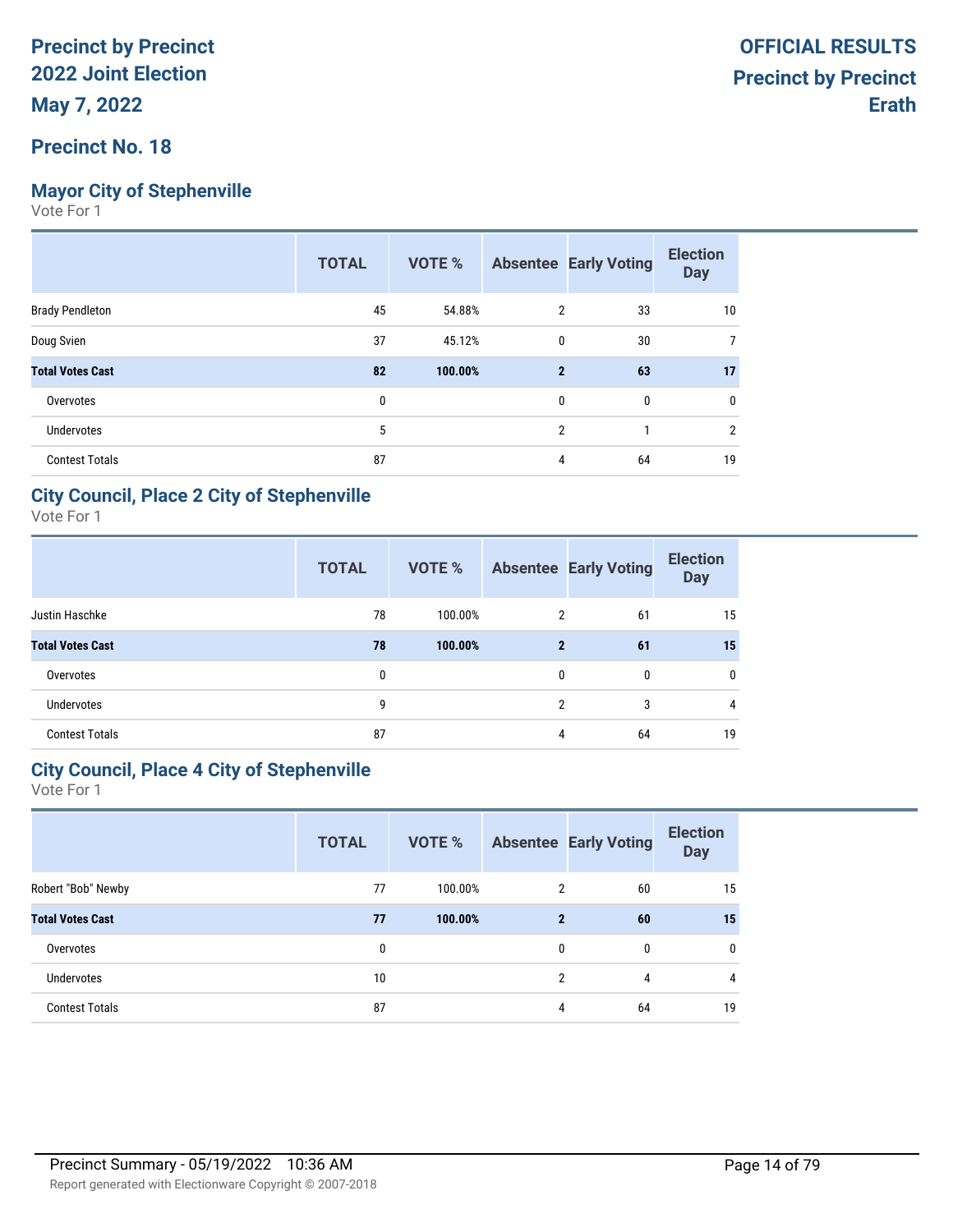# Precinct by Precinct 2022 Joint Election

**May 7, 2022**

**OFFICIAL RESULTS**
**Precinct by Precinct**
**Erath**

## Precinct No. 18

### Mayor City of Stephenville

Vote For 1

| | TOTAL | VOTE % | Absentee | Early Voting | Election Day |
|---|---|---|---|---|---|
| Brady Pendleton | 45 | 54.88% | 2 | 33 | 10 |
| Doug Svien | 37 | 45.12% | 0 | 30 | 7 |
| **Total Votes Cast** | **82** | **100.00%** | **2** | **63** | **17** |
| Overvotes | 0 | | 0 | 0 | 0 |
| Undervotes | 5 | | 2 | 1 | 2 |
| Contest Totals | 87 | | 4 | 64 | 19 |

### City Council, Place 2 City of Stephenville

Vote For 1

| | TOTAL | VOTE % | Absentee | Early Voting | Election Day |
|---|---|---|---|---|---|
| Justin Haschke | 78 | 100.00% | 2 | 61 | 15 |
| **Total Votes Cast** | **78** | **100.00%** | **2** | **61** | **15** |
| Overvotes | 0 | | 0 | 0 | 0 |
| Undervotes | 9 | | 2 | 3 | 4 |
| Contest Totals | 87 | | 4 | 64 | 19 |

### City Council, Place 4 City of Stephenville

Vote For 1

| | TOTAL | VOTE % | Absentee | Early Voting | Election Day |
|---|---|---|---|---|---|
| Robert "Bob" Newby | 77 | 100.00% | 2 | 60 | 15 |
| **Total Votes Cast** | **77** | **100.00%** | **2** | **60** | **15** |
| Overvotes | 0 | | 0 | 0 | 0 |
| Undervotes | 10 | | 2 | 4 | 4 |
| Contest Totals | 87 | | 4 | 64 | 19 |

Precinct Summary - 05/19/2022 10:36 AM

Report generated with Electionware Copyright © 2007-2018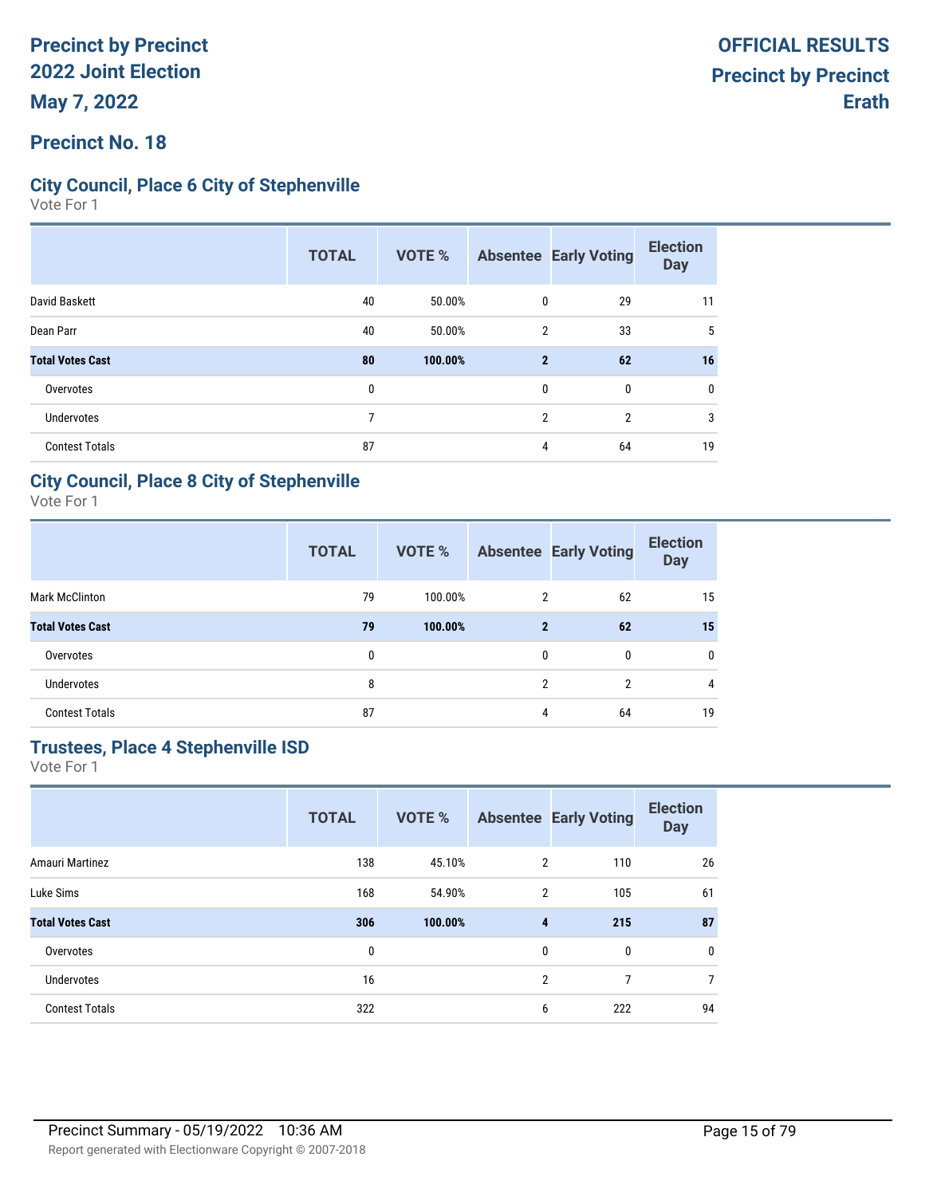# Precinct by Precinct
# 2022 Joint Election
# May 7, 2022

**OFFICIAL RESULTS**
**Precinct by Precinct**
**Erath**

## Precinct No. 18

### City Council, Place 6 City of Stephenville

Vote For 1

| | TOTAL | VOTE % | Absentee | Early Voting | Election Day |
|---|---|---|---|---|---|
| David Baskett | 40 | 50.00% | 0 | 29 | 11 |
| Dean Parr | 40 | 50.00% | 2 | 33 | 5 |
| **Total Votes Cast** | **80** | **100.00%** | **2** | **62** | **16** |
| Overvotes | 0 | | 0 | 0 | 0 |
| Undervotes | 7 | | 2 | 2 | 3 |
| Contest Totals | 87 | | 4 | 64 | 19 |

### City Council, Place 8 City of Stephenville

Vote For 1

| | TOTAL | VOTE % | Absentee | Early Voting | Election Day |
|---|---|---|---|---|---|
| Mark McClinton | 79 | 100.00% | 2 | 62 | 15 |
| **Total Votes Cast** | **79** | **100.00%** | **2** | **62** | **15** |
| Overvotes | 0 | | 0 | 0 | 0 |
| Undervotes | 8 | | 2 | 2 | 4 |
| Contest Totals | 87 | | 4 | 64 | 19 |

### Trustees, Place 4 Stephenville ISD

Vote For 1

| | TOTAL | VOTE % | Absentee | Early Voting | Election Day |
|---|---|---|---|---|---|
| Amauri Martinez | 138 | 45.10% | 2 | 110 | 26 |
| Luke Sims | 168 | 54.90% | 2 | 105 | 61 |
| **Total Votes Cast** | **306** | **100.00%** | **4** | **215** | **87** |
| Overvotes | 0 | | 0 | 0 | 0 |
| Undervotes | 16 | | 2 | 7 | 7 |
| Contest Totals | 322 | | 6 | 222 | 94 |

Precinct Summary - 05/19/2022 10:36 AM

Report generated with Electionware Copyright © 2007-2018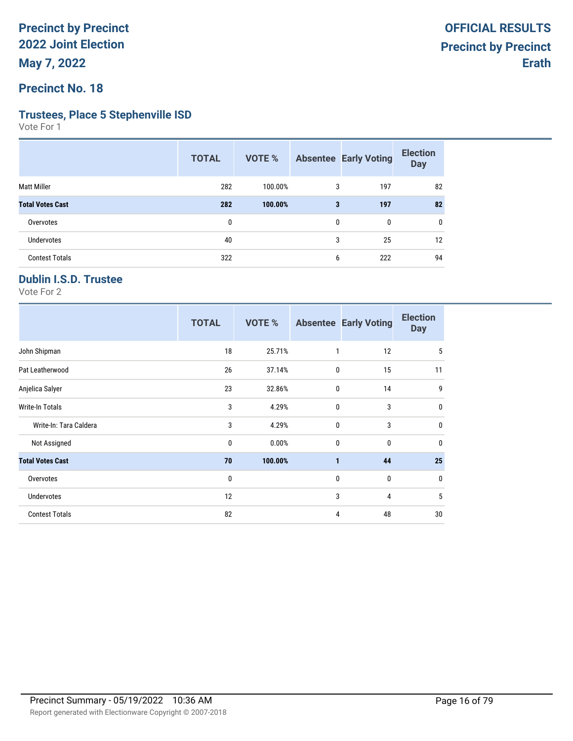**Precinct by Precinct**
**2022 Joint Election**
**May 7, 2022**

**OFFICIAL RESULTS**
**Precinct by Precinct**
**Erath**

## Precinct No. 18

### Trustees, Place 5 Stephenville ISD

Vote For 1

| | TOTAL | VOTE % | Absentee | Early Voting | Election Day |
|---|---|---|---|---|---|
| Matt Miller | 282 | 100.00% | 3 | 197 | 82 |
| **Total Votes Cast** | **282** | **100.00%** | **3** | **197** | **82** |
| Overvotes | 0 | | 0 | 0 | 0 |
| Undervotes | 40 | | 3 | 25 | 12 |
| Contest Totals | 322 | | 6 | 222 | 94 |

### Dublin I.S.D. Trustee

Vote For 2

| | TOTAL | VOTE % | Absentee | Early Voting | Election Day |
|---|---|---|---|---|---|
| John Shipman | 18 | 25.71% | 1 | 12 | 5 |
| Pat Leatherwood | 26 | 37.14% | 0 | 15 | 11 |
| Anjelica Salyer | 23 | 32.86% | 0 | 14 | 9 |
| Write-In Totals | 3 | 4.29% | 0 | 3 | 0 |
| Write-In: Tara Caldera | 3 | 4.29% | 0 | 3 | 0 |
| Not Assigned | 0 | 0.00% | 0 | 0 | 0 |
| **Total Votes Cast** | **70** | **100.00%** | **1** | **44** | **25** |
| Overvotes | 0 | | 0 | 0 | 0 |
| Undervotes | 12 | | 3 | 4 | 5 |
| Contest Totals | 82 | | 4 | 48 | 30 |

Precinct Summary - 05/19/2022 10:36 AM

Report generated with Electionware Copyright © 2007-2018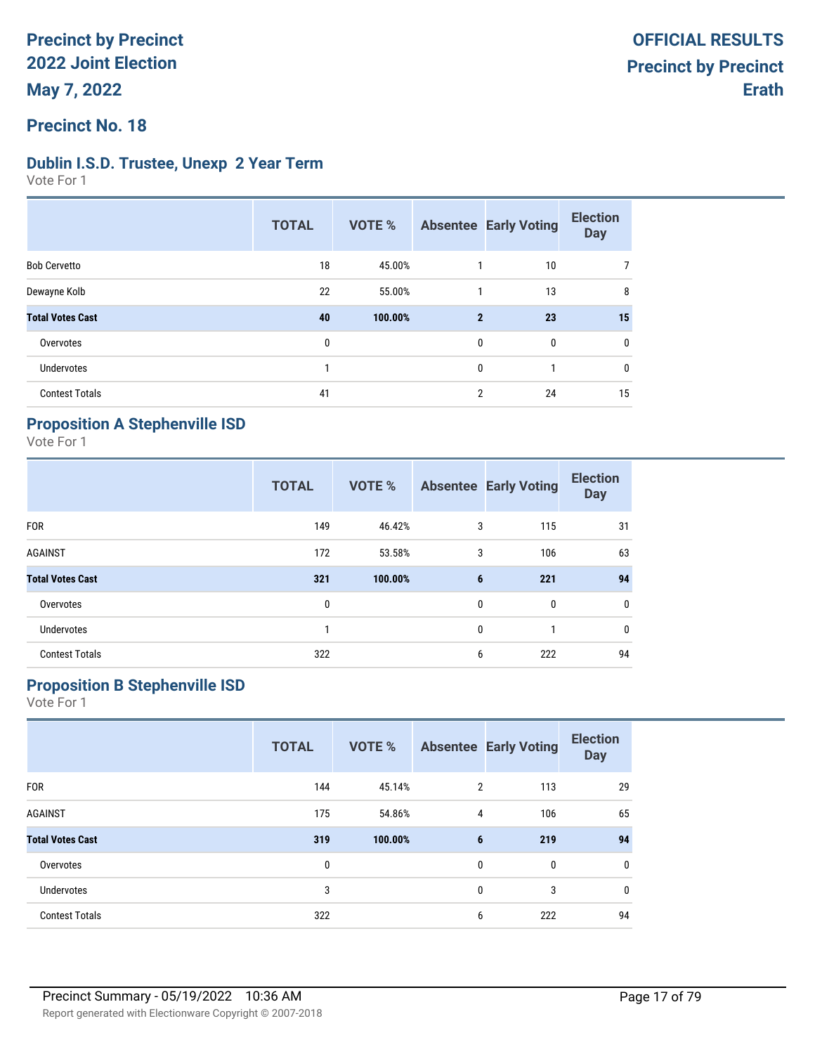# Precinct by Precinct 2022 Joint Election

**May 7, 2022**

**OFFICIAL RESULTS**
**Precinct by Precinct**
**Erath**

## Precinct No. 18

### Dublin I.S.D. Trustee, Unexp 2 Year Term

Vote For 1

| | TOTAL | VOTE % | Absentee | Early Voting | Election Day |
|---|---|---|---|---|---|
| Bob Cervetto | 18 | 45.00% | 1 | 10 | 7 |
| Dewayne Kolb | 22 | 55.00% | 1 | 13 | 8 |
| **Total Votes Cast** | **40** | **100.00%** | **2** | **23** | **15** |
| Overvotes | 0 | | 0 | 0 | 0 |
| Undervotes | 1 | | 0 | 1 | 0 |
| Contest Totals | 41 | | 2 | 24 | 15 |

### Proposition A Stephenville ISD

Vote For 1

| | TOTAL | VOTE % | Absentee | Early Voting | Election Day |
|---|---|---|---|---|---|
| FOR | 149 | 46.42% | 3 | 115 | 31 |
| AGAINST | 172 | 53.58% | 3 | 106 | 63 |
| **Total Votes Cast** | **321** | **100.00%** | **6** | **221** | **94** |
| Overvotes | 0 | | 0 | 0 | 0 |
| Undervotes | 1 | | 0 | 1 | 0 |
| Contest Totals | 322 | | 6 | 222 | 94 |

### Proposition B Stephenville ISD

Vote For 1

| | TOTAL | VOTE % | Absentee | Early Voting | Election Day |
|---|---|---|---|---|---|
| FOR | 144 | 45.14% | 2 | 113 | 29 |
| AGAINST | 175 | 54.86% | 4 | 106 | 65 |
| **Total Votes Cast** | **319** | **100.00%** | **6** | **219** | **94** |
| Overvotes | 0 | | 0 | 0 | 0 |
| Undervotes | 3 | | 0 | 3 | 0 |
| Contest Totals | 322 | | 6 | 222 | 94 |

Precinct Summary - 05/19/2022 10:36 AM

Report generated with Electionware Copyright © 2007-2018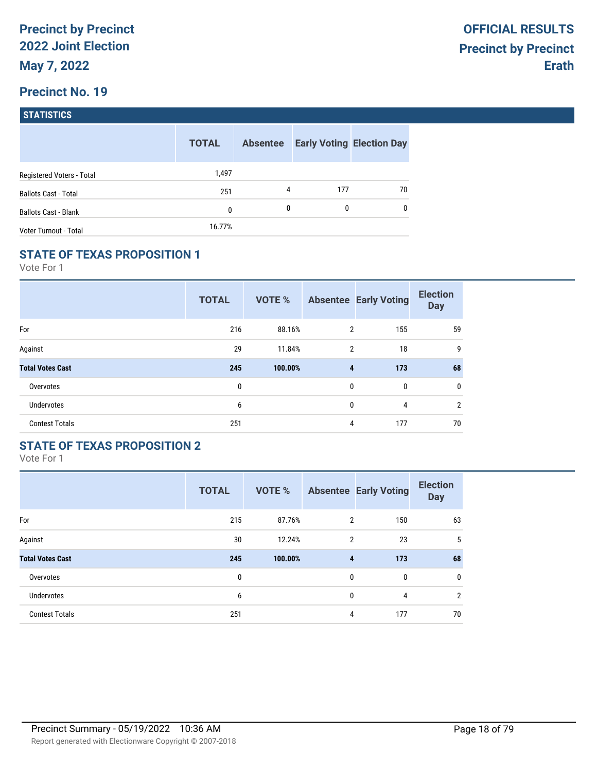# Precinct by Precinct
# 2022 Joint Election
# May 7, 2022

# OFFICIAL RESULTS
# Precinct by Precinct
# Erath

## Precinct No. 19

### STATISTICS

| | TOTAL | Absentee | Early Voting | Election Day |
|---|---|---|---|---|
| Registered Voters - Total | 1,497 | | | |
| Ballots Cast - Total | 251 | 4 | 177 | 70 |
| Ballots Cast - Blank | 0 | 0 | 0 | 0 |
| Voter Turnout - Total | 16.77% | | | |

### STATE OF TEXAS PROPOSITION 1

Vote For 1

| | TOTAL | VOTE % | Absentee | Early Voting | Election Day |
|---|---|---|---|---|---|
| For | 216 | 88.16% | 2 | 155 | 59 |
| Against | 29 | 11.84% | 2 | 18 | 9 |
| **Total Votes Cast** | **245** | **100.00%** | **4** | **173** | **68** |
| Overvotes | 0 | | 0 | 0 | 0 |
| Undervotes | 6 | | 0 | 4 | 2 |
| Contest Totals | 251 | | 4 | 177 | 70 |

### STATE OF TEXAS PROPOSITION 2

Vote For 1

| | TOTAL | VOTE % | Absentee | Early Voting | Election Day |
|---|---|---|---|---|---|
| For | 215 | 87.76% | 2 | 150 | 63 |
| Against | 30 | 12.24% | 2 | 23 | 5 |
| **Total Votes Cast** | **245** | **100.00%** | **4** | **173** | **68** |
| Overvotes | 0 | | 0 | 0 | 0 |
| Undervotes | 6 | | 0 | 4 | 2 |
| Contest Totals | 251 | | 4 | 177 | 70 |

Precinct Summary - 05/19/2022 10:36 AM

Report generated with Electionware Copyright © 2007-2018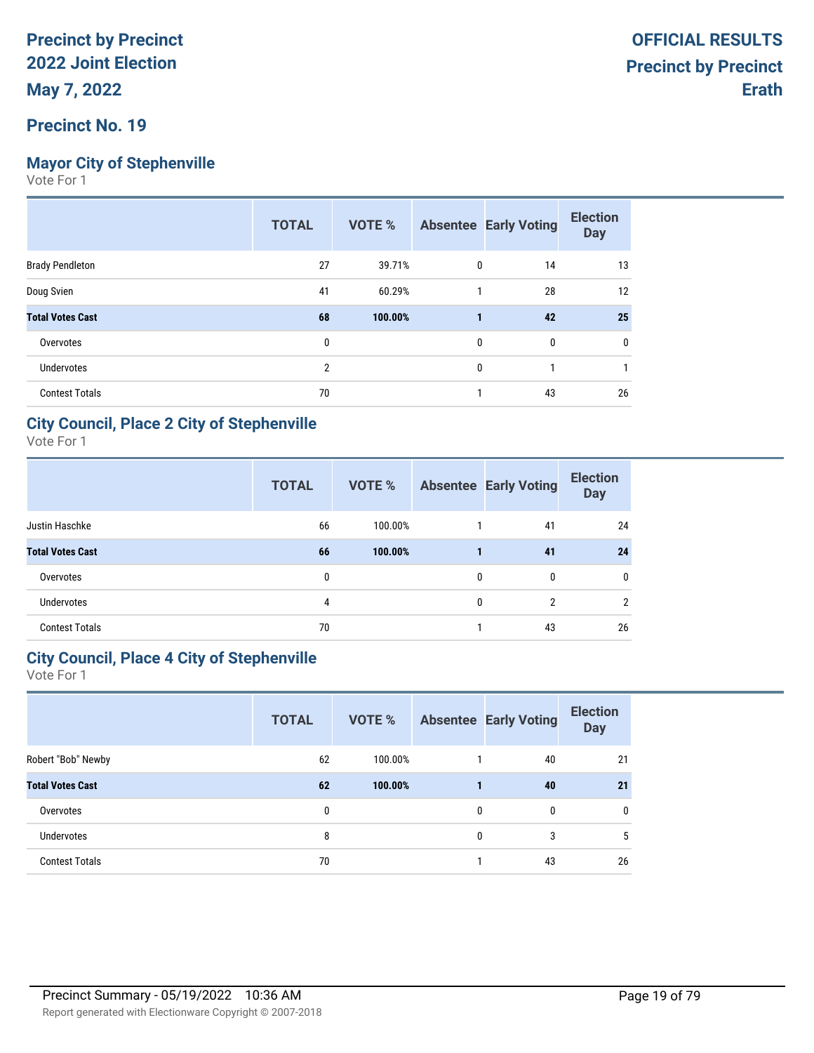# Precinct by Precinct 2022 Joint Election

**May 7, 2022**

**OFFICIAL RESULTS**
**Precinct by Precinct**
**Erath**

## Precinct No. 19

### Mayor City of Stephenville

Vote For 1

| | TOTAL | VOTE % | Absentee | Early Voting | Election Day |
|---|---|---|---|---|---|
| Brady Pendleton | 27 | 39.71% | 0 | 14 | 13 |
| Doug Svien | 41 | 60.29% | 1 | 28 | 12 |
| **Total Votes Cast** | **68** | **100.00%** | **1** | **42** | **25** |
| Overvotes | 0 | | 0 | 0 | 0 |
| Undervotes | 2 | | 0 | 1 | 1 |
| Contest Totals | 70 | | 1 | 43 | 26 |

### City Council, Place 2 City of Stephenville

Vote For 1

| | TOTAL | VOTE % | Absentee | Early Voting | Election Day |
|---|---|---|---|---|---|
| Justin Haschke | 66 | 100.00% | 1 | 41 | 24 |
| **Total Votes Cast** | **66** | **100.00%** | **1** | **41** | **24** |
| Overvotes | 0 | | 0 | 0 | 0 |
| Undervotes | 4 | | 0 | 2 | 2 |
| Contest Totals | 70 | | 1 | 43 | 26 |

### City Council, Place 4 City of Stephenville

Vote For 1

| | TOTAL | VOTE % | Absentee | Early Voting | Election Day |
|---|---|---|---|---|---|
| Robert "Bob" Newby | 62 | 100.00% | 1 | 40 | 21 |
| **Total Votes Cast** | **62** | **100.00%** | **1** | **40** | **21** |
| Overvotes | 0 | | 0 | 0 | 0 |
| Undervotes | 8 | | 0 | 3 | 5 |
| Contest Totals | 70 | | 1 | 43 | 26 |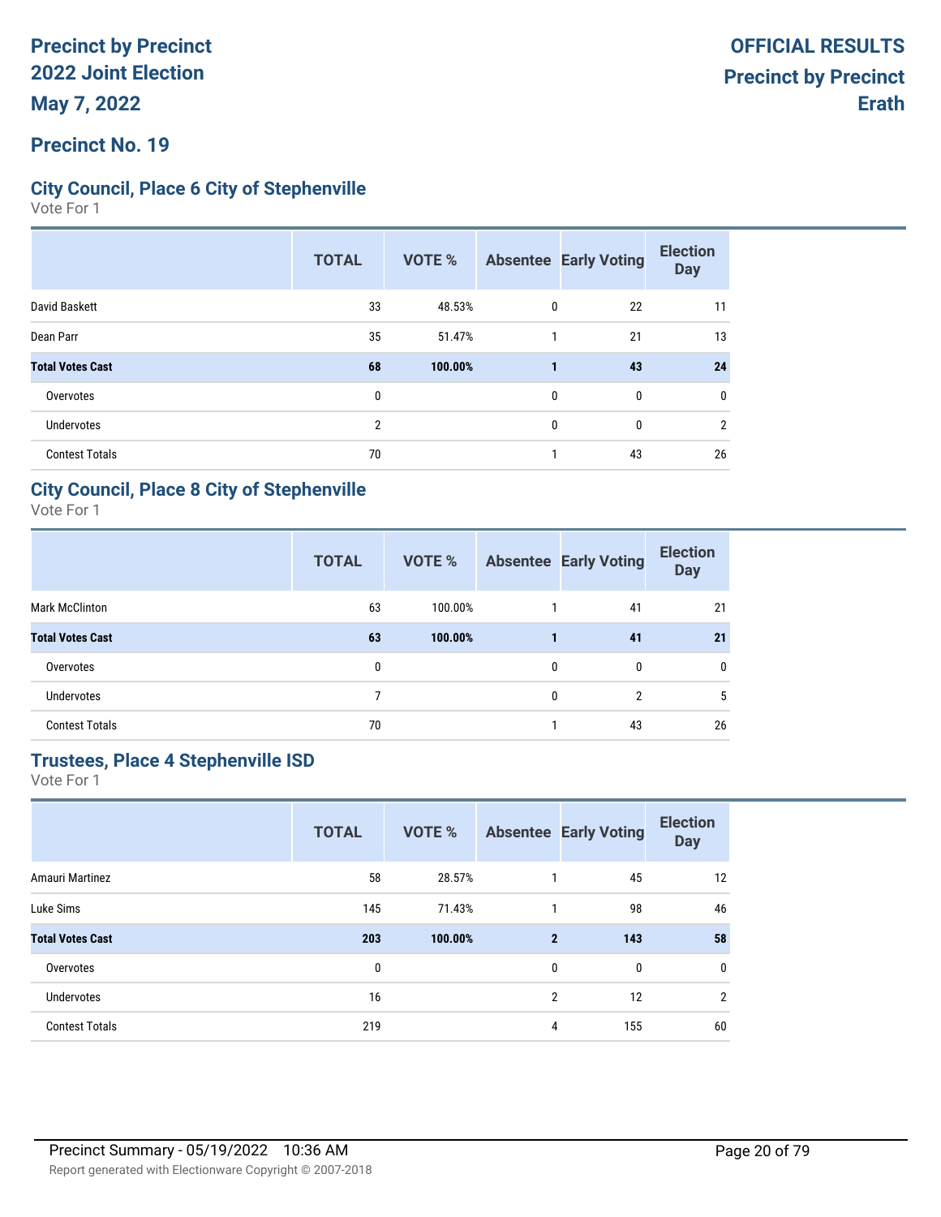# Precinct by Precinct 2022 Joint Election

**May 7, 2022**

**OFFICIAL RESULTS**
**Precinct by Precinct**
**Erath**

## Precinct No. 19

### City Council, Place 6 City of Stephenville

Vote For 1

| | TOTAL | VOTE % | Absentee | Early Voting | Election Day |
|---|---|---|---|---|---|
| David Baskett | 33 | 48.53% | 0 | 22 | 11 |
| Dean Parr | 35 | 51.47% | 1 | 21 | 13 |
| **Total Votes Cast** | **68** | **100.00%** | **1** | **43** | **24** |
| Overvotes | 0 | | 0 | 0 | 0 |
| Undervotes | 2 | | 0 | 0 | 2 |
| Contest Totals | 70 | | 1 | 43 | 26 |

### City Council, Place 8 City of Stephenville

Vote For 1

| | TOTAL | VOTE % | Absentee | Early Voting | Election Day |
|---|---|---|---|---|---|
| Mark McClinton | 63 | 100.00% | 1 | 41 | 21 |
| **Total Votes Cast** | **63** | **100.00%** | **1** | **41** | **21** |
| Overvotes | 0 | | 0 | 0 | 0 |
| Undervotes | 7 | | 0 | 2 | 5 |
| Contest Totals | 70 | | 1 | 43 | 26 |

### Trustees, Place 4 Stephenville ISD

Vote For 1

| | TOTAL | VOTE % | Absentee | Early Voting | Election Day |
|---|---|---|---|---|---|
| Amauri Martinez | 58 | 28.57% | 1 | 45 | 12 |
| Luke Sims | 145 | 71.43% | 1 | 98 | 46 |
| **Total Votes Cast** | **203** | **100.00%** | **2** | **143** | **58** |
| Overvotes | 0 | | 0 | 0 | 0 |
| Undervotes | 16 | | 2 | 12 | 2 |
| Contest Totals | 219 | | 4 | 155 | 60 |

Precinct Summary - 05/19/2022 10:36 AM

Report generated with Electionware Copyright © 2007-2018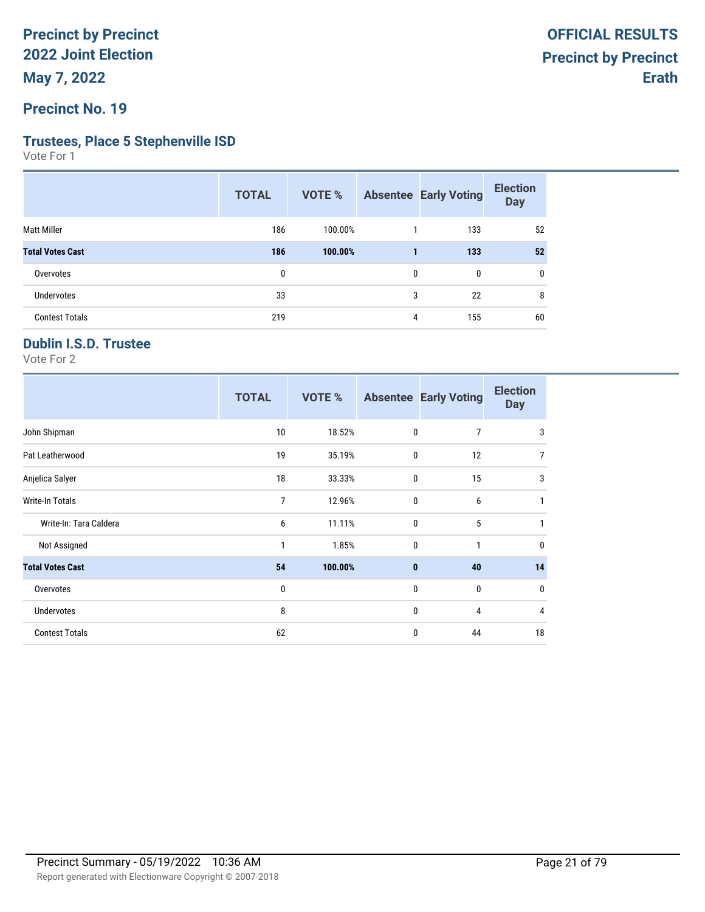# Precinct by Precinct
# 2022 Joint Election
# May 7, 2022

**OFFICIAL RESULTS**
**Precinct by Precinct**
**Erath**

## Precinct No. 19

### Trustees, Place 5 Stephenville ISD

Vote For 1

| | TOTAL | VOTE % | Absentee | Early Voting | Election Day |
|---|---|---|---|---|---|
| Matt Miller | 186 | 100.00% | 1 | 133 | 52 |
| **Total Votes Cast** | **186** | **100.00%** | **1** | **133** | **52** |
| Overvotes | 0 | | 0 | 0 | 0 |
| Undervotes | 33 | | 3 | 22 | 8 |
| Contest Totals | 219 | | 4 | 155 | 60 |

### Dublin I.S.D. Trustee

Vote For 2

| | TOTAL | VOTE % | Absentee | Early Voting | Election Day |
|---|---|---|---|---|---|
| John Shipman | 10 | 18.52% | 0 | 7 | 3 |
| Pat Leatherwood | 19 | 35.19% | 0 | 12 | 7 |
| Anjelica Salyer | 18 | 33.33% | 0 | 15 | 3 |
| Write-In Totals | 7 | 12.96% | 0 | 6 | 1 |
| Write-In: Tara Caldera | 6 | 11.11% | 0 | 5 | 1 |
| Not Assigned | 1 | 1.85% | 0 | 1 | 0 |
| **Total Votes Cast** | **54** | **100.00%** | **0** | **40** | **14** |
| Overvotes | 0 | | 0 | 0 | 0 |
| Undervotes | 8 | | 0 | 4 | 4 |
| Contest Totals | 62 | | 0 | 44 | 18 |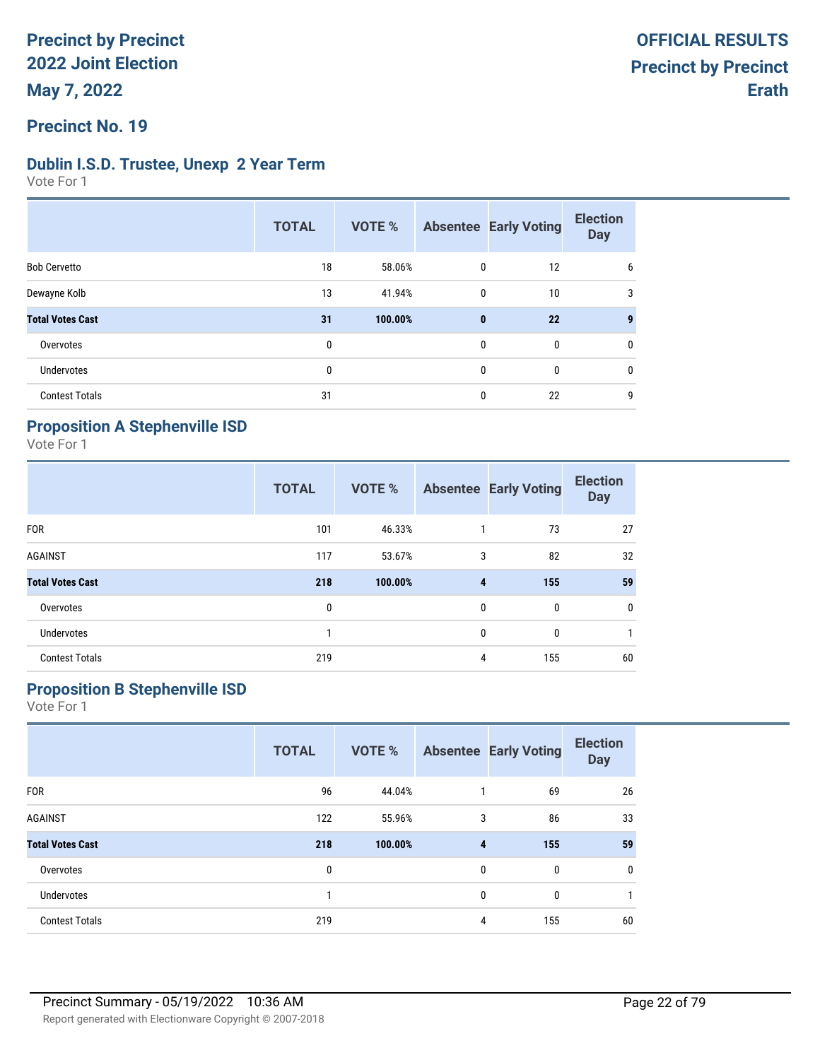**Precinct by Precinct**
**2022 Joint Election**
**May 7, 2022**

**OFFICIAL RESULTS**
**Precinct by Precinct**
**Erath**

## Precinct No. 19

### Dublin I.S.D. Trustee, Unexp 2 Year Term

Vote For 1

| | TOTAL | VOTE % | Absentee | Early Voting | Election Day |
|---|---|---|---|---|---|
| Bob Cervetto | 18 | 58.06% | 0 | 12 | 6 |
| Dewayne Kolb | 13 | 41.94% | 0 | 10 | 3 |
| **Total Votes Cast** | **31** | **100.00%** | **0** | **22** | **9** |
| Overvotes | 0 | | 0 | 0 | 0 |
| Undervotes | 0 | | 0 | 0 | 0 |
| Contest Totals | 31 | | 0 | 22 | 9 |

### Proposition A Stephenville ISD

Vote For 1

| | TOTAL | VOTE % | Absentee | Early Voting | Election Day |
|---|---|---|---|---|---|
| FOR | 101 | 46.33% | 1 | 73 | 27 |
| AGAINST | 117 | 53.67% | 3 | 82 | 32 |
| **Total Votes Cast** | **218** | **100.00%** | **4** | **155** | **59** |
| Overvotes | 0 | | 0 | 0 | 0 |
| Undervotes | 1 | | 0 | 0 | 1 |
| Contest Totals | 219 | | 4 | 155 | 60 |

### Proposition B Stephenville ISD

Vote For 1

| | TOTAL | VOTE % | Absentee | Early Voting | Election Day |
|---|---|---|---|---|---|
| FOR | 96 | 44.04% | 1 | 69 | 26 |
| AGAINST | 122 | 55.96% | 3 | 86 | 33 |
| **Total Votes Cast** | **218** | **100.00%** | **4** | **155** | **59** |
| Overvotes | 0 | | 0 | 0 | 0 |
| Undervotes | 1 | | 0 | 0 | 1 |
| Contest Totals | 219 | | 4 | 155 | 60 |

Precinct Summary - 05/19/2022 10:36 AM

Report generated with Electionware Copyright © 2007-2018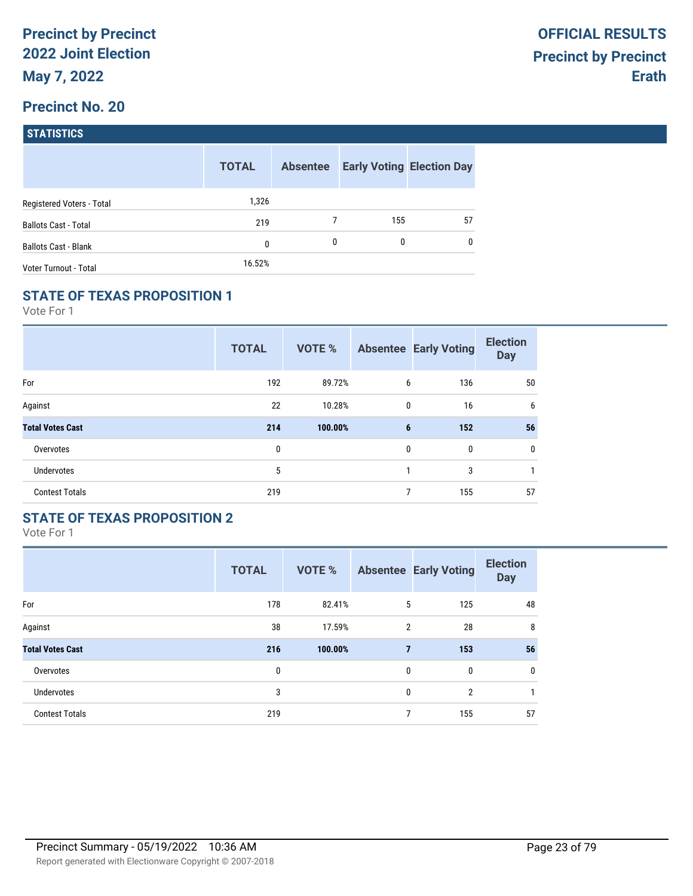**Precinct by Precinct**
**2022 Joint Election**
**May 7, 2022**

**OFFICIAL RESULTS**
**Precinct by Precinct**
**Erath**

## Precinct No. 20

### STATISTICS

| | TOTAL | Absentee | Early Voting | Election Day |
|---|---|---|---|---|
| Registered Voters - Total | 1,326 | | | |
| Ballots Cast - Total | 219 | 7 | 155 | 57 |
| Ballots Cast - Blank | 0 | 0 | 0 | 0 |
| Voter Turnout - Total | 16.52% | | | |

### STATE OF TEXAS PROPOSITION 1

Vote For 1

| | TOTAL | VOTE % | Absentee | Early Voting | Election Day |
|---|---|---|---|---|---|
| For | 192 | 89.72% | 6 | 136 | 50 |
| Against | 22 | 10.28% | 0 | 16 | 6 |
| **Total Votes Cast** | **214** | **100.00%** | **6** | **152** | **56** |
| Overvotes | 0 | | 0 | 0 | 0 |
| Undervotes | 5 | | 1 | 3 | 1 |
| Contest Totals | 219 | | 7 | 155 | 57 |

### STATE OF TEXAS PROPOSITION 2

Vote For 1

| | TOTAL | VOTE % | Absentee | Early Voting | Election Day |
|---|---|---|---|---|---|
| For | 178 | 82.41% | 5 | 125 | 48 |
| Against | 38 | 17.59% | 2 | 28 | 8 |
| **Total Votes Cast** | **216** | **100.00%** | **7** | **153** | **56** |
| Overvotes | 0 | | 0 | 0 | 0 |
| Undervotes | 3 | | 0 | 2 | 1 |
| Contest Totals | 219 | | 7 | 155 | 57 |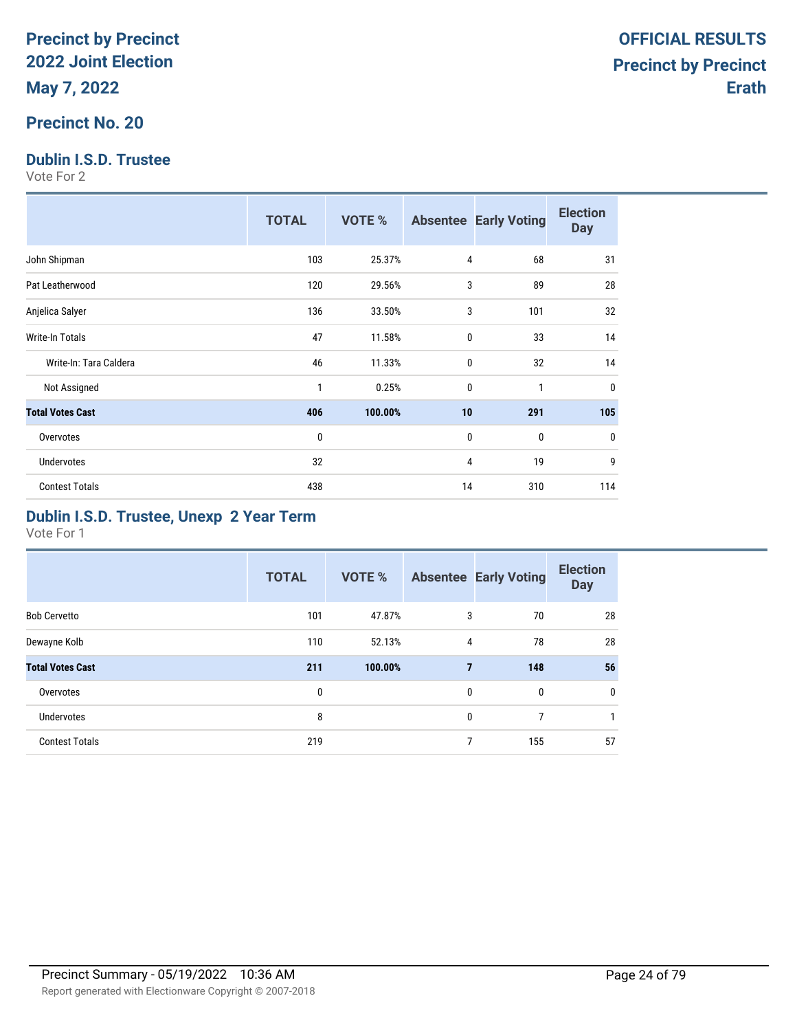# Precinct by Precinct 2022 Joint Election

**May 7, 2022**

**OFFICIAL RESULTS**

**Precinct by Precinct**

**Erath**

## Precinct No. 20

### Dublin I.S.D. Trustee

Vote For 2

| | TOTAL | VOTE % | Absentee | Early Voting | Election Day |
|---|---|---|---|---|---|
| John Shipman | 103 | 25.37% | 4 | 68 | 31 |
| Pat Leatherwood | 120 | 29.56% | 3 | 89 | 28 |
| Anjelica Salyer | 136 | 33.50% | 3 | 101 | 32 |
| Write-In Totals | 47 | 11.58% | 0 | 33 | 14 |
| Write-In: Tara Caldera | 46 | 11.33% | 0 | 32 | 14 |
| Not Assigned | 1 | 0.25% | 0 | 1 | 0 |
| **Total Votes Cast** | **406** | **100.00%** | **10** | **291** | **105** |
| Overvotes | 0 | | 0 | 0 | 0 |
| Undervotes | 32 | | 4 | 19 | 9 |
| Contest Totals | 438 | | 14 | 310 | 114 |

### Dublin I.S.D. Trustee, Unexp 2 Year Term

Vote For 1

| | TOTAL | VOTE % | Absentee | Early Voting | Election Day |
|---|---|---|---|---|---|
| Bob Cervetto | 101 | 47.87% | 3 | 70 | 28 |
| Dewayne Kolb | 110 | 52.13% | 4 | 78 | 28 |
| **Total Votes Cast** | **211** | **100.00%** | **7** | **148** | **56** |
| Overvotes | 0 | | 0 | 0 | 0 |
| Undervotes | 8 | | 0 | 7 | 1 |
| Contest Totals | 219 | | 7 | 155 | 57 |

Precinct Summary - 05/19/2022 10:36 AM

Report generated with Electionware Copyright © 2007-2018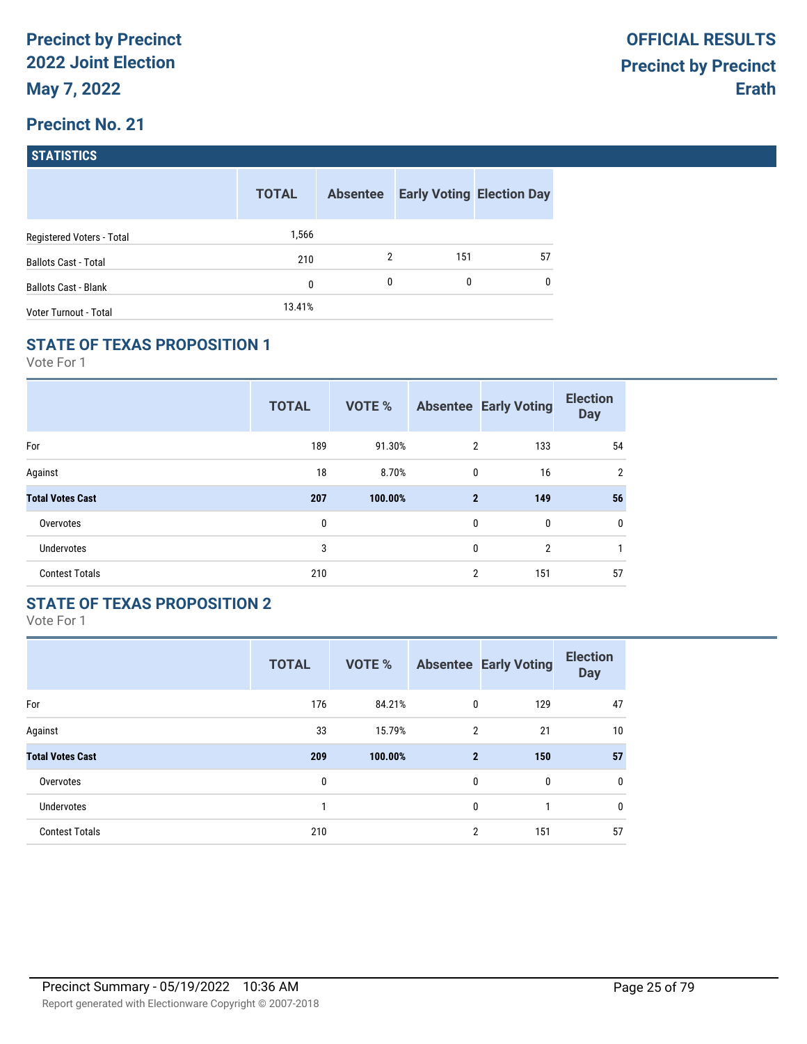# Precinct by Precinct
# 2022 Joint Election
# May 7, 2022

**OFFICIAL RESULTS**
**Precinct by Precinct**
**Erath**

## Precinct No. 21

### STATISTICS

| | TOTAL | Absentee | Early Voting | Election Day |
|---|---|---|---|---|
| Registered Voters - Total | 1,566 | | | |
| Ballots Cast - Total | 210 | 2 | 151 | 57 |
| Ballots Cast - Blank | 0 | 0 | 0 | 0 |
| Voter Turnout - Total | 13.41% | | | |

### STATE OF TEXAS PROPOSITION 1

Vote For 1

| | TOTAL | VOTE % | Absentee | Early Voting | Election Day |
|---|---|---|---|---|---|
| For | 189 | 91.30% | 2 | 133 | 54 |
| Against | 18 | 8.70% | 0 | 16 | 2 |
| **Total Votes Cast** | **207** | **100.00%** | **2** | **149** | **56** |
| Overvotes | 0 | | 0 | 0 | 0 |
| Undervotes | 3 | | 0 | 2 | 1 |
| Contest Totals | 210 | | 2 | 151 | 57 |

### STATE OF TEXAS PROPOSITION 2

Vote For 1

| | TOTAL | VOTE % | Absentee | Early Voting | Election Day |
|---|---|---|---|---|---|
| For | 176 | 84.21% | 0 | 129 | 47 |
| Against | 33 | 15.79% | 2 | 21 | 10 |
| **Total Votes Cast** | **209** | **100.00%** | **2** | **150** | **57** |
| Overvotes | 0 | | 0 | 0 | 0 |
| Undervotes | 1 | | 0 | 1 | 0 |
| Contest Totals | 210 | | 2 | 151 | 57 |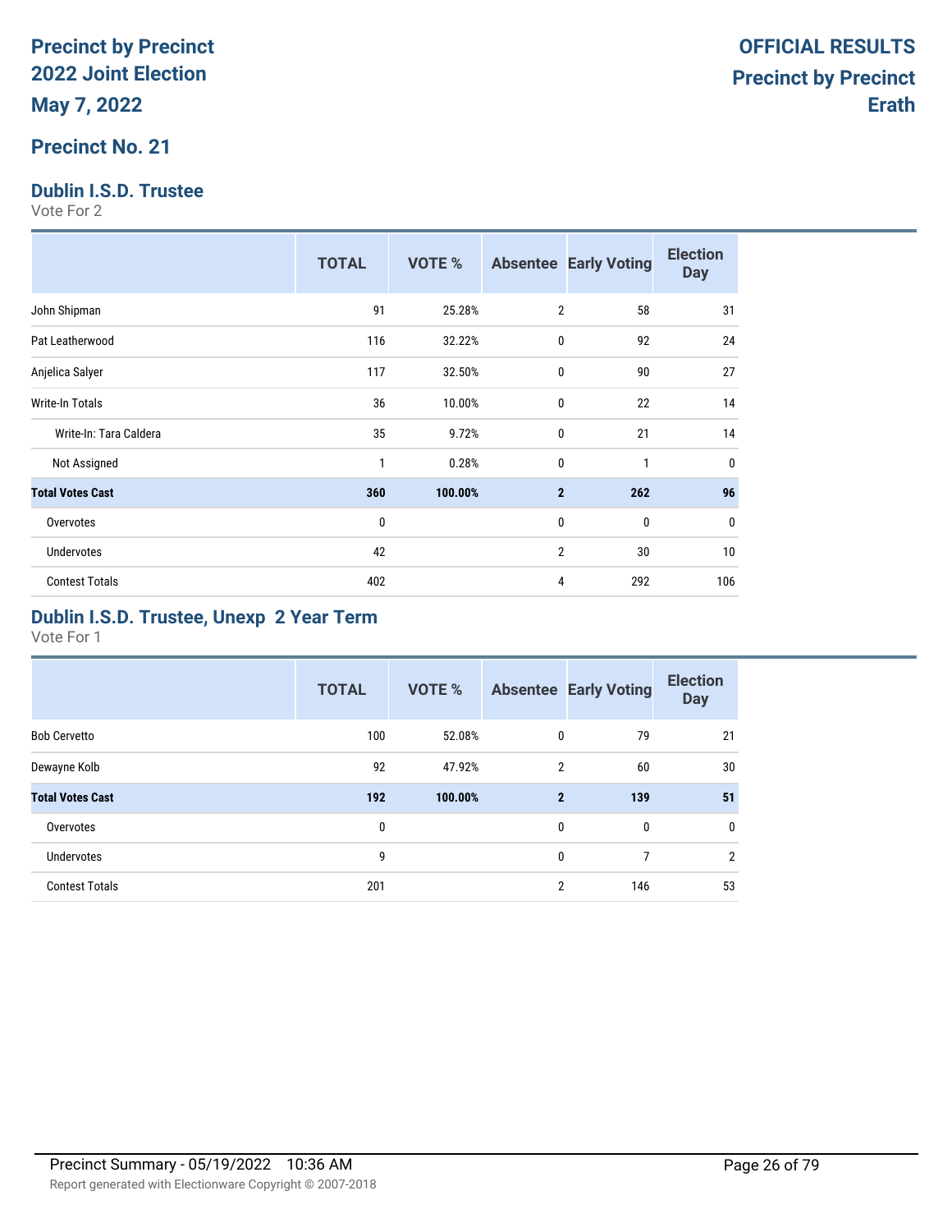# Precinct by Precinct 2022 Joint Election

**May 7, 2022**

**OFFICIAL RESULTS**
**Precinct by Precinct**
**Erath**

## Precinct No. 21

### Dublin I.S.D. Trustee

Vote For 2

| | TOTAL | VOTE % | Absentee | Early Voting | Election Day |
|---|---|---|---|---|---|
| John Shipman | 91 | 25.28% | 2 | 58 | 31 |
| Pat Leatherwood | 116 | 32.22% | 0 | 92 | 24 |
| Anjelica Salyer | 117 | 32.50% | 0 | 90 | 27 |
| Write-In Totals | 36 | 10.00% | 0 | 22 | 14 |
| Write-In: Tara Caldera | 35 | 9.72% | 0 | 21 | 14 |
| Not Assigned | 1 | 0.28% | 0 | 1 | 0 |
| **Total Votes Cast** | **360** | **100.00%** | **2** | **262** | **96** |
| Overvotes | 0 | | 0 | 0 | 0 |
| Undervotes | 42 | | 2 | 30 | 10 |
| Contest Totals | 402 | | 4 | 292 | 106 |

### Dublin I.S.D. Trustee, Unexp 2 Year Term

Vote For 1

| | TOTAL | VOTE % | Absentee | Early Voting | Election Day |
|---|---|---|---|---|---|
| Bob Cervetto | 100 | 52.08% | 0 | 79 | 21 |
| Dewayne Kolb | 92 | 47.92% | 2 | 60 | 30 |
| **Total Votes Cast** | **192** | **100.00%** | **2** | **139** | **51** |
| Overvotes | 0 | | 0 | 0 | 0 |
| Undervotes | 9 | | 0 | 7 | 2 |
| Contest Totals | 201 | | 2 | 146 | 53 |

Precinct Summary - 05/19/2022 10:36 AM

Report generated with Electionware Copyright © 2007-2018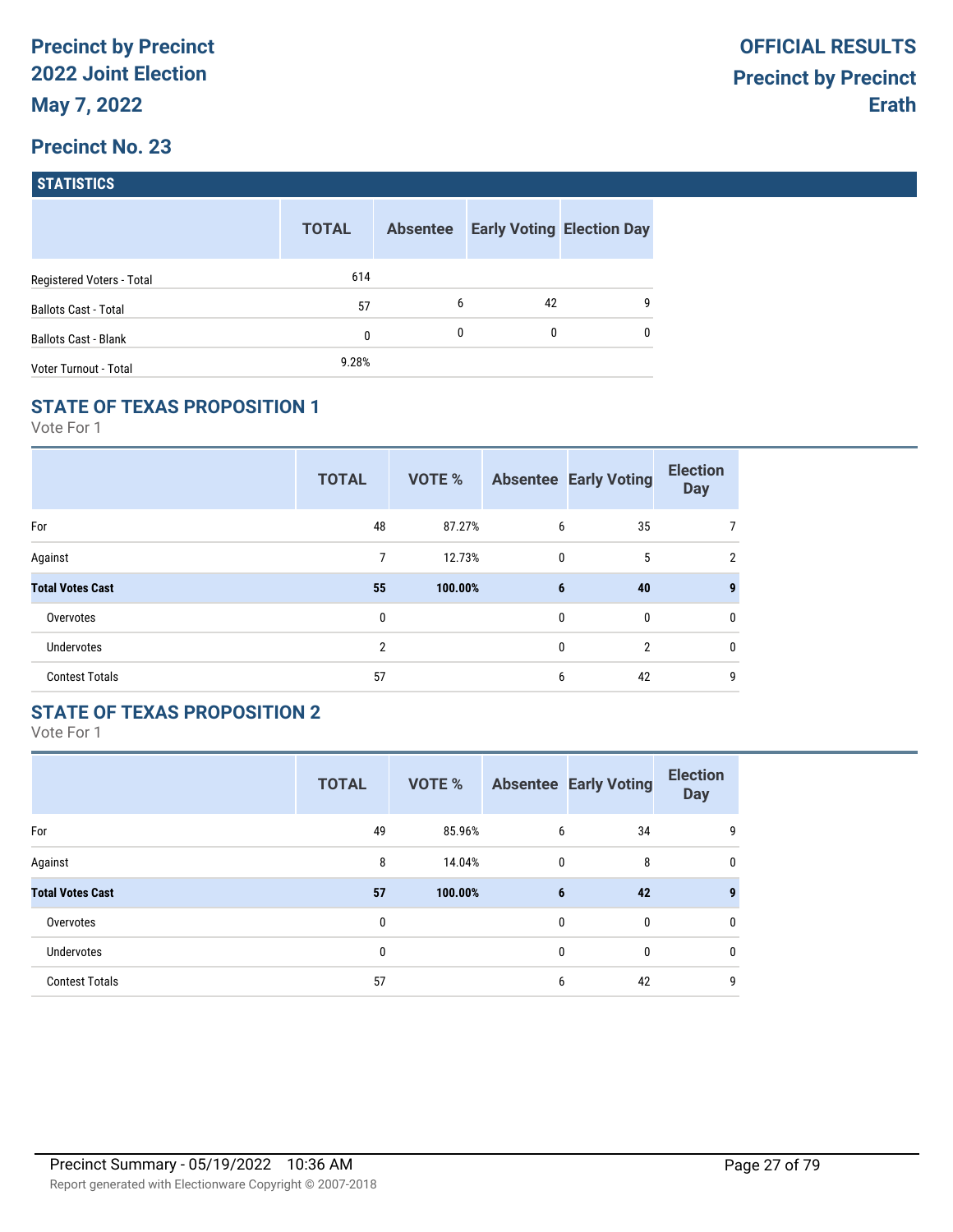**Precinct by Precinct**
**2022 Joint Election**
**May 7, 2022**

**OFFICIAL RESULTS**
**Precinct by Precinct**
**Erath**

## Precinct No. 23

### STATISTICS

| | TOTAL | Absentee | Early Voting | Election Day |
|---|---|---|---|---|
| Registered Voters - Total | 614 | | | |
| Ballots Cast - Total | 57 | 6 | 42 | 9 |
| Ballots Cast - Blank | 0 | 0 | 0 | 0 |
| Voter Turnout - Total | 9.28% | | | |

### STATE OF TEXAS PROPOSITION 1

Vote For 1

| | TOTAL | VOTE % | Absentee | Early Voting | Election Day |
|---|---|---|---|---|---|
| For | 48 | 87.27% | 6 | 35 | 7 |
| Against | 7 | 12.73% | 0 | 5 | 2 |
| **Total Votes Cast** | **55** | **100.00%** | **6** | **40** | **9** |
| Overvotes | 0 | | 0 | 0 | 0 |
| Undervotes | 2 | | 0 | 2 | 0 |
| Contest Totals | 57 | | 6 | 42 | 9 |

### STATE OF TEXAS PROPOSITION 2

Vote For 1

| | TOTAL | VOTE % | Absentee | Early Voting | Election Day |
|---|---|---|---|---|---|
| For | 49 | 85.96% | 6 | 34 | 9 |
| Against | 8 | 14.04% | 0 | 8 | 0 |
| **Total Votes Cast** | **57** | **100.00%** | **6** | **42** | **9** |
| Overvotes | 0 | | 0 | 0 | 0 |
| Undervotes | 0 | | 0 | 0 | 0 |
| Contest Totals | 57 | | 6 | 42 | 9 |

Precinct Summary - 05/19/2022 10:36 AM

Report generated with Electionware Copyright © 2007-2018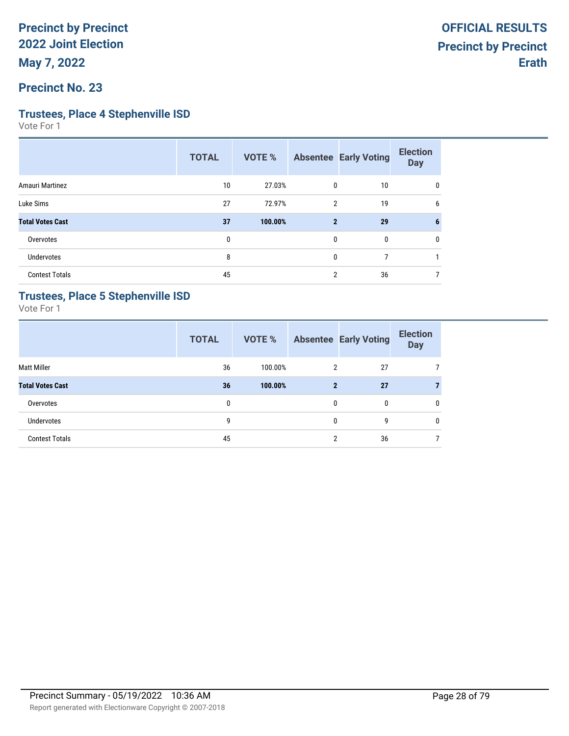# Precinct by Precinct 2022 Joint Election

**May 7, 2022**

**OFFICIAL RESULTS**
**Precinct by Precinct**
**Erath**

## Precinct No. 23

### Trustees, Place 4 Stephenville ISD

Vote For 1

| | TOTAL | VOTE % | Absentee | Early Voting | Election Day |
|---|---|---|---|---|---|
| Amauri Martinez | 10 | 27.03% | 0 | 10 | 0 |
| Luke Sims | 27 | 72.97% | 2 | 19 | 6 |
| **Total Votes Cast** | **37** | **100.00%** | **2** | **29** | **6** |
| Overvotes | 0 | | 0 | 0 | 0 |
| Undervotes | 8 | | 0 | 7 | 1 |
| Contest Totals | 45 | | 2 | 36 | 7 |

### Trustees, Place 5 Stephenville ISD

Vote For 1

| | TOTAL | VOTE % | Absentee | Early Voting | Election Day |
|---|---|---|---|---|---|
| Matt Miller | 36 | 100.00% | 2 | 27 | 7 |
| **Total Votes Cast** | **36** | **100.00%** | **2** | **27** | **7** |
| Overvotes | 0 | | 0 | 0 | 0 |
| Undervotes | 9 | | 0 | 9 | 0 |
| Contest Totals | 45 | | 2 | 36 | 7 |

Precinct Summary - 05/19/2022 10:36 AM

Report generated with Electionware Copyright © 2007-2018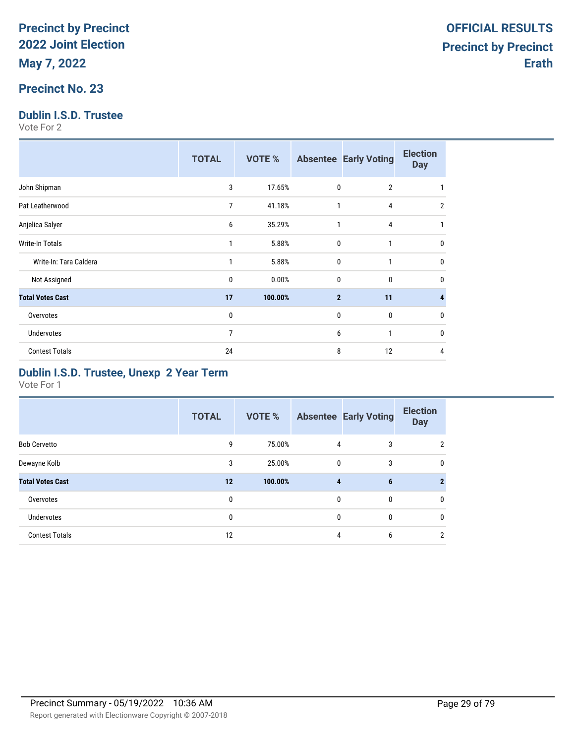# Precinct by Precinct
# 2022 Joint Election
# May 7, 2022

**OFFICIAL RESULTS**
**Precinct by Precinct**
**Erath**

## Precinct No. 23

### Dublin I.S.D. Trustee

Vote For 2

| | TOTAL | VOTE % | Absentee | Early Voting | Election Day |
|---|---|---|---|---|---|
| John Shipman | 3 | 17.65% | 0 | 2 | 1 |
| Pat Leatherwood | 7 | 41.18% | 1 | 4 | 2 |
| Anjelica Salyer | 6 | 35.29% | 1 | 4 | 1 |
| Write-In Totals | 1 | 5.88% | 0 | 1 | 0 |
| Write-In: Tara Caldera | 1 | 5.88% | 0 | 1 | 0 |
| Not Assigned | 0 | 0.00% | 0 | 0 | 0 |
| **Total Votes Cast** | **17** | **100.00%** | **2** | **11** | **4** |
| Overvotes | 0 | | 0 | 0 | 0 |
| Undervotes | 7 | | 6 | 1 | 0 |
| Contest Totals | 24 | | 8 | 12 | 4 |

### Dublin I.S.D. Trustee, Unexp 2 Year Term

Vote For 1

| | TOTAL | VOTE % | Absentee | Early Voting | Election Day |
|---|---|---|---|---|---|
| Bob Cervetto | 9 | 75.00% | 4 | 3 | 2 |
| Dewayne Kolb | 3 | 25.00% | 0 | 3 | 0 |
| **Total Votes Cast** | **12** | **100.00%** | **4** | **6** | **2** |
| Overvotes | 0 | | 0 | 0 | 0 |
| Undervotes | 0 | | 0 | 0 | 0 |
| Contest Totals | 12 | | 4 | 6 | 2 |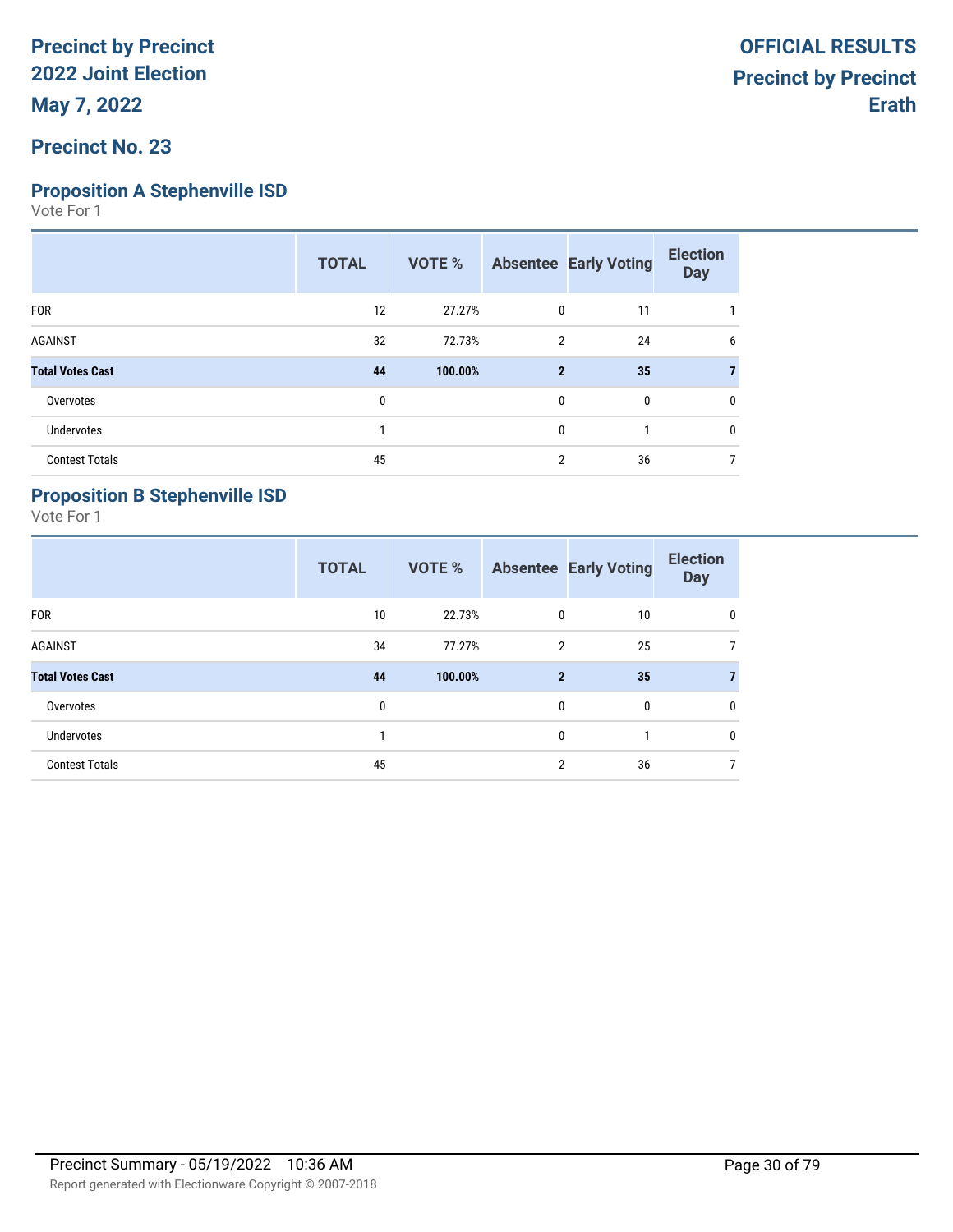# Precinct by Precinct
# 2022 Joint Election
# May 7, 2022

**OFFICIAL RESULTS**
**Precinct by Precinct**
**Erath**

## Precinct No. 23

### Proposition A Stephenville ISD

Vote For 1

| | TOTAL | VOTE % | Absentee | Early Voting | Election Day |
|---|---|---|---|---|---|
| FOR | 12 | 27.27% | 0 | 11 | 1 |
| AGAINST | 32 | 72.73% | 2 | 24 | 6 |
| **Total Votes Cast** | **44** | **100.00%** | **2** | **35** | **7** |
| Overvotes | 0 | | 0 | 0 | 0 |
| Undervotes | 1 | | 0 | 1 | 0 |
| Contest Totals | 45 | | 2 | 36 | 7 |

### Proposition B Stephenville ISD

Vote For 1

| | TOTAL | VOTE % | Absentee | Early Voting | Election Day |
|---|---|---|---|---|---|
| FOR | 10 | 22.73% | 0 | 10 | 0 |
| AGAINST | 34 | 77.27% | 2 | 25 | 7 |
| **Total Votes Cast** | **44** | **100.00%** | **2** | **35** | **7** |
| Overvotes | 0 | | 0 | 0 | 0 |
| Undervotes | 1 | | 0 | 1 | 0 |
| Contest Totals | 45 | | 2 | 36 | 7 |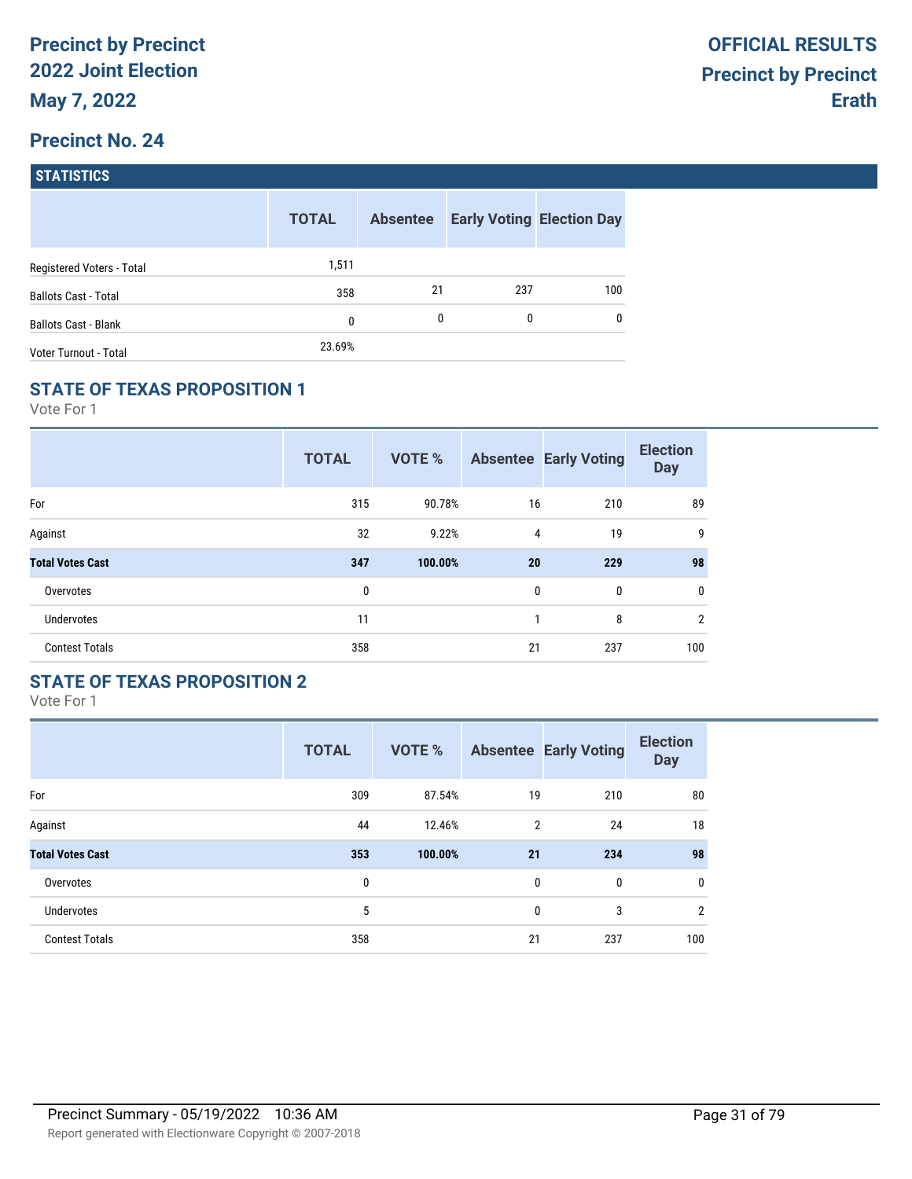**Precinct by Precinct**
**2022 Joint Election**
**May 7, 2022**

**OFFICIAL RESULTS**
**Precinct by Precinct**
**Erath**

## Precinct No. 24

### STATISTICS

| | TOTAL | Absentee | Early Voting | Election Day |
|---|---|---|---|---|
| Registered Voters - Total | 1,511 | | | |
| Ballots Cast - Total | 358 | 21 | 237 | 100 |
| Ballots Cast - Blank | 0 | 0 | 0 | 0 |
| Voter Turnout - Total | 23.69% | | | |

### STATE OF TEXAS PROPOSITION 1

Vote For 1

| | TOTAL | VOTE % | Absentee | Early Voting | Election Day |
|---|---|---|---|---|---|
| For | 315 | 90.78% | 16 | 210 | 89 |
| Against | 32 | 9.22% | 4 | 19 | 9 |
| **Total Votes Cast** | **347** | **100.00%** | **20** | **229** | **98** |
| Overvotes | 0 | | 0 | 0 | 0 |
| Undervotes | 11 | | 1 | 8 | 2 |
| Contest Totals | 358 | | 21 | 237 | 100 |

### STATE OF TEXAS PROPOSITION 2

Vote For 1

| | TOTAL | VOTE % | Absentee | Early Voting | Election Day |
|---|---|---|---|---|---|
| For | 309 | 87.54% | 19 | 210 | 80 |
| Against | 44 | 12.46% | 2 | 24 | 18 |
| **Total Votes Cast** | **353** | **100.00%** | **21** | **234** | **98** |
| Overvotes | 0 | | 0 | 0 | 0 |
| Undervotes | 5 | | 0 | 3 | 2 |
| Contest Totals | 358 | | 21 | 237 | 100 |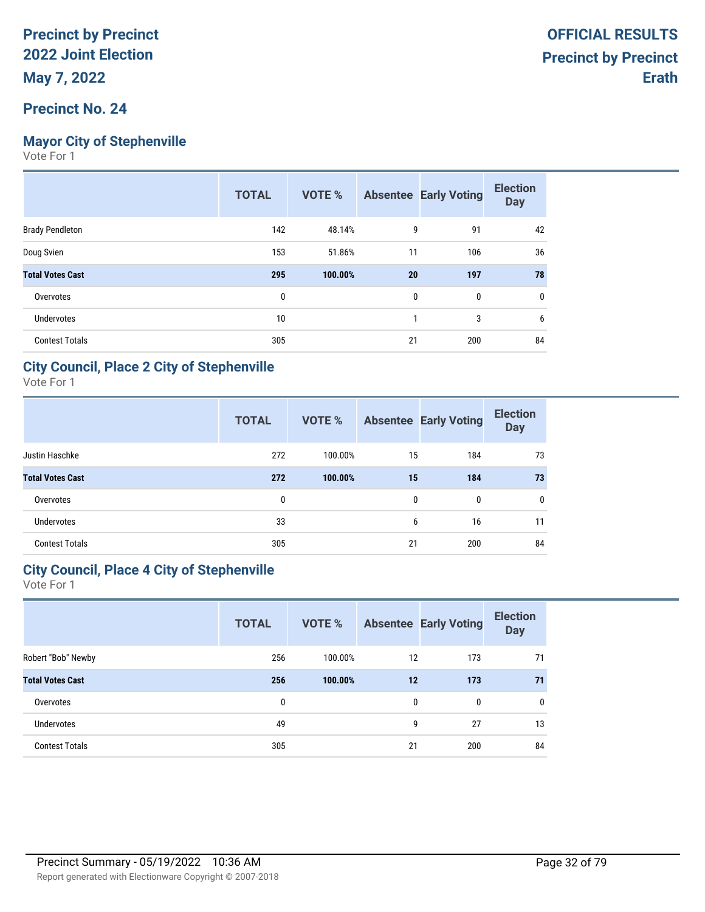# Precinct by Precinct
# 2022 Joint Election
# May 7, 2022

**OFFICIAL RESULTS**
**Precinct by Precinct**
**Erath**

## Precinct No. 24

### Mayor City of Stephenville

Vote For 1

| | TOTAL | VOTE % | Absentee | Early Voting | Election Day |
|---|---|---|---|---|---|
| Brady Pendleton | 142 | 48.14% | 9 | 91 | 42 |
| Doug Svien | 153 | 51.86% | 11 | 106 | 36 |
| **Total Votes Cast** | **295** | **100.00%** | **20** | **197** | **78** |
| Overvotes | 0 | | 0 | 0 | 0 |
| Undervotes | 10 | | 1 | 3 | 6 |
| Contest Totals | 305 | | 21 | 200 | 84 |

### City Council, Place 2 City of Stephenville

Vote For 1

| | TOTAL | VOTE % | Absentee | Early Voting | Election Day |
|---|---|---|---|---|---|
| Justin Haschke | 272 | 100.00% | 15 | 184 | 73 |
| **Total Votes Cast** | **272** | **100.00%** | **15** | **184** | **73** |
| Overvotes | 0 | | 0 | 0 | 0 |
| Undervotes | 33 | | 6 | 16 | 11 |
| Contest Totals | 305 | | 21 | 200 | 84 |

### City Council, Place 4 City of Stephenville

Vote For 1

| | TOTAL | VOTE % | Absentee | Early Voting | Election Day |
|---|---|---|---|---|---|
| Robert "Bob" Newby | 256 | 100.00% | 12 | 173 | 71 |
| **Total Votes Cast** | **256** | **100.00%** | **12** | **173** | **71** |
| Overvotes | 0 | | 0 | 0 | 0 |
| Undervotes | 49 | | 9 | 27 | 13 |
| Contest Totals | 305 | | 21 | 200 | 84 |

Precinct Summary - 05/19/2022 10:36 AM

Report generated with Electionware Copyright © 2007-2018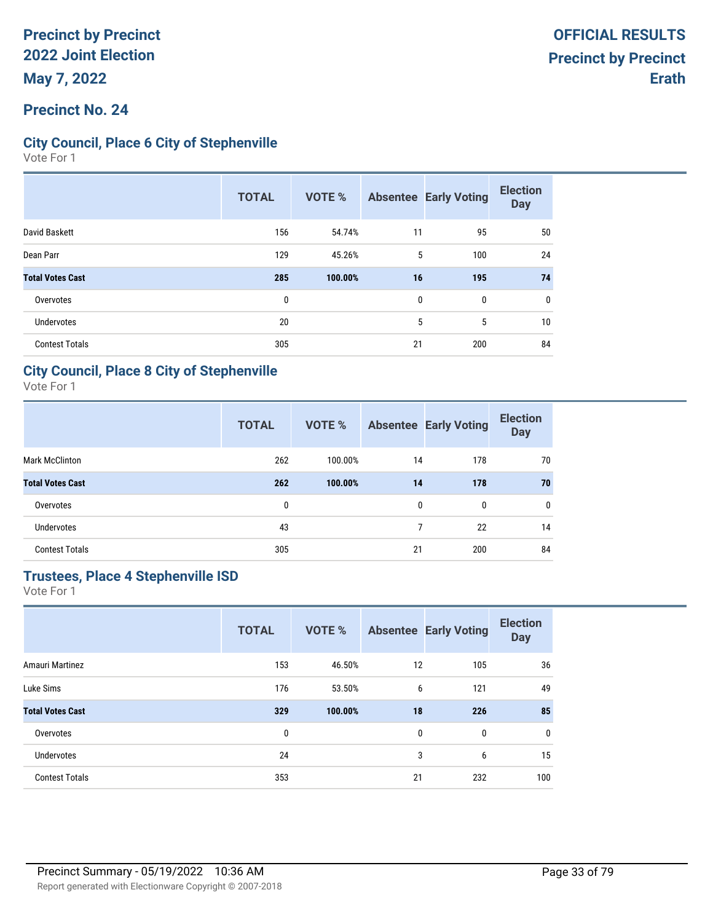# Precinct by Precinct 2022 Joint Election

**May 7, 2022**

**OFFICIAL RESULTS**
**Precinct by Precinct**
**Erath**

## Precinct No. 24

### City Council, Place 6 City of Stephenville

Vote For 1

| | TOTAL | VOTE % | Absentee | Early Voting | Election Day |
|---|---|---|---|---|---|
| David Baskett | 156 | 54.74% | 11 | 95 | 50 |
| Dean Parr | 129 | 45.26% | 5 | 100 | 24 |
| **Total Votes Cast** | **285** | **100.00%** | **16** | **195** | **74** |
| Overvotes | 0 | | 0 | 0 | 0 |
| Undervotes | 20 | | 5 | 5 | 10 |
| Contest Totals | 305 | | 21 | 200 | 84 |

### City Council, Place 8 City of Stephenville

Vote For 1

| | TOTAL | VOTE % | Absentee | Early Voting | Election Day |
|---|---|---|---|---|---|
| Mark McClinton | 262 | 100.00% | 14 | 178 | 70 |
| **Total Votes Cast** | **262** | **100.00%** | **14** | **178** | **70** |
| Overvotes | 0 | | 0 | 0 | 0 |
| Undervotes | 43 | | 7 | 22 | 14 |
| Contest Totals | 305 | | 21 | 200 | 84 |

### Trustees, Place 4 Stephenville ISD

Vote For 1

| | TOTAL | VOTE % | Absentee | Early Voting | Election Day |
|---|---|---|---|---|---|
| Amauri Martinez | 153 | 46.50% | 12 | 105 | 36 |
| Luke Sims | 176 | 53.50% | 6 | 121 | 49 |
| **Total Votes Cast** | **329** | **100.00%** | **18** | **226** | **85** |
| Overvotes | 0 | | 0 | 0 | 0 |
| Undervotes | 24 | | 3 | 6 | 15 |
| Contest Totals | 353 | | 21 | 232 | 100 |

Precinct Summary - 05/19/2022 10:36 AM

Report generated with Electionware Copyright © 2007-2018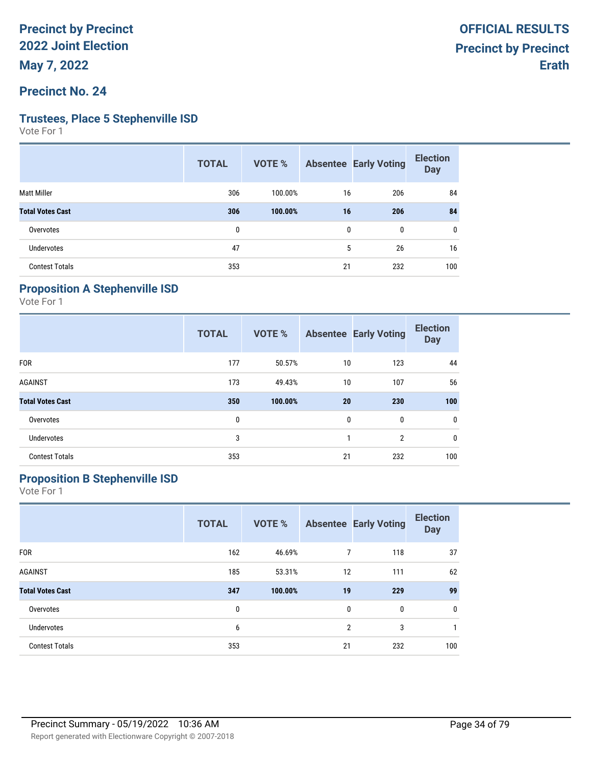**Precinct by Precinct**
**2022 Joint Election**
**May 7, 2022**

**OFFICIAL RESULTS**
**Precinct by Precinct**
**Erath**

## Precinct No. 24

### Trustees, Place 5 Stephenville ISD

Vote For 1

| | TOTAL | VOTE % | Absentee | Early Voting | Election Day |
|---|---|---|---|---|---|
| Matt Miller | 306 | 100.00% | 16 | 206 | 84 |
| **Total Votes Cast** | **306** | **100.00%** | **16** | **206** | **84** |
| Overvotes | 0 | | 0 | 0 | 0 |
| Undervotes | 47 | | 5 | 26 | 16 |
| Contest Totals | 353 | | 21 | 232 | 100 |

### Proposition A Stephenville ISD

Vote For 1

| | TOTAL | VOTE % | Absentee | Early Voting | Election Day |
|---|---|---|---|---|---|
| FOR | 177 | 50.57% | 10 | 123 | 44 |
| AGAINST | 173 | 49.43% | 10 | 107 | 56 |
| **Total Votes Cast** | **350** | **100.00%** | **20** | **230** | **100** |
| Overvotes | 0 | | 0 | 0 | 0 |
| Undervotes | 3 | | 1 | 2 | 0 |
| Contest Totals | 353 | | 21 | 232 | 100 |

### Proposition B Stephenville ISD

Vote For 1

| | TOTAL | VOTE % | Absentee | Early Voting | Election Day |
|---|---|---|---|---|---|
| FOR | 162 | 46.69% | 7 | 118 | 37 |
| AGAINST | 185 | 53.31% | 12 | 111 | 62 |
| **Total Votes Cast** | **347** | **100.00%** | **19** | **229** | **99** |
| Overvotes | 0 | | 0 | 0 | 0 |
| Undervotes | 6 | | 2 | 3 | 1 |
| Contest Totals | 353 | | 21 | 232 | 100 |

Precinct Summary - 05/19/2022 10:36 AM

Report generated with Electionware Copyright © 2007-2018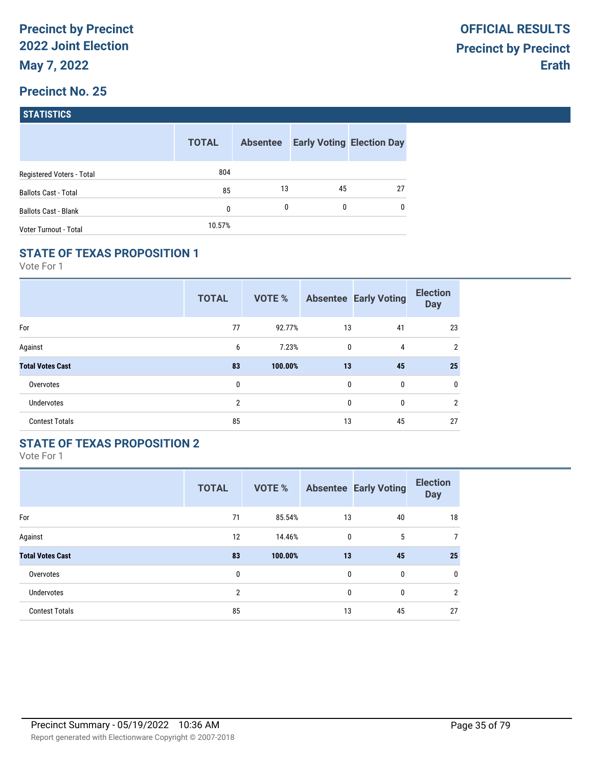# Precinct by Precinct 2022 Joint Election

**May 7, 2022**

**OFFICIAL RESULTS**
**Precinct by Precinct**
**Erath**

## Precinct No. 25

### STATISTICS

| | TOTAL | Absentee | Early Voting | Election Day |
|---|---|---|---|---|
| Registered Voters - Total | 804 | | | |
| Ballots Cast - Total | 85 | 13 | 45 | 27 |
| Ballots Cast - Blank | 0 | 0 | 0 | 0 |
| Voter Turnout - Total | 10.57% | | | |

### STATE OF TEXAS PROPOSITION 1

Vote For 1

| | TOTAL | VOTE % | Absentee | Early Voting | Election Day |
|---|---|---|---|---|---|
| For | 77 | 92.77% | 13 | 41 | 23 |
| Against | 6 | 7.23% | 0 | 4 | 2 |
| **Total Votes Cast** | **83** | **100.00%** | **13** | **45** | **25** |
| Overvotes | 0 | | 0 | 0 | 0 |
| Undervotes | 2 | | 0 | 0 | 2 |
| Contest Totals | 85 | | 13 | 45 | 27 |

### STATE OF TEXAS PROPOSITION 2

Vote For 1

| | TOTAL | VOTE % | Absentee | Early Voting | Election Day |
|---|---|---|---|---|---|
| For | 71 | 85.54% | 13 | 40 | 18 |
| Against | 12 | 14.46% | 0 | 5 | 7 |
| **Total Votes Cast** | **83** | **100.00%** | **13** | **45** | **25** |
| Overvotes | 0 | | 0 | 0 | 0 |
| Undervotes | 2 | | 0 | 0 | 2 |
| Contest Totals | 85 | | 13 | 45 | 27 |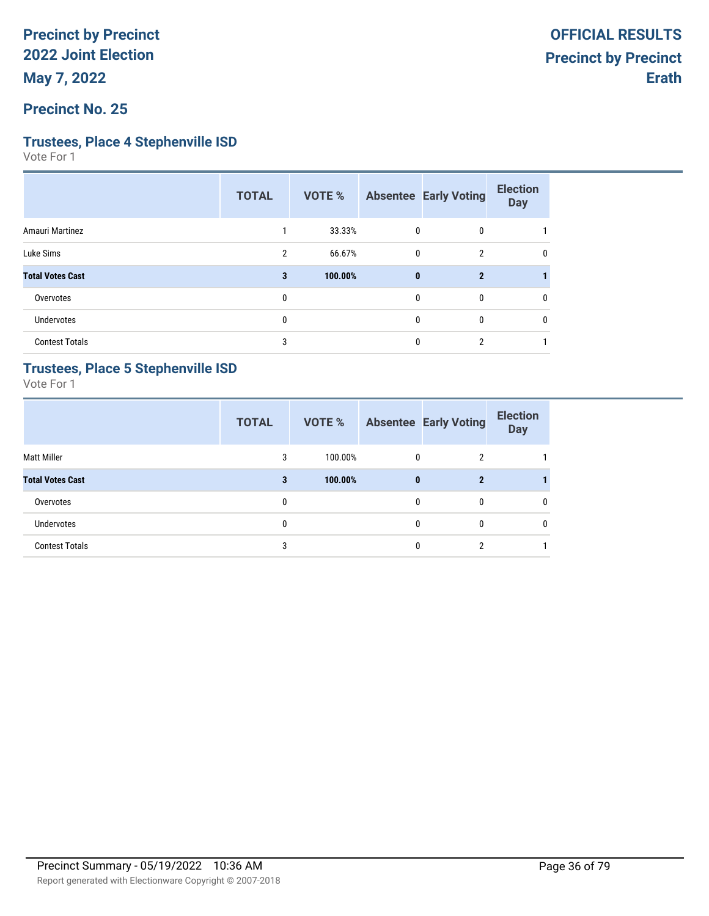**Precinct by Precinct**
**2022 Joint Election**
**May 7, 2022**

**OFFICIAL RESULTS**
**Precinct by Precinct**
**Erath**

## Precinct No. 25

### Trustees, Place 4 Stephenville ISD

Vote For 1

| | TOTAL | VOTE % | Absentee | Early Voting | Election Day |
|---|---|---|---|---|---|
| Amauri Martinez | 1 | 33.33% | 0 | 0 | 1 |
| Luke Sims | 2 | 66.67% | 0 | 2 | 0 |
| **Total Votes Cast** | **3** | **100.00%** | **0** | **2** | **1** |
| Overvotes | 0 | | 0 | 0 | 0 |
| Undervotes | 0 | | 0 | 0 | 0 |
| Contest Totals | 3 | | 0 | 2 | 1 |

### Trustees, Place 5 Stephenville ISD

Vote For 1

| | TOTAL | VOTE % | Absentee | Early Voting | Election Day |
|---|---|---|---|---|---|
| Matt Miller | 3 | 100.00% | 0 | 2 | 1 |
| **Total Votes Cast** | **3** | **100.00%** | **0** | **2** | **1** |
| Overvotes | 0 | | 0 | 0 | 0 |
| Undervotes | 0 | | 0 | 0 | 0 |
| Contest Totals | 3 | | 0 | 2 | 1 |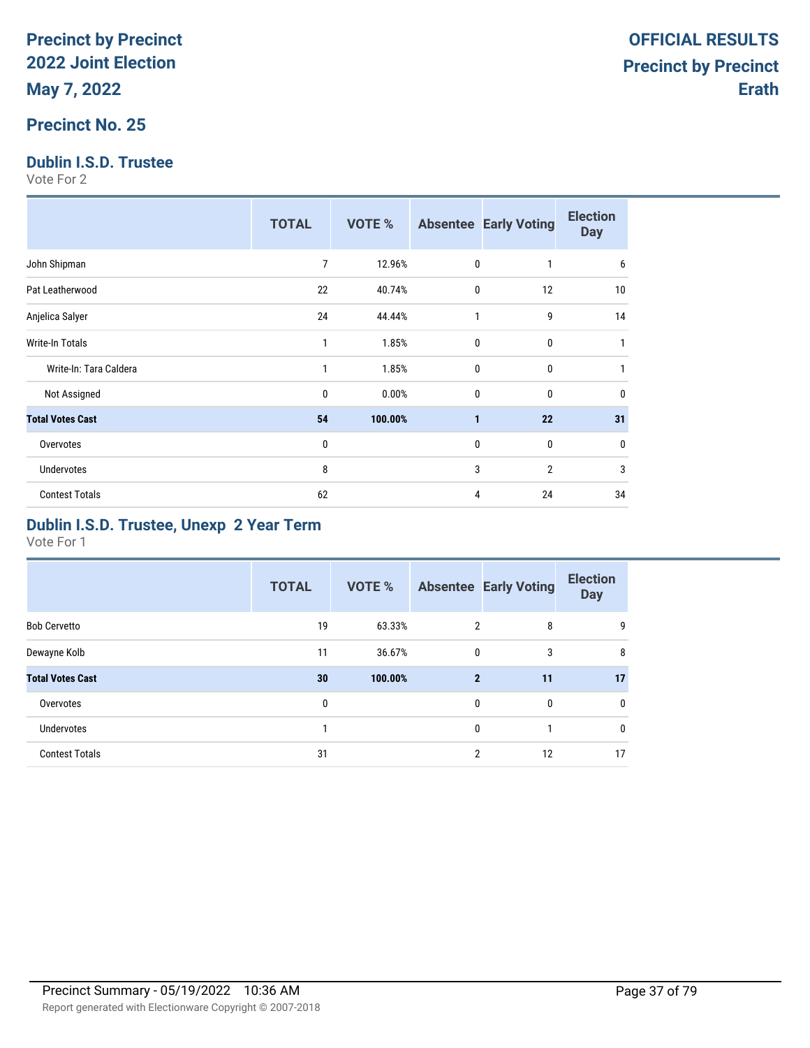# Precinct by Precinct
# 2022 Joint Election
# May 7, 2022

**OFFICIAL RESULTS**
**Precinct by Precinct**
**Erath**

## Precinct No. 25

### Dublin I.S.D. Trustee

Vote For 2

| | TOTAL | VOTE % | Absentee | Early Voting | Election Day |
|---|---|---|---|---|---|
| John Shipman | 7 | 12.96% | 0 | 1 | 6 |
| Pat Leatherwood | 22 | 40.74% | 0 | 12 | 10 |
| Anjelica Salyer | 24 | 44.44% | 1 | 9 | 14 |
| Write-In Totals | 1 | 1.85% | 0 | 0 | 1 |
| Write-In: Tara Caldera | 1 | 1.85% | 0 | 0 | 1 |
| Not Assigned | 0 | 0.00% | 0 | 0 | 0 |
| **Total Votes Cast** | **54** | **100.00%** | **1** | **22** | **31** |
| Overvotes | 0 | | 0 | 0 | 0 |
| Undervotes | 8 | | 3 | 2 | 3 |
| Contest Totals | 62 | | 4 | 24 | 34 |

### Dublin I.S.D. Trustee, Unexp 2 Year Term

Vote For 1

| | TOTAL | VOTE % | Absentee | Early Voting | Election Day |
|---|---|---|---|---|---|
| Bob Cervetto | 19 | 63.33% | 2 | 8 | 9 |
| Dewayne Kolb | 11 | 36.67% | 0 | 3 | 8 |
| **Total Votes Cast** | **30** | **100.00%** | **2** | **11** | **17** |
| Overvotes | 0 | | 0 | 0 | 0 |
| Undervotes | 1 | | 0 | 1 | 0 |
| Contest Totals | 31 | | 2 | 12 | 17 |

Precinct Summary - 05/19/2022 10:36 AM

Report generated with Electionware Copyright © 2007-2018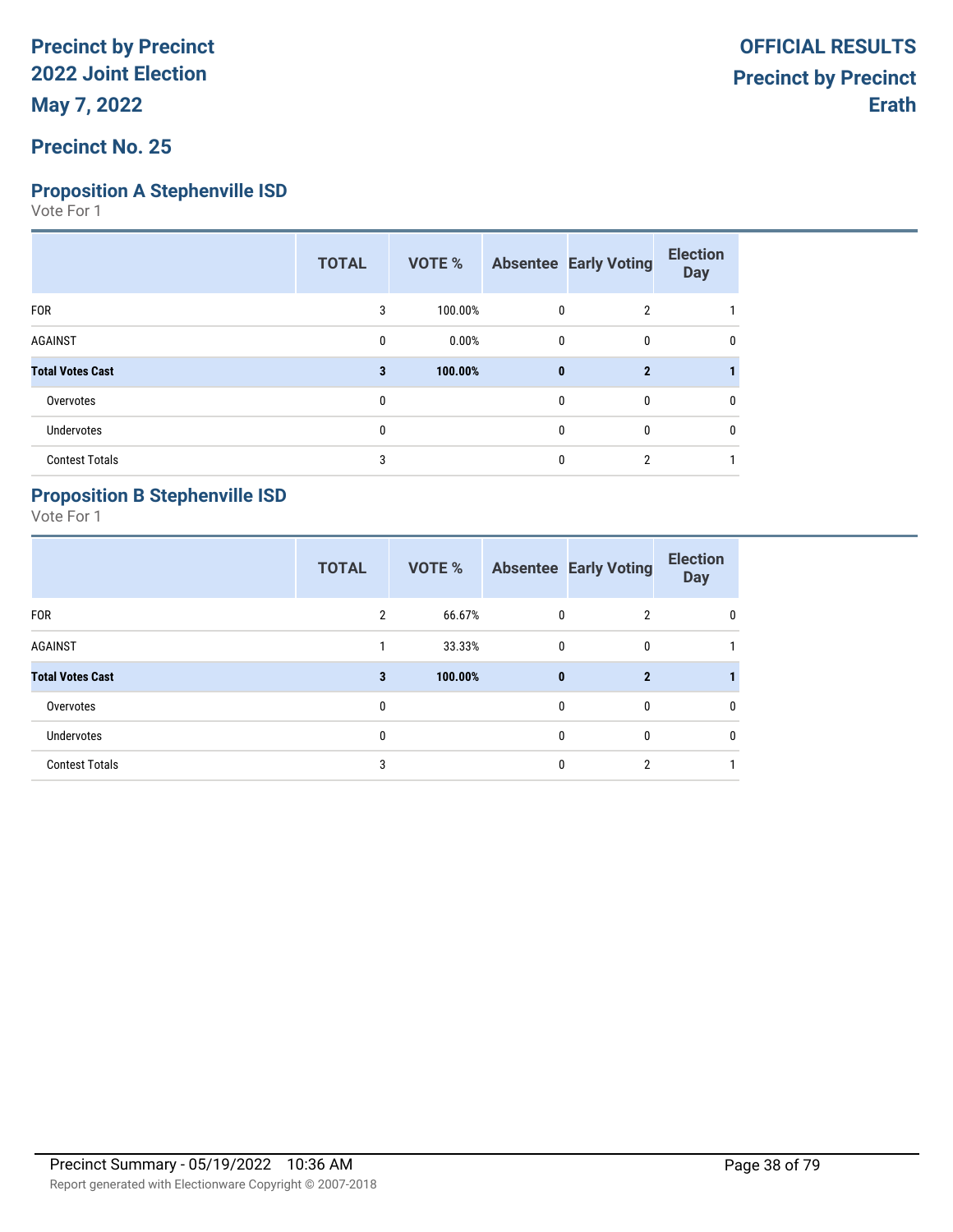**Precinct by Precinct**
**2022 Joint Election**
**May 7, 2022**

**OFFICIAL RESULTS**
**Precinct by Precinct**
**Erath**

## Precinct No. 25

### Proposition A Stephenville ISD

Vote For 1

| | TOTAL | VOTE % | Absentee | Early Voting | Election Day |
|---|---|---|---|---|---|
| FOR | 3 | 100.00% | 0 | 2 | 1 |
| AGAINST | 0 | 0.00% | 0 | 0 | 0 |
| **Total Votes Cast** | **3** | **100.00%** | **0** | **2** | **1** |
| Overvotes | 0 | | 0 | 0 | 0 |
| Undervotes | 0 | | 0 | 0 | 0 |
| Contest Totals | 3 | | 0 | 2 | 1 |

### Proposition B Stephenville ISD

Vote For 1

| | TOTAL | VOTE % | Absentee | Early Voting | Election Day |
|---|---|---|---|---|---|
| FOR | 2 | 66.67% | 0 | 2 | 0 |
| AGAINST | 1 | 33.33% | 0 | 0 | 1 |
| **Total Votes Cast** | **3** | **100.00%** | **0** | **2** | **1** |
| Overvotes | 0 | | 0 | 0 | 0 |
| Undervotes | 0 | | 0 | 0 | 0 |
| Contest Totals | 3 | | 0 | 2 | 1 |

Precinct Summary - 05/19/2022 10:36 AM

Report generated with Electionware Copyright © 2007-2018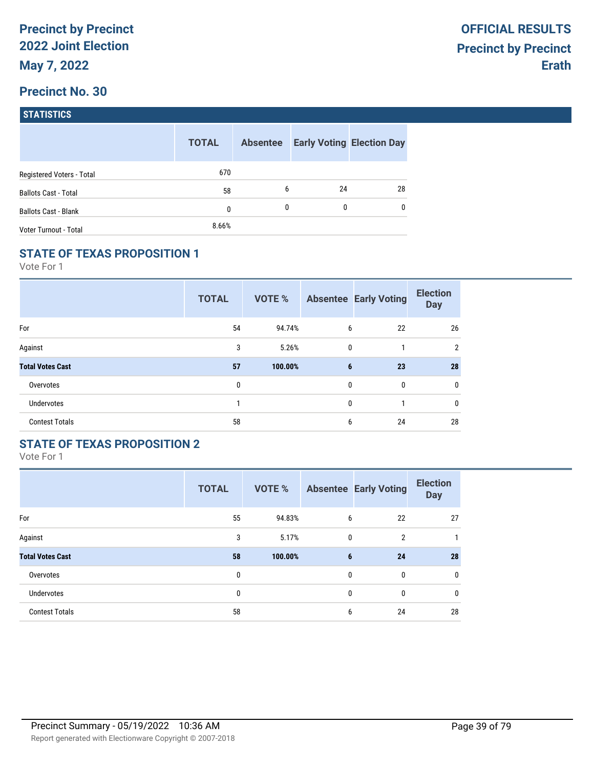# Precinct by Precinct 2022 Joint Election

**May 7, 2022**

**OFFICIAL RESULTS**
**Precinct by Precinct**
**Erath**

## Precinct No. 30

### STATISTICS

| | TOTAL | Absentee | Early Voting | Election Day |
|---|---|---|---|---|
| Registered Voters - Total | 670 | | | |
| Ballots Cast - Total | 58 | 6 | 24 | 28 |
| Ballots Cast - Blank | 0 | 0 | 0 | 0 |
| Voter Turnout - Total | 8.66% | | | |

### STATE OF TEXAS PROPOSITION 1

Vote For 1

| | TOTAL | VOTE % | Absentee | Early Voting | Election Day |
|---|---|---|---|---|---|
| For | 54 | 94.74% | 6 | 22 | 26 |
| Against | 3 | 5.26% | 0 | 1 | 2 |
| **Total Votes Cast** | **57** | **100.00%** | **6** | **23** | **28** |
| Overvotes | 0 | | 0 | 0 | 0 |
| Undervotes | 1 | | 0 | 1 | 0 |
| Contest Totals | 58 | | 6 | 24 | 28 |

### STATE OF TEXAS PROPOSITION 2

Vote For 1

| | TOTAL | VOTE % | Absentee | Early Voting | Election Day |
|---|---|---|---|---|---|
| For | 55 | 94.83% | 6 | 22 | 27 |
| Against | 3 | 5.17% | 0 | 2 | 1 |
| **Total Votes Cast** | **58** | **100.00%** | **6** | **24** | **28** |
| Overvotes | 0 | | 0 | 0 | 0 |
| Undervotes | 0 | | 0 | 0 | 0 |
| Contest Totals | 58 | | 6 | 24 | 28 |

Precinct Summary - 05/19/2022 10:36 AM

Report generated with Electionware Copyright © 2007-2018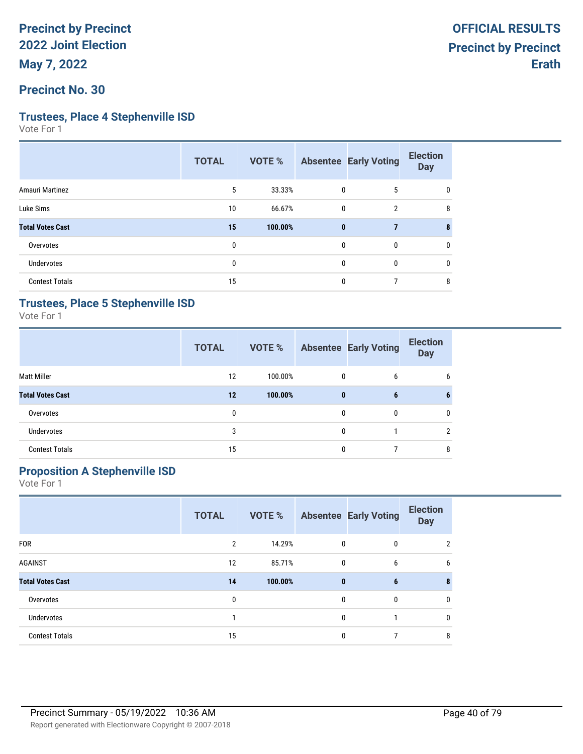Precinct by Precinct
2022 Joint Election
May 7, 2022

OFFICIAL RESULTS
Precinct by Precinct
Erath

## Precinct No. 30

### Trustees, Place 4 Stephenville ISD

Vote For 1

| | TOTAL | VOTE % | Absentee | Early Voting | Election Day |
|---|---|---|---|---|---|
| Amauri Martinez | 5 | 33.33% | 0 | 5 | 0 |
| Luke Sims | 10 | 66.67% | 0 | 2 | 8 |
| **Total Votes Cast** | **15** | **100.00%** | **0** | **7** | **8** |
| Overvotes | 0 | | 0 | 0 | 0 |
| Undervotes | 0 | | 0 | 0 | 0 |
| Contest Totals | 15 | | 0 | 7 | 8 |

### Trustees, Place 5 Stephenville ISD

Vote For 1

| | TOTAL | VOTE % | Absentee | Early Voting | Election Day |
|---|---|---|---|---|---|
| Matt Miller | 12 | 100.00% | 0 | 6 | 6 |
| **Total Votes Cast** | **12** | **100.00%** | **0** | **6** | **6** |
| Overvotes | 0 | | 0 | 0 | 0 |
| Undervotes | 3 | | 0 | 1 | 2 |
| Contest Totals | 15 | | 0 | 7 | 8 |

### Proposition A Stephenville ISD

Vote For 1

| | TOTAL | VOTE % | Absentee | Early Voting | Election Day |
|---|---|---|---|---|---|
| FOR | 2 | 14.29% | 0 | 0 | 2 |
| AGAINST | 12 | 85.71% | 0 | 6 | 6 |
| **Total Votes Cast** | **14** | **100.00%** | **0** | **6** | **8** |
| Overvotes | 0 | | 0 | 0 | 0 |
| Undervotes | 1 | | 0 | 1 | 0 |
| Contest Totals | 15 | | 0 | 7 | 8 |

Precinct Summary - 05/19/2022 10:36 AM

Report generated with Electionware Copyright © 2007-2018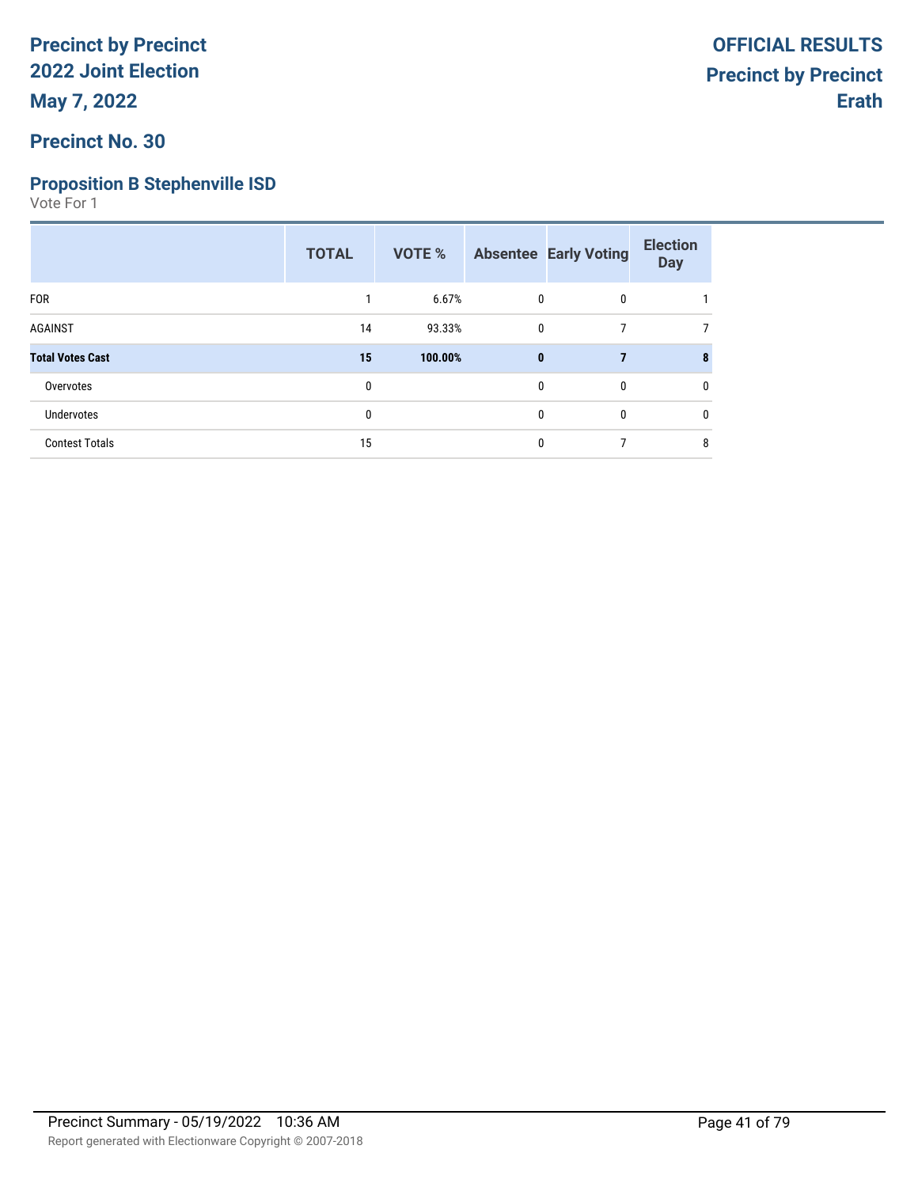# Precinct by Precinct
# 2022 Joint Election
# May 7, 2022

**OFFICIAL RESULTS**
**Precinct by Precinct**
**Erath**

## Precinct No. 30

### Proposition B Stephenville ISD

Vote For 1

| | TOTAL | VOTE % | Absentee | Early Voting | Election Day |
|---|---|---|---|---|---|
| FOR | 1 | 6.67% | 0 | 0 | 1 |
| AGAINST | 14 | 93.33% | 0 | 7 | 7 |
| **Total Votes Cast** | **15** | **100.00%** | **0** | **7** | **8** |
| Overvotes | 0 | | 0 | 0 | 0 |
| Undervotes | 0 | | 0 | 0 | 0 |
| Contest Totals | 15 | | 0 | 7 | 8 |

Precinct Summary - 05/19/2022 10:36 AM

Report generated with Electionware Copyright © 2007-2018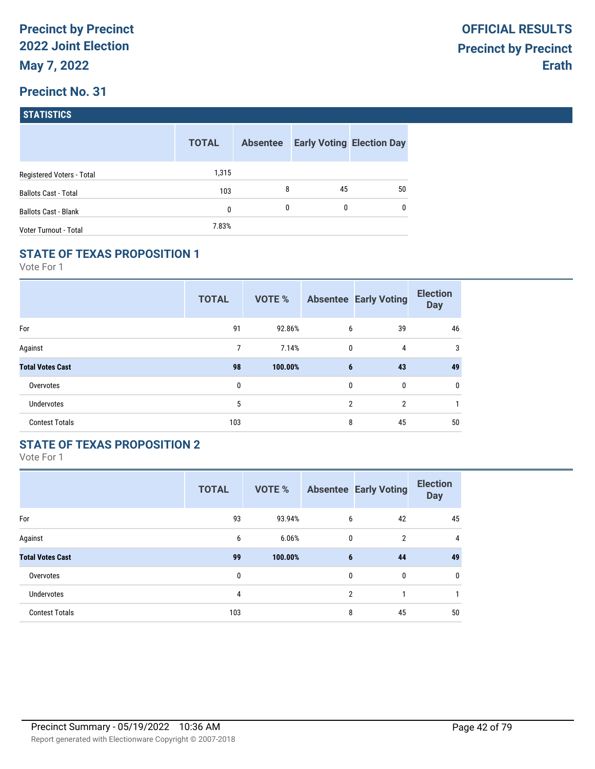**Precinct by Precinct**
**2022 Joint Election**
**May 7, 2022**

**OFFICIAL RESULTS**
**Precinct by Precinct**
**Erath**

## Precinct No. 31

### STATISTICS

| | TOTAL | Absentee | Early Voting | Election Day |
|---|---|---|---|---|
| Registered Voters - Total | 1,315 | | | |
| Ballots Cast - Total | 103 | 8 | 45 | 50 |
| Ballots Cast - Blank | 0 | 0 | 0 | 0 |
| Voter Turnout - Total | 7.83% | | | |

### STATE OF TEXAS PROPOSITION 1

Vote For 1

| | TOTAL | VOTE % | Absentee | Early Voting | Election Day |
|---|---|---|---|---|---|
| For | 91 | 92.86% | 6 | 39 | 46 |
| Against | 7 | 7.14% | 0 | 4 | 3 |
| **Total Votes Cast** | **98** | **100.00%** | **6** | **43** | **49** |
| Overvotes | 0 | | 0 | 0 | 0 |
| Undervotes | 5 | | 2 | 2 | 1 |
| Contest Totals | 103 | | 8 | 45 | 50 |

### STATE OF TEXAS PROPOSITION 2

Vote For 1

| | TOTAL | VOTE % | Absentee | Early Voting | Election Day |
|---|---|---|---|---|---|
| For | 93 | 93.94% | 6 | 42 | 45 |
| Against | 6 | 6.06% | 0 | 2 | 4 |
| **Total Votes Cast** | **99** | **100.00%** | **6** | **44** | **49** |
| Overvotes | 0 | | 0 | 0 | 0 |
| Undervotes | 4 | | 2 | 1 | 1 |
| Contest Totals | 103 | | 8 | 45 | 50 |

Precinct Summary - 05/19/2022 10:36 AM

Report generated with Electionware Copyright © 2007-2018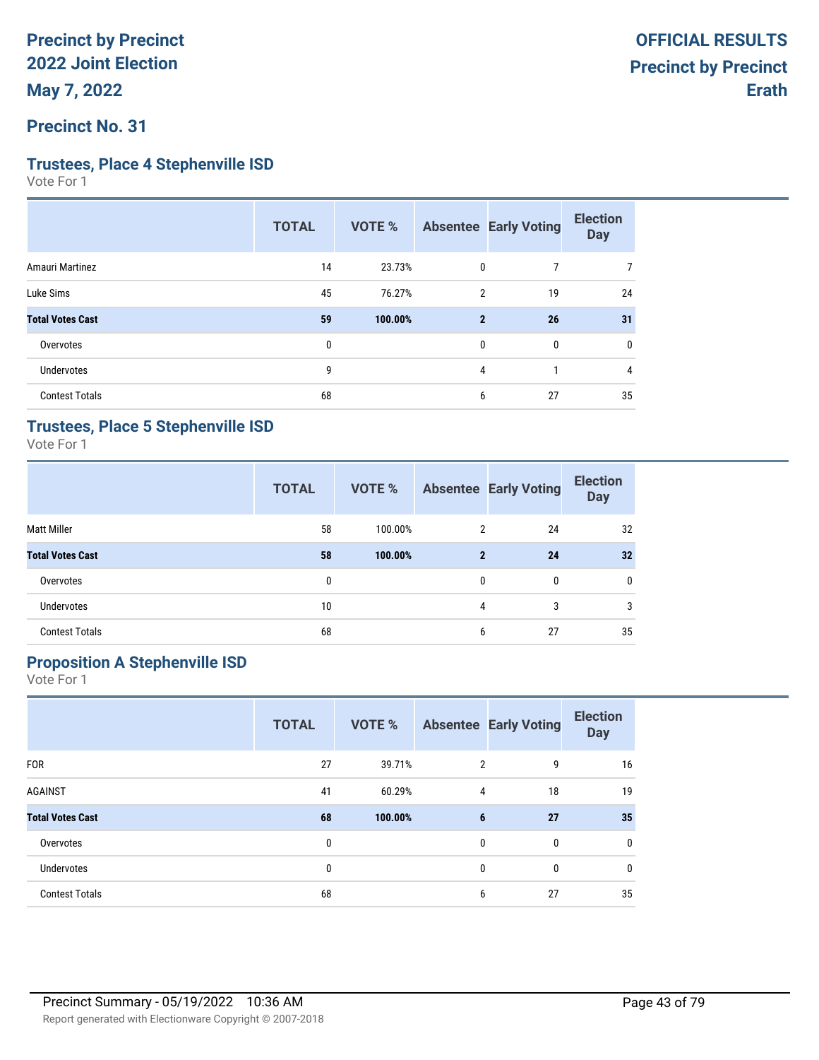# Precinct by Precinct
# 2022 Joint Election
# May 7, 2022

**OFFICIAL RESULTS**
**Precinct by Precinct**
**Erath**

## Precinct No. 31

### Trustees, Place 4 Stephenville ISD

Vote For 1

| | TOTAL | VOTE % | Absentee | Early Voting | Election Day |
|---|---|---|---|---|---|
| Amauri Martinez | 14 | 23.73% | 0 | 7 | 7 |
| Luke Sims | 45 | 76.27% | 2 | 19 | 24 |
| **Total Votes Cast** | **59** | **100.00%** | **2** | **26** | **31** |
| Overvotes | 0 | | 0 | 0 | 0 |
| Undervotes | 9 | | 4 | 1 | 4 |
| Contest Totals | 68 | | 6 | 27 | 35 |

### Trustees, Place 5 Stephenville ISD

Vote For 1

| | TOTAL | VOTE % | Absentee | Early Voting | Election Day |
|---|---|---|---|---|---|
| Matt Miller | 58 | 100.00% | 2 | 24 | 32 |
| **Total Votes Cast** | **58** | **100.00%** | **2** | **24** | **32** |
| Overvotes | 0 | | 0 | 0 | 0 |
| Undervotes | 10 | | 4 | 3 | 3 |
| Contest Totals | 68 | | 6 | 27 | 35 |

### Proposition A Stephenville ISD

Vote For 1

| | TOTAL | VOTE % | Absentee | Early Voting | Election Day |
|---|---|---|---|---|---|
| FOR | 27 | 39.71% | 2 | 9 | 16 |
| AGAINST | 41 | 60.29% | 4 | 18 | 19 |
| **Total Votes Cast** | **68** | **100.00%** | **6** | **27** | **35** |
| Overvotes | 0 | | 0 | 0 | 0 |
| Undervotes | 0 | | 0 | 0 | 0 |
| Contest Totals | 68 | | 6 | 27 | 35 |

Precinct Summary - 05/19/2022 10:36 AM

Report generated with Electionware Copyright © 2007-2018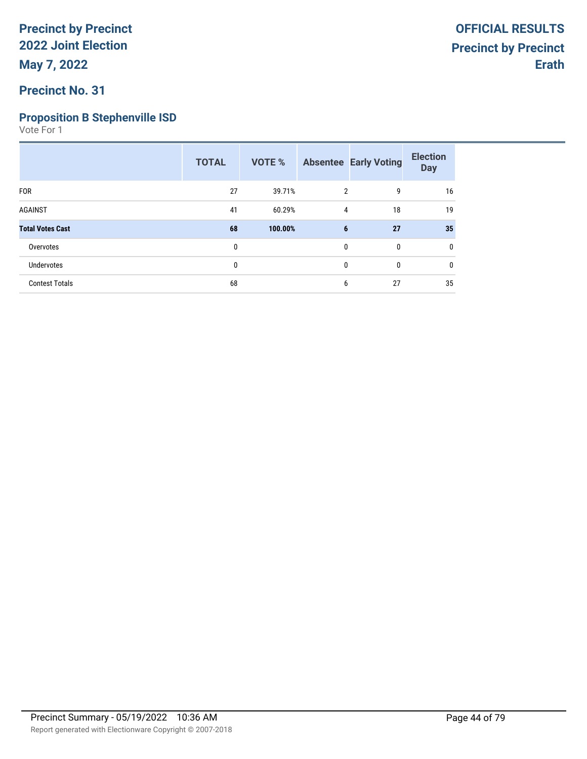# Precinct by Precinct
# 2022 Joint Election
# May 7, 2022

**OFFICIAL RESULTS**
**Precinct by Precinct**
**Erath**

## Precinct No. 31

### Proposition B Stephenville ISD

Vote For 1

| | TOTAL | VOTE % | Absentee | Early Voting | Election Day |
|---|---|---|---|---|---|
| FOR | 27 | 39.71% | 2 | 9 | 16 |
| AGAINST | 41 | 60.29% | 4 | 18 | 19 |
| **Total Votes Cast** | **68** | **100.00%** | **6** | **27** | **35** |
| Overvotes | 0 | | 0 | 0 | 0 |
| Undervotes | 0 | | 0 | 0 | 0 |
| Contest Totals | 68 | | 6 | 27 | 35 |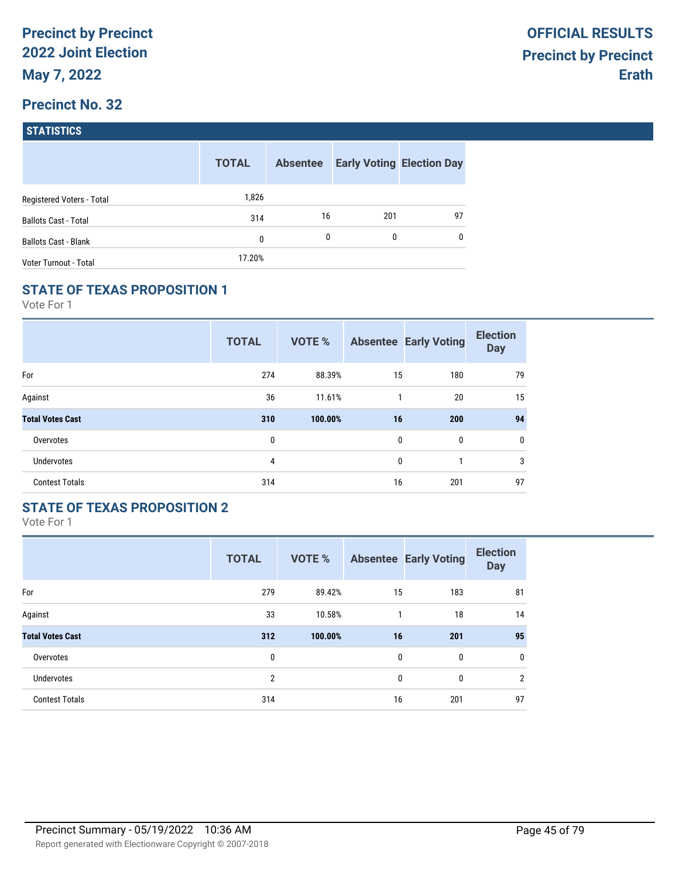**Precinct by Precinct**
**2022 Joint Election**
**May 7, 2022**

**OFFICIAL RESULTS**
**Precinct by Precinct**
**Erath**

## Precinct No. 32

### STATISTICS

| | TOTAL | Absentee | Early Voting | Election Day |
|---|---|---|---|---|
| Registered Voters - Total | 1,826 | | | |
| Ballots Cast - Total | 314 | 16 | 201 | 97 |
| Ballots Cast - Blank | 0 | 0 | 0 | 0 |
| Voter Turnout - Total | 17.20% | | | |

### STATE OF TEXAS PROPOSITION 1

Vote For 1

| | TOTAL | VOTE % | Absentee | Early Voting | Election Day |
|---|---|---|---|---|---|
| For | 274 | 88.39% | 15 | 180 | 79 |
| Against | 36 | 11.61% | 1 | 20 | 15 |
| **Total Votes Cast** | **310** | **100.00%** | **16** | **200** | **94** |
| Overvotes | 0 | | 0 | 0 | 0 |
| Undervotes | 4 | | 0 | 1 | 3 |
| Contest Totals | 314 | | 16 | 201 | 97 |

### STATE OF TEXAS PROPOSITION 2

Vote For 1

| | TOTAL | VOTE % | Absentee | Early Voting | Election Day |
|---|---|---|---|---|---|
| For | 279 | 89.42% | 15 | 183 | 81 |
| Against | 33 | 10.58% | 1 | 18 | 14 |
| **Total Votes Cast** | **312** | **100.00%** | **16** | **201** | **95** |
| Overvotes | 0 | | 0 | 0 | 0 |
| Undervotes | 2 | | 0 | 0 | 2 |
| Contest Totals | 314 | | 16 | 201 | 97 |

Precinct Summary - 05/19/2022 10:36 AM
Report generated with Electionware Copyright © 2007-2018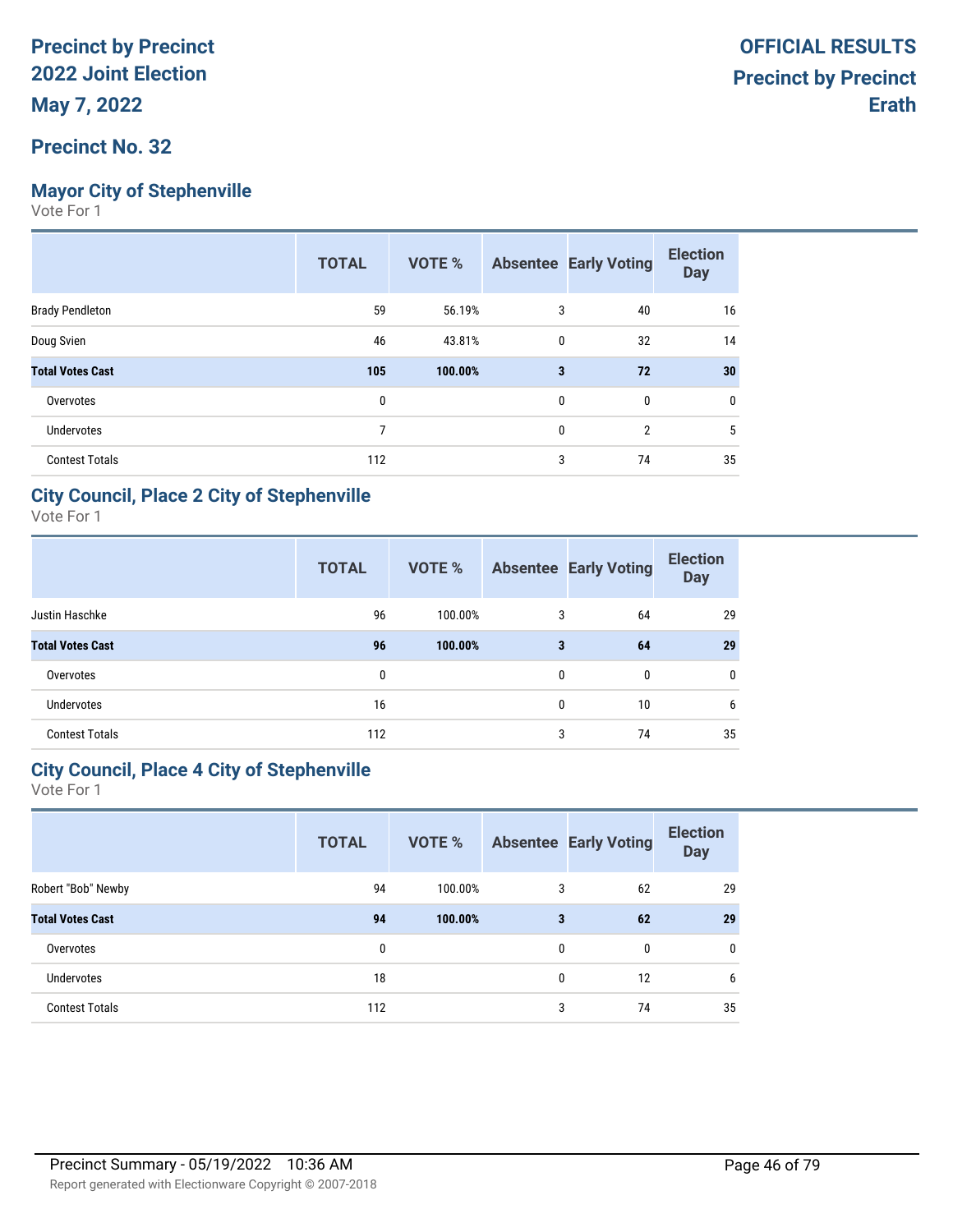# Precinct by Precinct 2022 Joint Election

**May 7, 2022**

**OFFICIAL RESULTS**
**Precinct by Precinct**
**Erath**

## Precinct No. 32

### Mayor City of Stephenville

Vote For 1

| | TOTAL | VOTE % | Absentee | Early Voting | Election Day |
|---|---|---|---|---|---|
| Brady Pendleton | 59 | 56.19% | 3 | 40 | 16 |
| Doug Svien | 46 | 43.81% | 0 | 32 | 14 |
| **Total Votes Cast** | **105** | **100.00%** | **3** | **72** | **30** |
| Overvotes | 0 | | 0 | 0 | 0 |
| Undervotes | 7 | | 0 | 2 | 5 |
| Contest Totals | 112 | | 3 | 74 | 35 |

### City Council, Place 2 City of Stephenville

Vote For 1

| | TOTAL | VOTE % | Absentee | Early Voting | Election Day |
|---|---|---|---|---|---|
| Justin Haschke | 96 | 100.00% | 3 | 64 | 29 |
| **Total Votes Cast** | **96** | **100.00%** | **3** | **64** | **29** |
| Overvotes | 0 | | 0 | 0 | 0 |
| Undervotes | 16 | | 0 | 10 | 6 |
| Contest Totals | 112 | | 3 | 74 | 35 |

### City Council, Place 4 City of Stephenville

Vote For 1

| | TOTAL | VOTE % | Absentee | Early Voting | Election Day |
|---|---|---|---|---|---|
| Robert "Bob" Newby | 94 | 100.00% | 3 | 62 | 29 |
| **Total Votes Cast** | **94** | **100.00%** | **3** | **62** | **29** |
| Overvotes | 0 | | 0 | 0 | 0 |
| Undervotes | 18 | | 0 | 12 | 6 |
| Contest Totals | 112 | | 3 | 74 | 35 |

Precinct Summary - 05/19/2022 10:36 AM

Report generated with Electionware Copyright © 2007-2018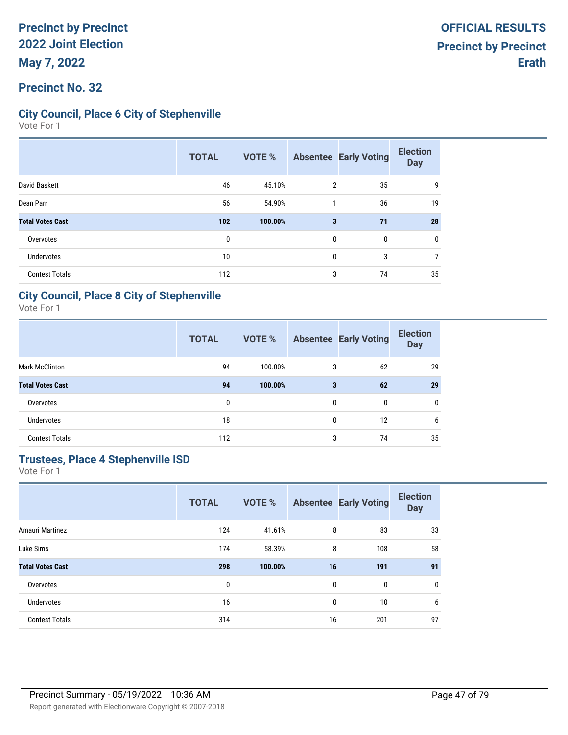**Precinct by Precinct**
**2022 Joint Election**
**May 7, 2022**

**OFFICIAL RESULTS**
**Precinct by Precinct**
**Erath**

## Precinct No. 32

### City Council, Place 6 City of Stephenville

Vote For 1

| | TOTAL | VOTE % | Absentee | Early Voting | Election Day |
|---|---|---|---|---|---|
| David Baskett | 46 | 45.10% | 2 | 35 | 9 |
| Dean Parr | 56 | 54.90% | 1 | 36 | 19 |
| **Total Votes Cast** | **102** | **100.00%** | **3** | **71** | **28** |
| Overvotes | 0 | | 0 | 0 | 0 |
| Undervotes | 10 | | 0 | 3 | 7 |
| Contest Totals | 112 | | 3 | 74 | 35 |

### City Council, Place 8 City of Stephenville

Vote For 1

| | TOTAL | VOTE % | Absentee | Early Voting | Election Day |
|---|---|---|---|---|---|
| Mark McClinton | 94 | 100.00% | 3 | 62 | 29 |
| **Total Votes Cast** | **94** | **100.00%** | **3** | **62** | **29** |
| Overvotes | 0 | | 0 | 0 | 0 |
| Undervotes | 18 | | 0 | 12 | 6 |
| Contest Totals | 112 | | 3 | 74 | 35 |

### Trustees, Place 4 Stephenville ISD

Vote For 1

| | TOTAL | VOTE % | Absentee | Early Voting | Election Day |
|---|---|---|---|---|---|
| Amauri Martinez | 124 | 41.61% | 8 | 83 | 33 |
| Luke Sims | 174 | 58.39% | 8 | 108 | 58 |
| **Total Votes Cast** | **298** | **100.00%** | **16** | **191** | **91** |
| Overvotes | 0 | | 0 | 0 | 0 |
| Undervotes | 16 | | 0 | 10 | 6 |
| Contest Totals | 314 | | 16 | 201 | 97 |

Precinct Summary - 05/19/2022 10:36 AM
Report generated with Electionware Copyright © 2007-2018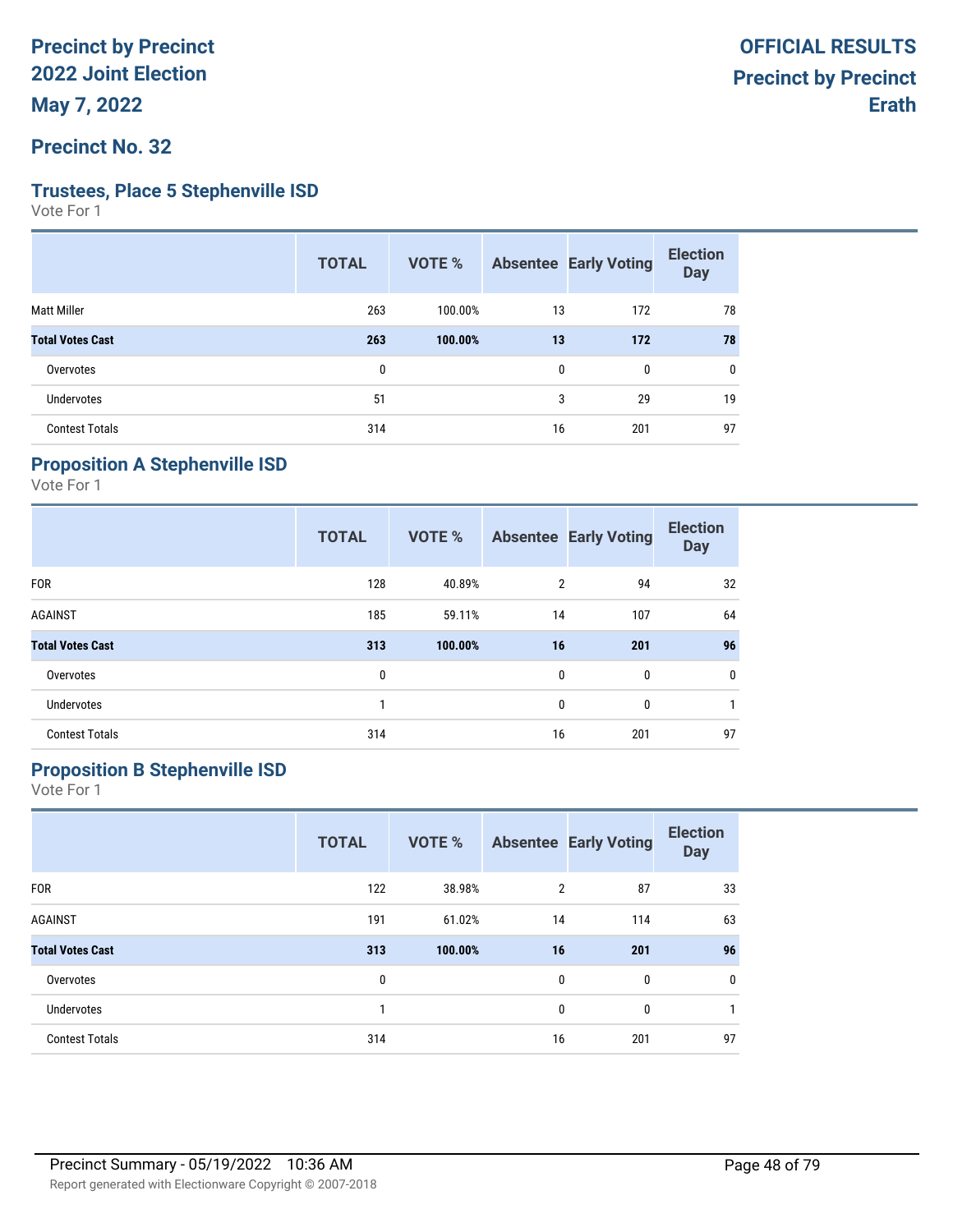# Precinct by Precinct 2022 Joint Election

**May 7, 2022**

**OFFICIAL RESULTS**
**Precinct by Precinct**
**Erath**

## Precinct No. 32

### Trustees, Place 5 Stephenville ISD

Vote For 1

| | TOTAL | VOTE % | Absentee | Early Voting | Election Day |
|---|---|---|---|---|---|
| Matt Miller | 263 | 100.00% | 13 | 172 | 78 |
| **Total Votes Cast** | **263** | **100.00%** | **13** | **172** | **78** |
| Overvotes | 0 | | 0 | 0 | 0 |
| Undervotes | 51 | | 3 | 29 | 19 |
| Contest Totals | 314 | | 16 | 201 | 97 |

### Proposition A Stephenville ISD

Vote For 1

| | TOTAL | VOTE % | Absentee | Early Voting | Election Day |
|---|---|---|---|---|---|
| FOR | 128 | 40.89% | 2 | 94 | 32 |
| AGAINST | 185 | 59.11% | 14 | 107 | 64 |
| **Total Votes Cast** | **313** | **100.00%** | **16** | **201** | **96** |
| Overvotes | 0 | | 0 | 0 | 0 |
| Undervotes | 1 | | 0 | 0 | 1 |
| Contest Totals | 314 | | 16 | 201 | 97 |

### Proposition B Stephenville ISD

Vote For 1

| | TOTAL | VOTE % | Absentee | Early Voting | Election Day |
|---|---|---|---|---|---|
| FOR | 122 | 38.98% | 2 | 87 | 33 |
| AGAINST | 191 | 61.02% | 14 | 114 | 63 |
| **Total Votes Cast** | **313** | **100.00%** | **16** | **201** | **96** |
| Overvotes | 0 | | 0 | 0 | 0 |
| Undervotes | 1 | | 0 | 0 | 1 |
| Contest Totals | 314 | | 16 | 201 | 97 |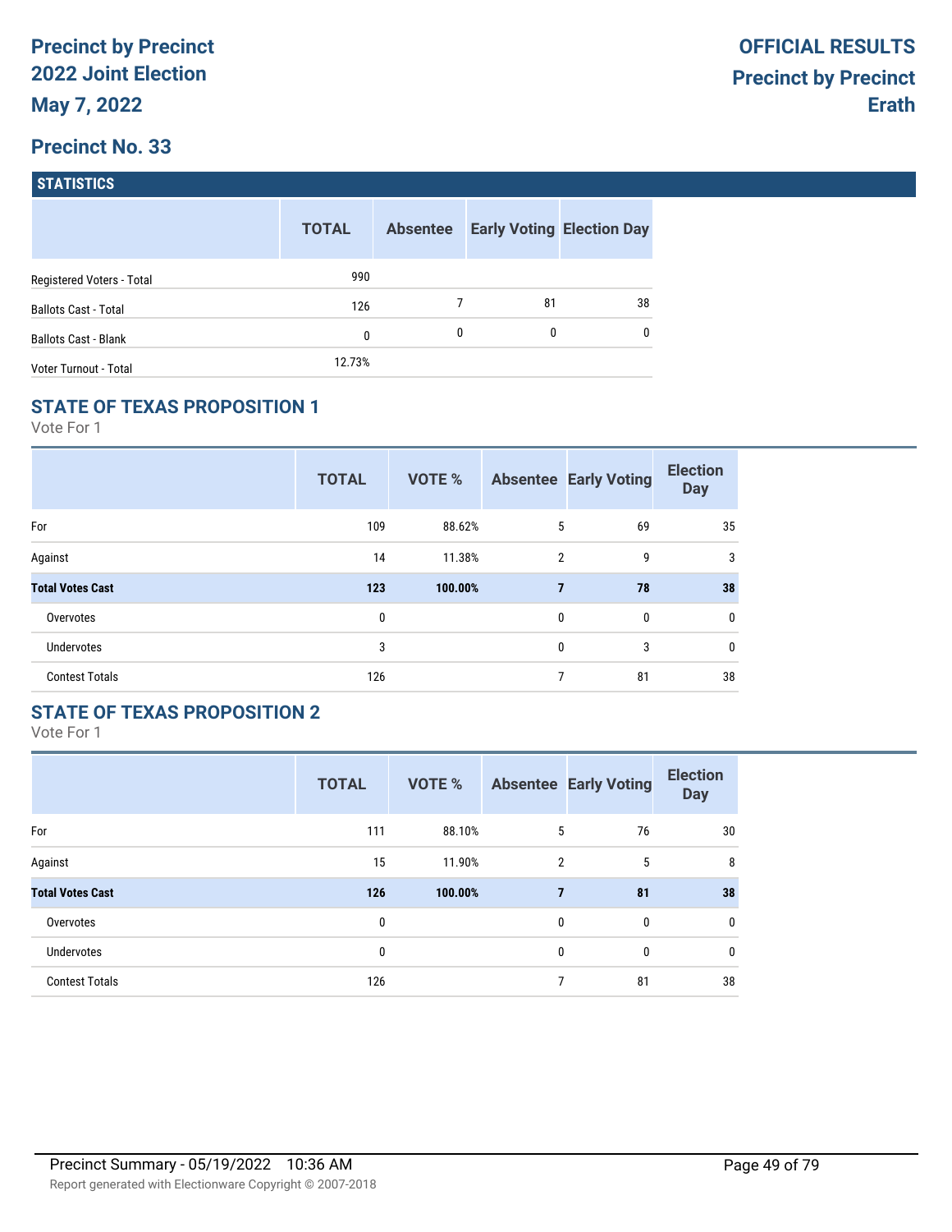# Precinct by Precinct
# 2022 Joint Election
# May 7, 2022

**OFFICIAL RESULTS**
**Precinct by Precinct**
**Erath**

## Precinct No. 33

### STATISTICS

| | TOTAL | Absentee | Early Voting | Election Day |
|---|---|---|---|---|
| Registered Voters - Total | 990 | | | |
| Ballots Cast - Total | 126 | 7 | 81 | 38 |
| Ballots Cast - Blank | 0 | 0 | 0 | 0 |
| Voter Turnout - Total | 12.73% | | | |

### STATE OF TEXAS PROPOSITION 1

Vote For 1

| | TOTAL | VOTE % | Absentee | Early Voting | Election Day |
|---|---|---|---|---|---|
| For | 109 | 88.62% | 5 | 69 | 35 |
| Against | 14 | 11.38% | 2 | 9 | 3 |
| **Total Votes Cast** | **123** | **100.00%** | **7** | **78** | **38** |
| Overvotes | 0 | | 0 | 0 | 0 |
| Undervotes | 3 | | 0 | 3 | 0 |
| Contest Totals | 126 | | 7 | 81 | 38 |

### STATE OF TEXAS PROPOSITION 2

Vote For 1

| | TOTAL | VOTE % | Absentee | Early Voting | Election Day |
|---|---|---|---|---|---|
| For | 111 | 88.10% | 5 | 76 | 30 |
| Against | 15 | 11.90% | 2 | 5 | 8 |
| **Total Votes Cast** | **126** | **100.00%** | **7** | **81** | **38** |
| Overvotes | 0 | | 0 | 0 | 0 |
| Undervotes | 0 | | 0 | 0 | 0 |
| Contest Totals | 126 | | 7 | 81 | 38 |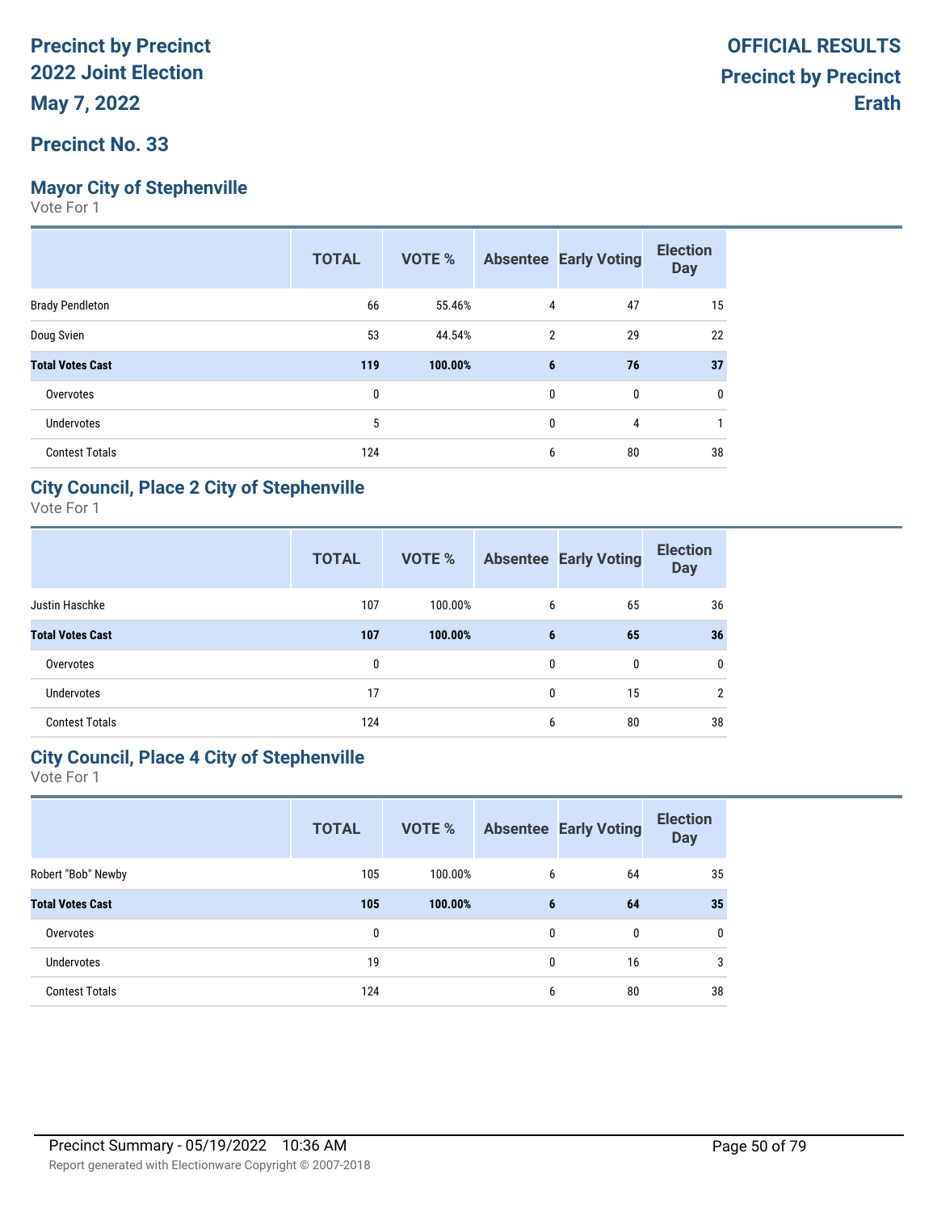**Precinct by Precinct**
**2022 Joint Election**
**May 7, 2022**

**OFFICIAL RESULTS**
**Precinct by Precinct**
**Erath**

## Precinct No. 33

### Mayor City of Stephenville

Vote For 1

| | TOTAL | VOTE % | Absentee | Early Voting | Election Day |
|---|---|---|---|---|---|
| Brady Pendleton | 66 | 55.46% | 4 | 47 | 15 |
| Doug Svien | 53 | 44.54% | 2 | 29 | 22 |
| **Total Votes Cast** | **119** | **100.00%** | **6** | **76** | **37** |
| Overvotes | 0 | | 0 | 0 | 0 |
| Undervotes | 5 | | 0 | 4 | 1 |
| Contest Totals | 124 | | 6 | 80 | 38 |

### City Council, Place 2 City of Stephenville

Vote For 1

| | TOTAL | VOTE % | Absentee | Early Voting | Election Day |
|---|---|---|---|---|---|
| Justin Haschke | 107 | 100.00% | 6 | 65 | 36 |
| **Total Votes Cast** | **107** | **100.00%** | **6** | **65** | **36** |
| Overvotes | 0 | | 0 | 0 | 0 |
| Undervotes | 17 | | 0 | 15 | 2 |
| Contest Totals | 124 | | 6 | 80 | 38 |

### City Council, Place 4 City of Stephenville

Vote For 1

| | TOTAL | VOTE % | Absentee | Early Voting | Election Day |
|---|---|---|---|---|---|
| Robert "Bob" Newby | 105 | 100.00% | 6 | 64 | 35 |
| **Total Votes Cast** | **105** | **100.00%** | **6** | **64** | **35** |
| Overvotes | 0 | | 0 | 0 | 0 |
| Undervotes | 19 | | 0 | 16 | 3 |
| Contest Totals | 124 | | 6 | 80 | 38 |

Precinct Summary - 05/19/2022 10:36 AM

Report generated with Electionware Copyright © 2007-2018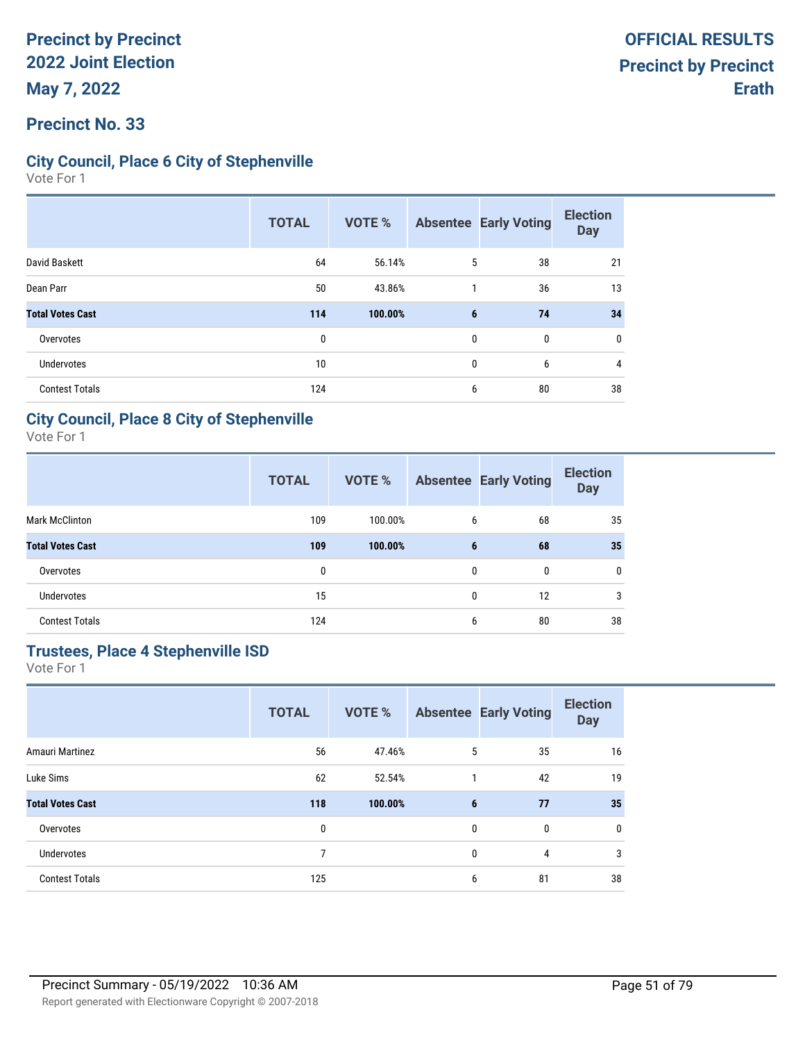# Precinct by Precinct 2022 Joint Election

**May 7, 2022**

**OFFICIAL RESULTS**
**Precinct by Precinct**
**Erath**

## Precinct No. 33

### City Council, Place 6 City of Stephenville

Vote For 1

| | TOTAL | VOTE % | Absentee | Early Voting | Election Day |
|---|---|---|---|---|---|
| David Baskett | 64 | 56.14% | 5 | 38 | 21 |
| Dean Parr | 50 | 43.86% | 1 | 36 | 13 |
| **Total Votes Cast** | **114** | **100.00%** | **6** | **74** | **34** |
| Overvotes | 0 | | 0 | 0 | 0 |
| Undervotes | 10 | | 0 | 6 | 4 |
| Contest Totals | 124 | | 6 | 80 | 38 |

### City Council, Place 8 City of Stephenville

Vote For 1

| | TOTAL | VOTE % | Absentee | Early Voting | Election Day |
|---|---|---|---|---|---|
| Mark McClinton | 109 | 100.00% | 6 | 68 | 35 |
| **Total Votes Cast** | **109** | **100.00%** | **6** | **68** | **35** |
| Overvotes | 0 | | 0 | 0 | 0 |
| Undervotes | 15 | | 0 | 12 | 3 |
| Contest Totals | 124 | | 6 | 80 | 38 |

### Trustees, Place 4 Stephenville ISD

Vote For 1

| | TOTAL | VOTE % | Absentee | Early Voting | Election Day |
|---|---|---|---|---|---|
| Amauri Martinez | 56 | 47.46% | 5 | 35 | 16 |
| Luke Sims | 62 | 52.54% | 1 | 42 | 19 |
| **Total Votes Cast** | **118** | **100.00%** | **6** | **77** | **35** |
| Overvotes | 0 | | 0 | 0 | 0 |
| Undervotes | 7 | | 0 | 4 | 3 |
| Contest Totals | 125 | | 6 | 81 | 38 |

Precinct Summary - 05/19/2022 10:36 AM

Report generated with Electionware Copyright © 2007-2018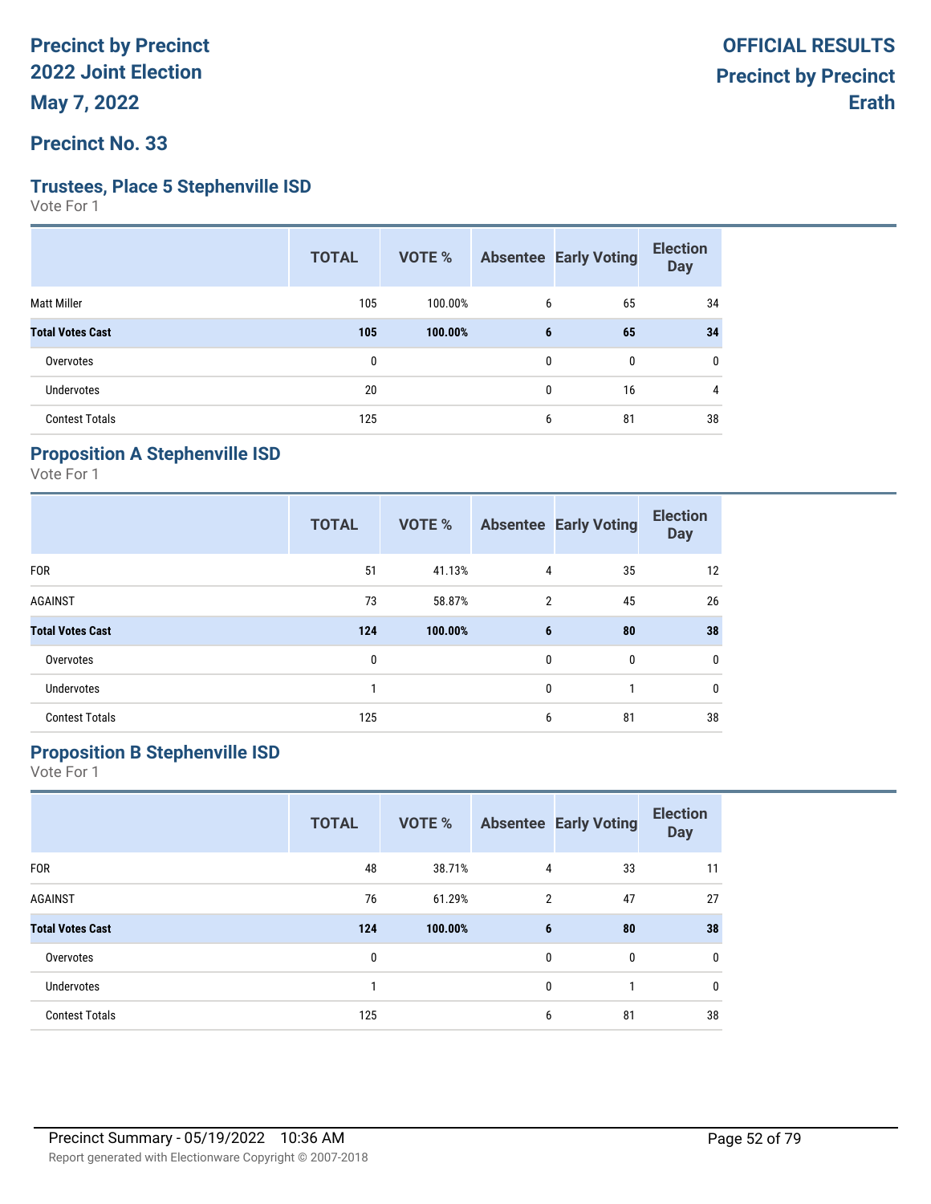# Precinct by Precinct 2022 Joint Election

**May 7, 2022**

**OFFICIAL RESULTS**
**Precinct by Precinct**
**Erath**

## Precinct No. 33

### Trustees, Place 5 Stephenville ISD

Vote For 1

| | TOTAL | VOTE % | Absentee | Early Voting | Election Day |
|---|---|---|---|---|---|
| Matt Miller | 105 | 100.00% | 6 | 65 | 34 |
| **Total Votes Cast** | **105** | **100.00%** | **6** | **65** | **34** |
| Overvotes | 0 | | 0 | 0 | 0 |
| Undervotes | 20 | | 0 | 16 | 4 |
| Contest Totals | 125 | | 6 | 81 | 38 |

### Proposition A Stephenville ISD

Vote For 1

| | TOTAL | VOTE % | Absentee | Early Voting | Election Day |
|---|---|---|---|---|---|
| FOR | 51 | 41.13% | 4 | 35 | 12 |
| AGAINST | 73 | 58.87% | 2 | 45 | 26 |
| **Total Votes Cast** | **124** | **100.00%** | **6** | **80** | **38** |
| Overvotes | 0 | | 0 | 0 | 0 |
| Undervotes | 1 | | 0 | 1 | 0 |
| Contest Totals | 125 | | 6 | 81 | 38 |

### Proposition B Stephenville ISD

Vote For 1

| | TOTAL | VOTE % | Absentee | Early Voting | Election Day |
|---|---|---|---|---|---|
| FOR | 48 | 38.71% | 4 | 33 | 11 |
| AGAINST | 76 | 61.29% | 2 | 47 | 27 |
| **Total Votes Cast** | **124** | **100.00%** | **6** | **80** | **38** |
| Overvotes | 0 | | 0 | 0 | 0 |
| Undervotes | 1 | | 0 | 1 | 0 |
| Contest Totals | 125 | | 6 | 81 | 38 |

Precinct Summary - 05/19/2022 10:36 AM

Report generated with Electionware Copyright © 2007-2018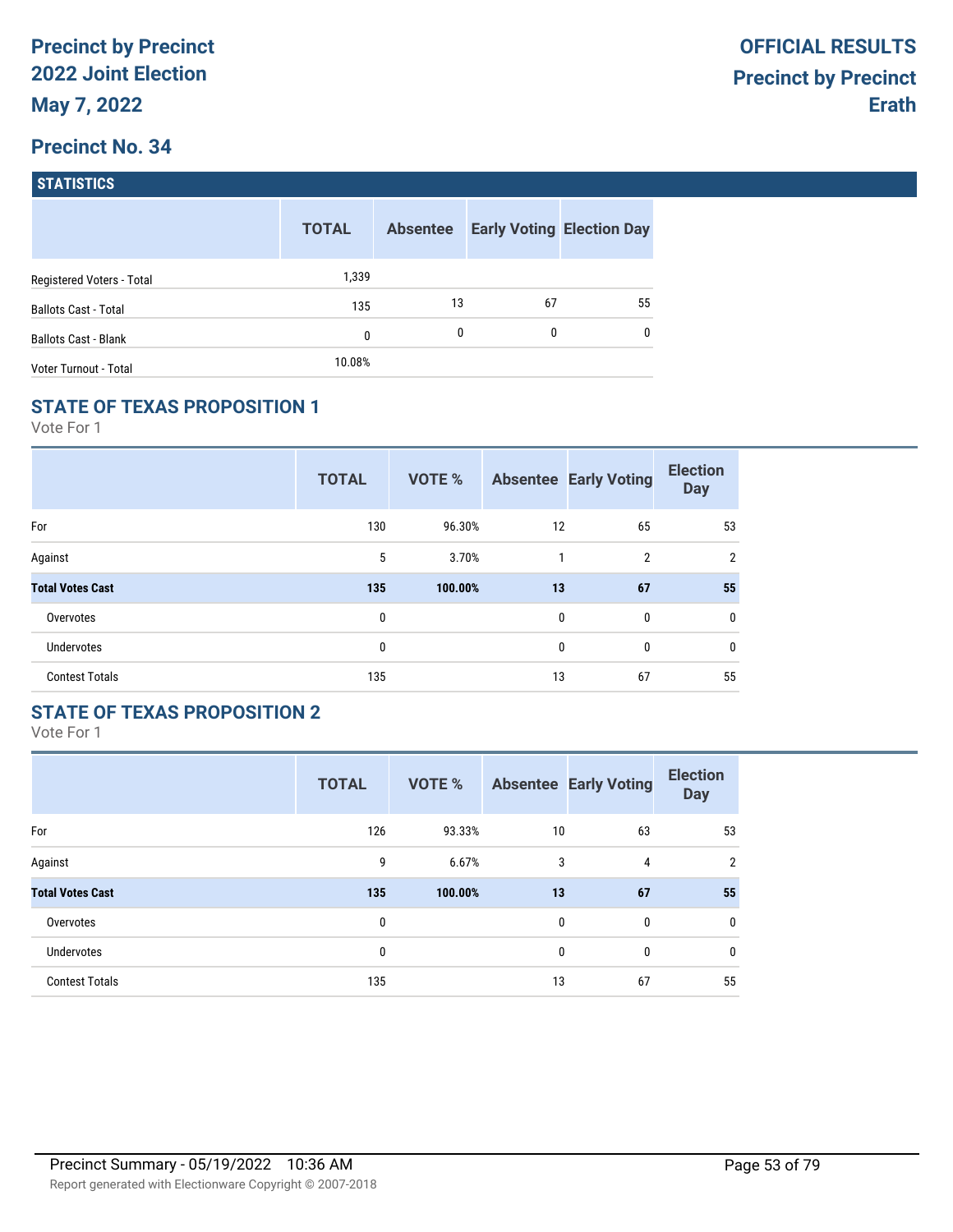# Precinct by Precinct 2022 Joint Election

**May 7, 2022**

**OFFICIAL RESULTS**
**Precinct by Precinct**
**Erath**

## Precinct No. 34

### STATISTICS

| | TOTAL | Absentee | Early Voting | Election Day |
|---|---|---|---|---|
| Registered Voters - Total | 1,339 | | | |
| Ballots Cast - Total | 135 | 13 | 67 | 55 |
| Ballots Cast - Blank | 0 | 0 | 0 | 0 |
| Voter Turnout - Total | 10.08% | | | |

### STATE OF TEXAS PROPOSITION 1

Vote For 1

| | TOTAL | VOTE % | Absentee | Early Voting | Election Day |
|---|---|---|---|---|---|
| For | 130 | 96.30% | 12 | 65 | 53 |
| Against | 5 | 3.70% | 1 | 2 | 2 |
| **Total Votes Cast** | **135** | **100.00%** | **13** | **67** | **55** |
| Overvotes | 0 | | 0 | 0 | 0 |
| Undervotes | 0 | | 0 | 0 | 0 |
| Contest Totals | 135 | | 13 | 67 | 55 |

### STATE OF TEXAS PROPOSITION 2

Vote For 1

| | TOTAL | VOTE % | Absentee | Early Voting | Election Day |
|---|---|---|---|---|---|
| For | 126 | 93.33% | 10 | 63 | 53 |
| Against | 9 | 6.67% | 3 | 4 | 2 |
| **Total Votes Cast** | **135** | **100.00%** | **13** | **67** | **55** |
| Overvotes | 0 | | 0 | 0 | 0 |
| Undervotes | 0 | | 0 | 0 | 0 |
| Contest Totals | 135 | | 13 | 67 | 55 |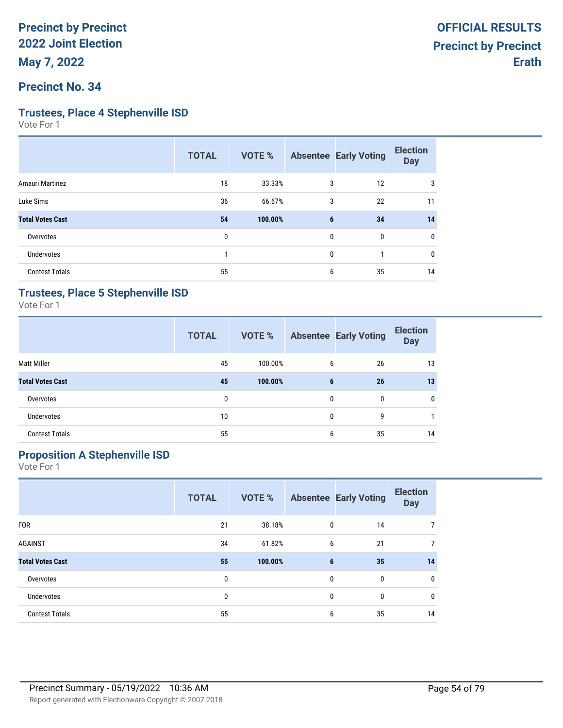# Precinct by Precinct 2022 Joint Election

**May 7, 2022**

**OFFICIAL RESULTS**
**Precinct by Precinct**
**Erath**

## Precinct No. 34

### Trustees, Place 4 Stephenville ISD

Vote For 1

| | TOTAL | VOTE % | Absentee | Early Voting | Election Day |
|---|---|---|---|---|---|
| Amauri Martinez | 18 | 33.33% | 3 | 12 | 3 |
| Luke Sims | 36 | 66.67% | 3 | 22 | 11 |
| **Total Votes Cast** | **54** | **100.00%** | **6** | **34** | **14** |
| Overvotes | 0 | | 0 | 0 | 0 |
| Undervotes | 1 | | 0 | 1 | 0 |
| Contest Totals | 55 | | 6 | 35 | 14 |

### Trustees, Place 5 Stephenville ISD

Vote For 1

| | TOTAL | VOTE % | Absentee | Early Voting | Election Day |
|---|---|---|---|---|---|
| Matt Miller | 45 | 100.00% | 6 | 26 | 13 |
| **Total Votes Cast** | **45** | **100.00%** | **6** | **26** | **13** |
| Overvotes | 0 | | 0 | 0 | 0 |
| Undervotes | 10 | | 0 | 9 | 1 |
| Contest Totals | 55 | | 6 | 35 | 14 |

### Proposition A Stephenville ISD

Vote For 1

| | TOTAL | VOTE % | Absentee | Early Voting | Election Day |
|---|---|---|---|---|---|
| FOR | 21 | 38.18% | 0 | 14 | 7 |
| AGAINST | 34 | 61.82% | 6 | 21 | 7 |
| **Total Votes Cast** | **55** | **100.00%** | **6** | **35** | **14** |
| Overvotes | 0 | | 0 | 0 | 0 |
| Undervotes | 0 | | 0 | 0 | 0 |
| Contest Totals | 55 | | 6 | 35 | 14 |

Precinct Summary - 05/19/2022 10:36 AM

Report generated with Electionware Copyright © 2007-2018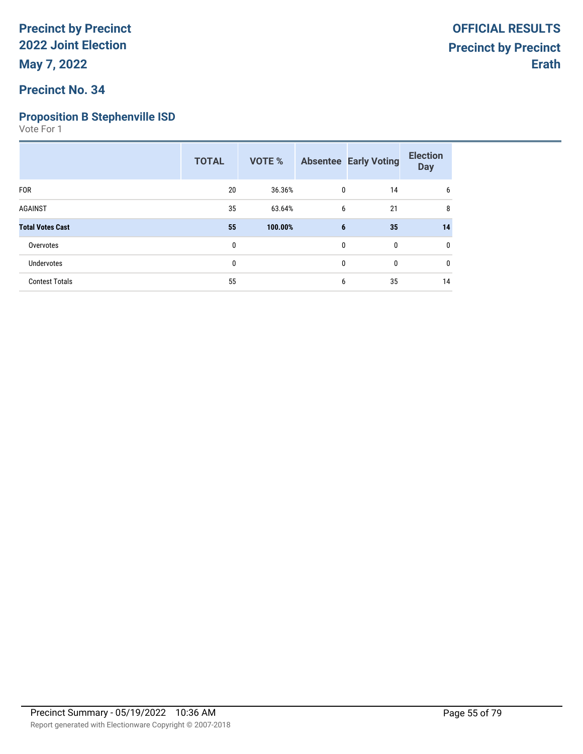# Precinct by Precinct
## 2022 Joint Election
### May 7, 2022

**OFFICIAL RESULTS**
**Precinct by Precinct**
**Erath**

### Precinct No. 34

### Proposition B Stephenville ISD

Vote For 1

| | TOTAL | VOTE % | Absentee | Early Voting | Election Day |
|---|---|---|---|---|---|
| FOR | 20 | 36.36% | 0 | 14 | 6 |
| AGAINST | 35 | 63.64% | 6 | 21 | 8 |
| **Total Votes Cast** | **55** | **100.00%** | **6** | **35** | **14** |
| Overvotes | 0 | | 0 | 0 | 0 |
| Undervotes | 0 | | 0 | 0 | 0 |
| Contest Totals | 55 | | 6 | 35 | 14 |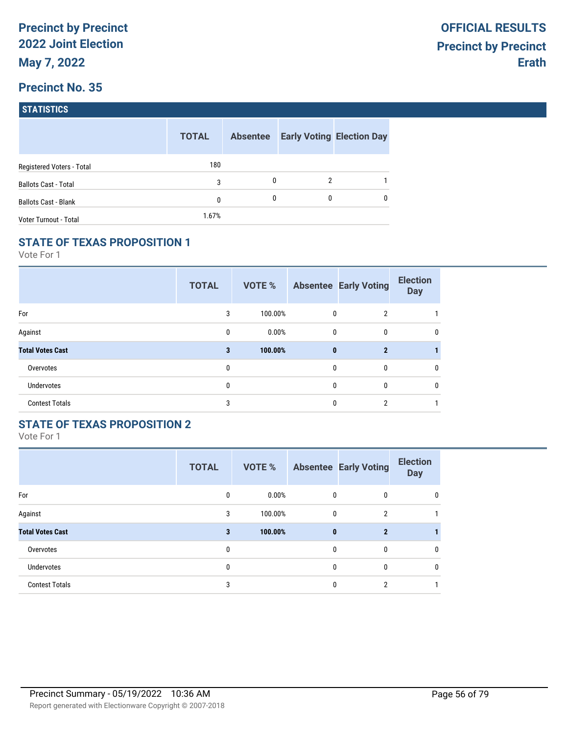**Precinct by Precinct**
**2022 Joint Election**
**May 7, 2022**

**OFFICIAL RESULTS**
**Precinct by Precinct**
**Erath**

## Precinct No. 35

### STATISTICS

| | TOTAL | Absentee | Early Voting | Election Day |
|---|---|---|---|---|
| Registered Voters - Total | 180 | | | |
| Ballots Cast - Total | 3 | 0 | 2 | 1 |
| Ballots Cast - Blank | 0 | 0 | 0 | 0 |
| Voter Turnout - Total | 1.67% | | | |

### STATE OF TEXAS PROPOSITION 1

Vote For 1

| | TOTAL | VOTE % | Absentee | Early Voting | Election Day |
|---|---|---|---|---|---|
| For | 3 | 100.00% | 0 | 2 | 1 |
| Against | 0 | 0.00% | 0 | 0 | 0 |
| **Total Votes Cast** | **3** | **100.00%** | **0** | **2** | **1** |
| Overvotes | 0 | | 0 | 0 | 0 |
| Undervotes | 0 | | 0 | 0 | 0 |
| Contest Totals | 3 | | 0 | 2 | 1 |

### STATE OF TEXAS PROPOSITION 2

Vote For 1

| | TOTAL | VOTE % | Absentee | Early Voting | Election Day |
|---|---|---|---|---|---|
| For | 0 | 0.00% | 0 | 0 | 0 |
| Against | 3 | 100.00% | 0 | 2 | 1 |
| **Total Votes Cast** | **3** | **100.00%** | **0** | **2** | **1** |
| Overvotes | 0 | | 0 | 0 | 0 |
| Undervotes | 0 | | 0 | 0 | 0 |
| Contest Totals | 3 | | 0 | 2 | 1 |

Precinct Summary - 05/19/2022 10:36 AM

Report generated with Electionware Copyright © 2007-2018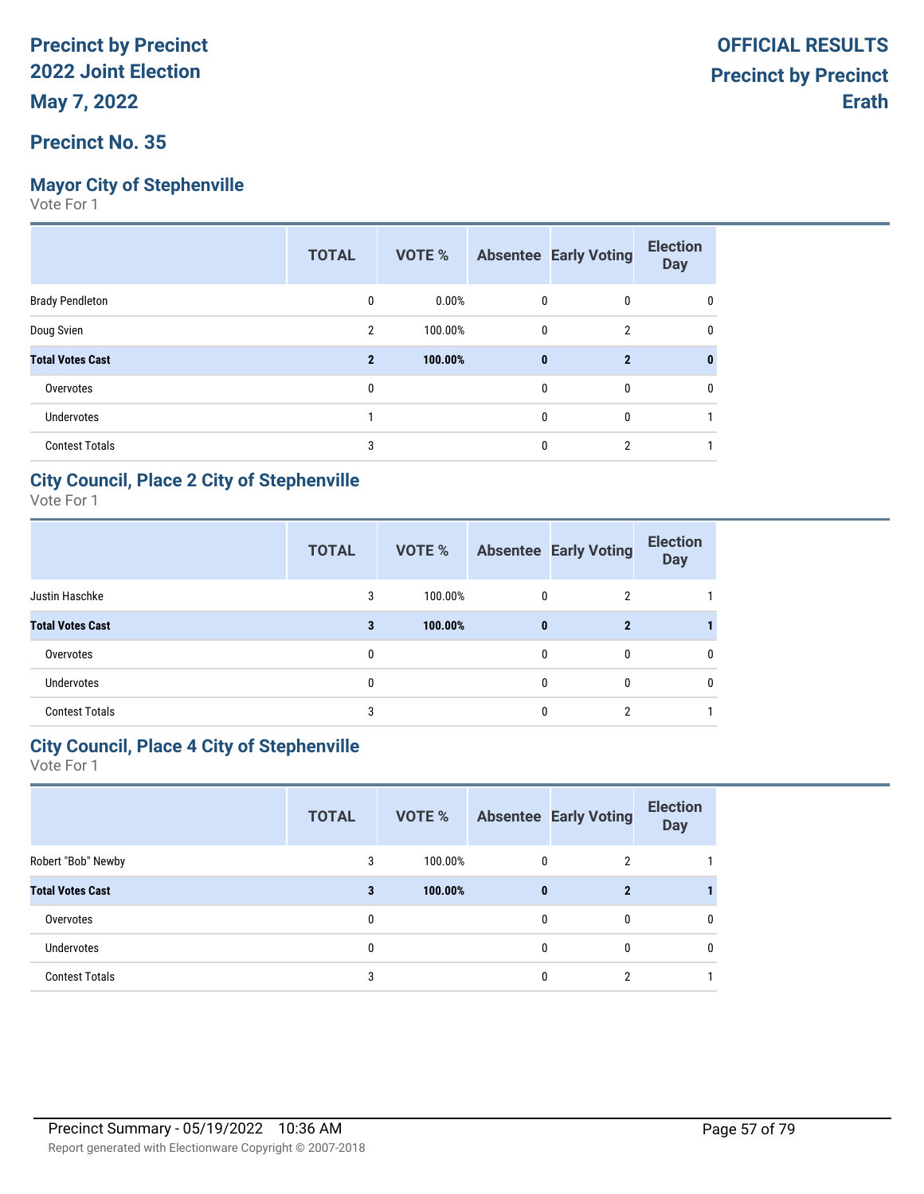**Precinct by Precinct**
**2022 Joint Election**
**May 7, 2022**

**OFFICIAL RESULTS**
**Precinct by Precinct**
**Erath**

## Precinct No. 35

### Mayor City of Stephenville

Vote For 1

| | TOTAL | VOTE % | Absentee | Early Voting | Election Day |
|---|---|---|---|---|---|
| Brady Pendleton | 0 | 0.00% | 0 | 0 | 0 |
| Doug Svien | 2 | 100.00% | 0 | 2 | 0 |
| **Total Votes Cast** | **2** | **100.00%** | **0** | **2** | **0** |
| Overvotes | 0 | | 0 | 0 | 0 |
| Undervotes | 1 | | 0 | 0 | 1 |
| Contest Totals | 3 | | 0 | 2 | 1 |

### City Council, Place 2 City of Stephenville

Vote For 1

| | TOTAL | VOTE % | Absentee | Early Voting | Election Day |
|---|---|---|---|---|---|
| Justin Haschke | 3 | 100.00% | 0 | 2 | 1 |
| **Total Votes Cast** | **3** | **100.00%** | **0** | **2** | **1** |
| Overvotes | 0 | | 0 | 0 | 0 |
| Undervotes | 0 | | 0 | 0 | 0 |
| Contest Totals | 3 | | 0 | 2 | 1 |

### City Council, Place 4 City of Stephenville

Vote For 1

| | TOTAL | VOTE % | Absentee | Early Voting | Election Day |
|---|---|---|---|---|---|
| Robert "Bob" Newby | 3 | 100.00% | 0 | 2 | 1 |
| **Total Votes Cast** | **3** | **100.00%** | **0** | **2** | **1** |
| Overvotes | 0 | | 0 | 0 | 0 |
| Undervotes | 0 | | 0 | 0 | 0 |
| Contest Totals | 3 | | 0 | 2 | 1 |

Precinct Summary - 05/19/2022 10:36 AM

Report generated with Electionware Copyright © 2007-2018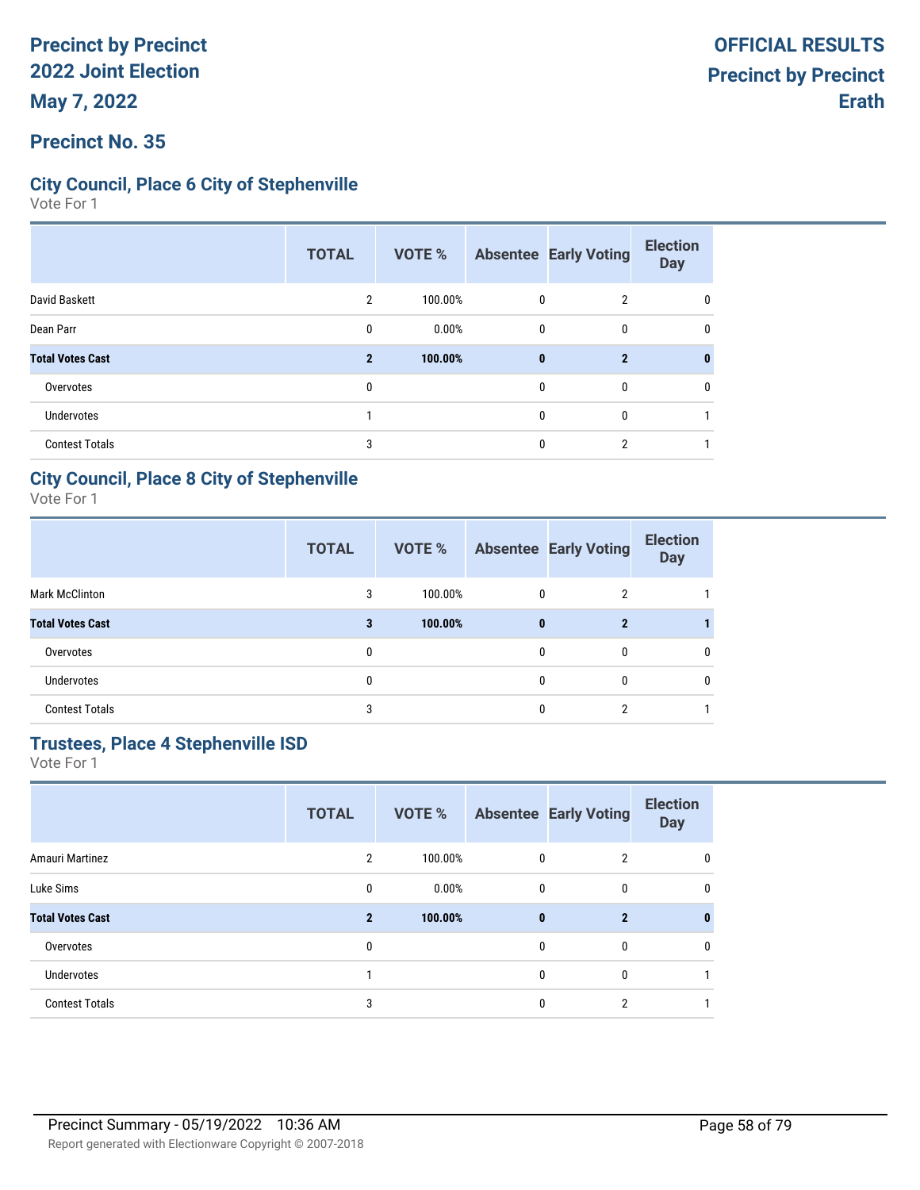# Precinct by Precinct
# 2022 Joint Election
# May 7, 2022

**OFFICIAL RESULTS**
**Precinct by Precinct**
**Erath**

## Precinct No. 35

### City Council, Place 6 City of Stephenville

Vote For 1

| | TOTAL | VOTE % | Absentee | Early Voting | Election Day |
|---|---|---|---|---|---|
| David Baskett | 2 | 100.00% | 0 | 2 | 0 |
| Dean Parr | 0 | 0.00% | 0 | 0 | 0 |
| **Total Votes Cast** | **2** | **100.00%** | **0** | **2** | **0** |
| Overvotes | 0 | | 0 | 0 | 0 |
| Undervotes | 1 | | 0 | 0 | 1 |
| Contest Totals | 3 | | 0 | 2 | 1 |

### City Council, Place 8 City of Stephenville

Vote For 1

| | TOTAL | VOTE % | Absentee | Early Voting | Election Day |
|---|---|---|---|---|---|
| Mark McClinton | 3 | 100.00% | 0 | 2 | 1 |
| **Total Votes Cast** | **3** | **100.00%** | **0** | **2** | **1** |
| Overvotes | 0 | | 0 | 0 | 0 |
| Undervotes | 0 | | 0 | 0 | 0 |
| Contest Totals | 3 | | 0 | 2 | 1 |

### Trustees, Place 4 Stephenville ISD

Vote For 1

| | TOTAL | VOTE % | Absentee | Early Voting | Election Day |
|---|---|---|---|---|---|
| Amauri Martinez | 2 | 100.00% | 0 | 2 | 0 |
| Luke Sims | 0 | 0.00% | 0 | 0 | 0 |
| **Total Votes Cast** | **2** | **100.00%** | **0** | **2** | **0** |
| Overvotes | 0 | | 0 | 0 | 0 |
| Undervotes | 1 | | 0 | 0 | 1 |
| Contest Totals | 3 | | 0 | 2 | 1 |

Precinct Summary - 05/19/2022 10:36 AM

Report generated with Electionware Copyright © 2007-2018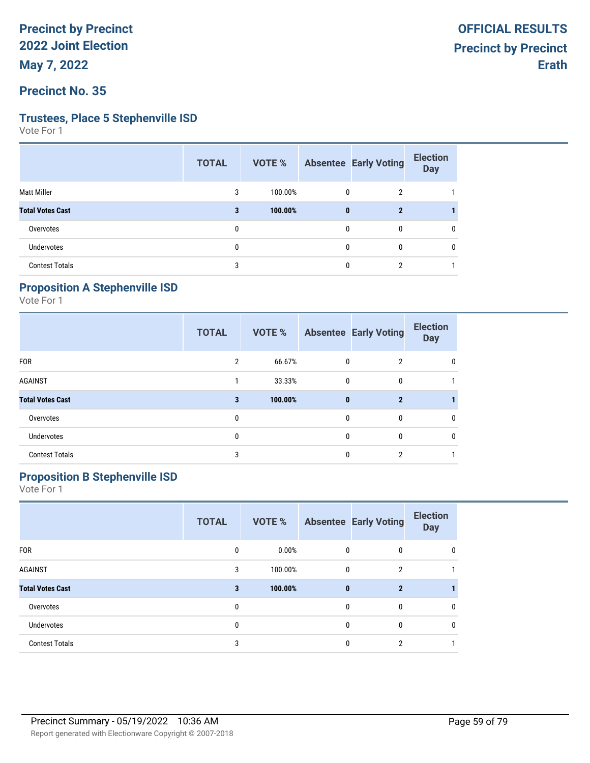# Precinct by Precinct 2022 Joint Election

May 7, 2022

**OFFICIAL RESULTS**
**Precinct by Precinct**
**Erath**

## Precinct No. 35

### Trustees, Place 5 Stephenville ISD

Vote For 1

| | TOTAL | VOTE % | Absentee | Early Voting | Election Day |
|---|---|---|---|---|---|
| Matt Miller | 3 | 100.00% | 0 | 2 | 1 |
| **Total Votes Cast** | **3** | **100.00%** | **0** | **2** | **1** |
| Overvotes | 0 | | 0 | 0 | 0 |
| Undervotes | 0 | | 0 | 0 | 0 |
| Contest Totals | 3 | | 0 | 2 | 1 |

### Proposition A Stephenville ISD

Vote For 1

| | TOTAL | VOTE % | Absentee | Early Voting | Election Day |
|---|---|---|---|---|---|
| FOR | 2 | 66.67% | 0 | 2 | 0 |
| AGAINST | 1 | 33.33% | 0 | 0 | 1 |
| **Total Votes Cast** | **3** | **100.00%** | **0** | **2** | **1** |
| Overvotes | 0 | | 0 | 0 | 0 |
| Undervotes | 0 | | 0 | 0 | 0 |
| Contest Totals | 3 | | 0 | 2 | 1 |

### Proposition B Stephenville ISD

Vote For 1

| | TOTAL | VOTE % | Absentee | Early Voting | Election Day |
|---|---|---|---|---|---|
| FOR | 0 | 0.00% | 0 | 0 | 0 |
| AGAINST | 3 | 100.00% | 0 | 2 | 1 |
| **Total Votes Cast** | **3** | **100.00%** | **0** | **2** | **1** |
| Overvotes | 0 | | 0 | 0 | 0 |
| Undervotes | 0 | | 0 | 0 | 0 |
| Contest Totals | 3 | | 0 | 2 | 1 |

Precinct Summary - 05/19/2022 10:36 AM

Report generated with Electionware Copyright © 2007-2018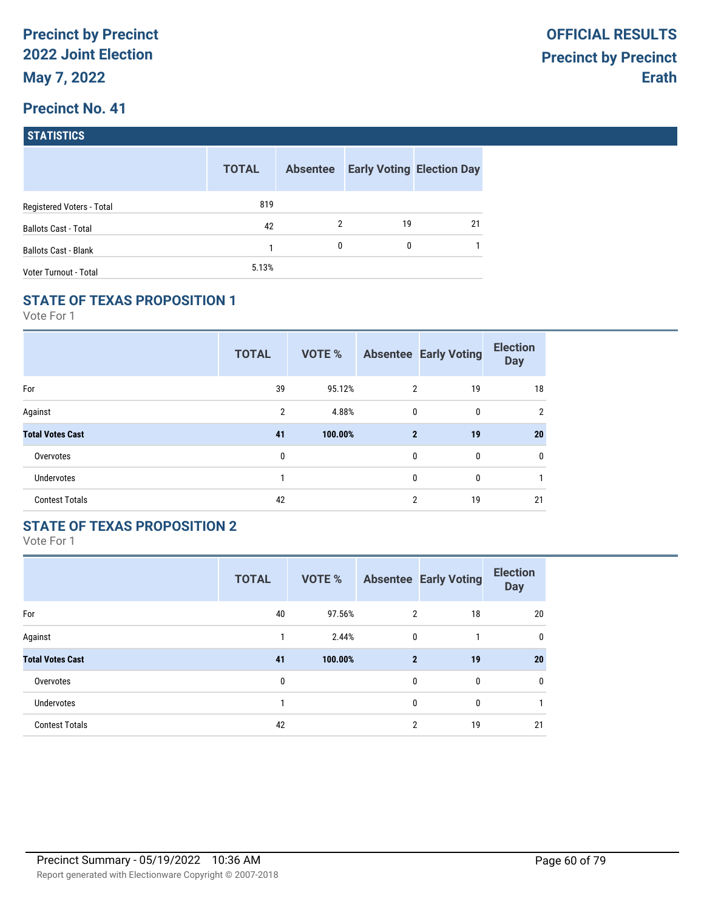**Precinct by Precinct**
**2022 Joint Election**
**May 7, 2022**

**OFFICIAL RESULTS**
**Precinct by Precinct**
**Erath**

## Precinct No. 41

### STATISTICS

| | TOTAL | Absentee | Early Voting | Election Day |
|---|---|---|---|---|
| Registered Voters - Total | 819 | | | |
| Ballots Cast - Total | 42 | 2 | 19 | 21 |
| Ballots Cast - Blank | 1 | 0 | 0 | 1 |
| Voter Turnout - Total | 5.13% | | | |

### STATE OF TEXAS PROPOSITION 1

Vote For 1

| | TOTAL | VOTE % | Absentee | Early Voting | Election Day |
|---|---|---|---|---|---|
| For | 39 | 95.12% | 2 | 19 | 18 |
| Against | 2 | 4.88% | 0 | 0 | 2 |
| **Total Votes Cast** | **41** | **100.00%** | **2** | **19** | **20** |
| Overvotes | 0 | | 0 | 0 | 0 |
| Undervotes | 1 | | 0 | 0 | 1 |
| Contest Totals | 42 | | 2 | 19 | 21 |

### STATE OF TEXAS PROPOSITION 2

Vote For 1

| | TOTAL | VOTE % | Absentee | Early Voting | Election Day |
|---|---|---|---|---|---|
| For | 40 | 97.56% | 2 | 18 | 20 |
| Against | 1 | 2.44% | 0 | 1 | 0 |
| **Total Votes Cast** | **41** | **100.00%** | **2** | **19** | **20** |
| Overvotes | 0 | | 0 | 0 | 0 |
| Undervotes | 1 | | 0 | 0 | 1 |
| Contest Totals | 42 | | 2 | 19 | 21 |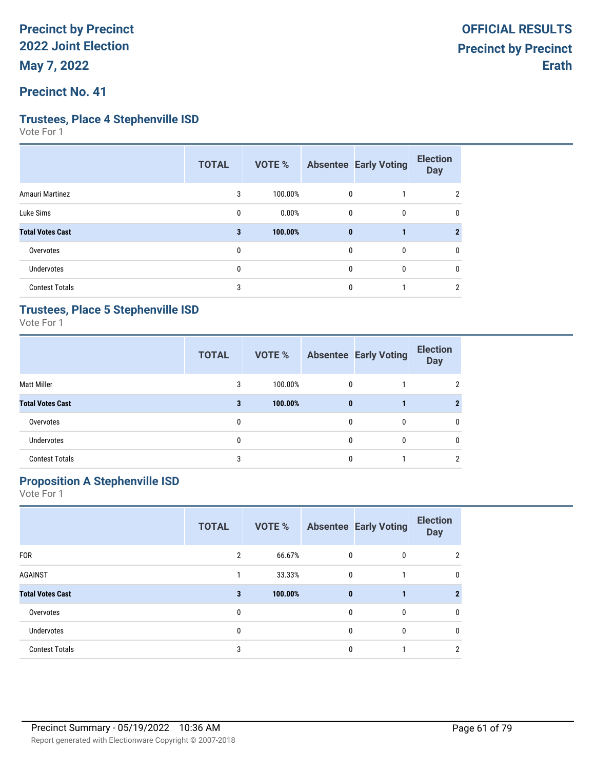# Precinct by Precinct 2022 Joint Election

**May 7, 2022**

**OFFICIAL RESULTS**
**Precinct by Precinct**
**Erath**

## Precinct No. 41

### Trustees, Place 4 Stephenville ISD

Vote For 1

| | TOTAL | VOTE % | Absentee | Early Voting | Election Day |
|---|---|---|---|---|---|
| Amauri Martinez | 3 | 100.00% | 0 | 1 | 2 |
| Luke Sims | 0 | 0.00% | 0 | 0 | 0 |
| **Total Votes Cast** | **3** | **100.00%** | **0** | **1** | **2** |
| Overvotes | 0 | | 0 | 0 | 0 |
| Undervotes | 0 | | 0 | 0 | 0 |
| Contest Totals | 3 | | 0 | 1 | 2 |

### Trustees, Place 5 Stephenville ISD

Vote For 1

| | TOTAL | VOTE % | Absentee | Early Voting | Election Day |
|---|---|---|---|---|---|
| Matt Miller | 3 | 100.00% | 0 | 1 | 2 |
| **Total Votes Cast** | **3** | **100.00%** | **0** | **1** | **2** |
| Overvotes | 0 | | 0 | 0 | 0 |
| Undervotes | 0 | | 0 | 0 | 0 |
| Contest Totals | 3 | | 0 | 1 | 2 |

### Proposition A Stephenville ISD

Vote For 1

| | TOTAL | VOTE % | Absentee | Early Voting | Election Day |
|---|---|---|---|---|---|
| FOR | 2 | 66.67% | 0 | 0 | 2 |
| AGAINST | 1 | 33.33% | 0 | 1 | 0 |
| **Total Votes Cast** | **3** | **100.00%** | **0** | **1** | **2** |
| Overvotes | 0 | | 0 | 0 | 0 |
| Undervotes | 0 | | 0 | 0 | 0 |
| Contest Totals | 3 | | 0 | 1 | 2 |

Precinct Summary - 05/19/2022 10:36 AM

Report generated with Electionware Copyright © 2007-2018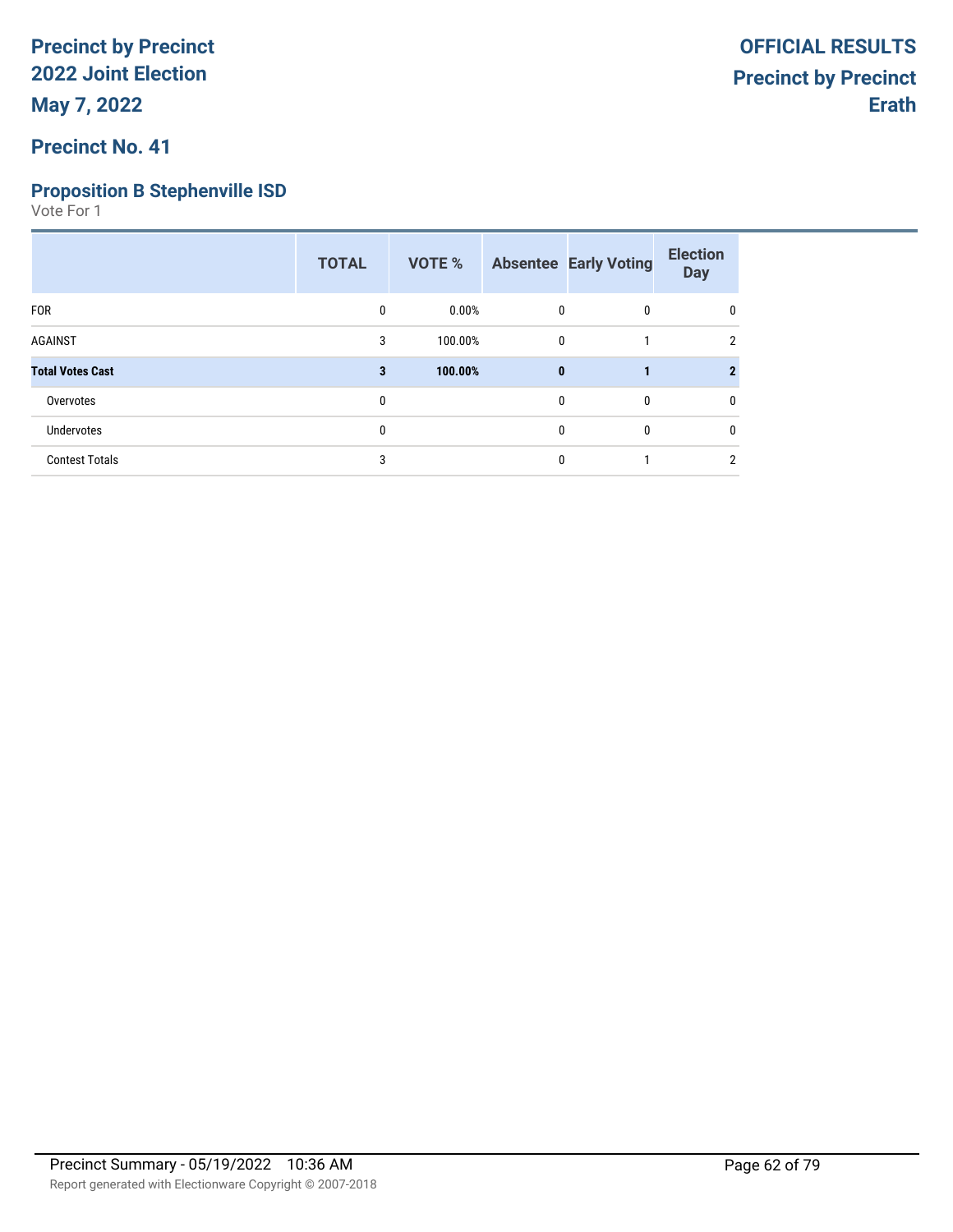**Precinct by Precinct**
**2022 Joint Election**
**May 7, 2022**

**OFFICIAL RESULTS**
**Precinct by Precinct**
**Erath**

## Precinct No. 41

### Proposition B Stephenville ISD

Vote For 1

| | TOTAL | VOTE % | Absentee | Early Voting | Election Day |
|---|---|---|---|---|---|
| FOR | 0 | 0.00% | 0 | 0 | 0 |
| AGAINST | 3 | 100.00% | 0 | 1 | 2 |
| **Total Votes Cast** | **3** | **100.00%** | **0** | **1** | **2** |
| Overvotes | 0 | | 0 | 0 | 0 |
| Undervotes | 0 | | 0 | 0 | 0 |
| Contest Totals | 3 | | 0 | 1 | 2 |

Precinct Summary - 05/19/2022 10:36 AM

Report generated with Electionware Copyright © 2007-2018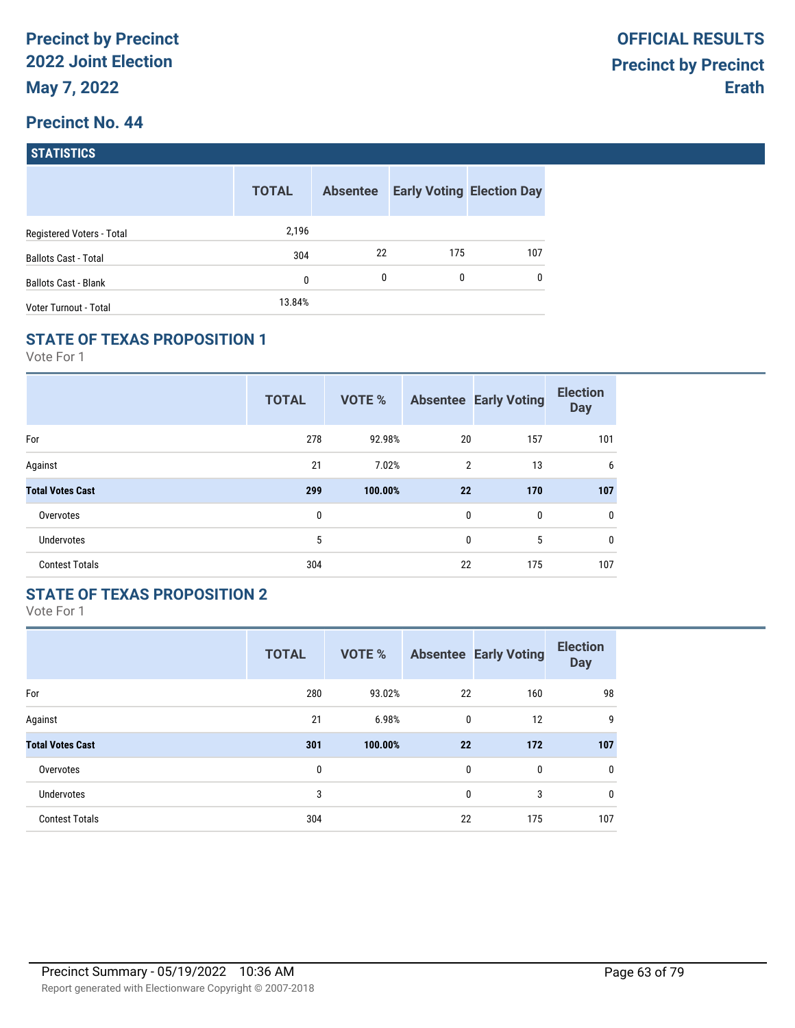# Precinct by Precinct
# 2022 Joint Election
# May 7, 2022

**OFFICIAL RESULTS**
**Precinct by Precinct**
**Erath**

## Precinct No. 44

### STATISTICS

| | TOTAL | Absentee | Early Voting | Election Day |
|---|---|---|---|---|
| Registered Voters - Total | 2,196 | | | |
| Ballots Cast - Total | 304 | 22 | 175 | 107 |
| Ballots Cast - Blank | 0 | 0 | 0 | 0 |
| Voter Turnout - Total | 13.84% | | | |

### STATE OF TEXAS PROPOSITION 1

Vote For 1

| | TOTAL | VOTE % | Absentee | Early Voting | Election Day |
|---|---|---|---|---|---|
| For | 278 | 92.98% | 20 | 157 | 101 |
| Against | 21 | 7.02% | 2 | 13 | 6 |
| **Total Votes Cast** | **299** | **100.00%** | **22** | **170** | **107** |
| Overvotes | 0 | | 0 | 0 | 0 |
| Undervotes | 5 | | 0 | 5 | 0 |
| Contest Totals | 304 | | 22 | 175 | 107 |

### STATE OF TEXAS PROPOSITION 2

Vote For 1

| | TOTAL | VOTE % | Absentee | Early Voting | Election Day |
|---|---|---|---|---|---|
| For | 280 | 93.02% | 22 | 160 | 98 |
| Against | 21 | 6.98% | 0 | 12 | 9 |
| **Total Votes Cast** | **301** | **100.00%** | **22** | **172** | **107** |
| Overvotes | 0 | | 0 | 0 | 0 |
| Undervotes | 3 | | 0 | 3 | 0 |
| Contest Totals | 304 | | 22 | 175 | 107 |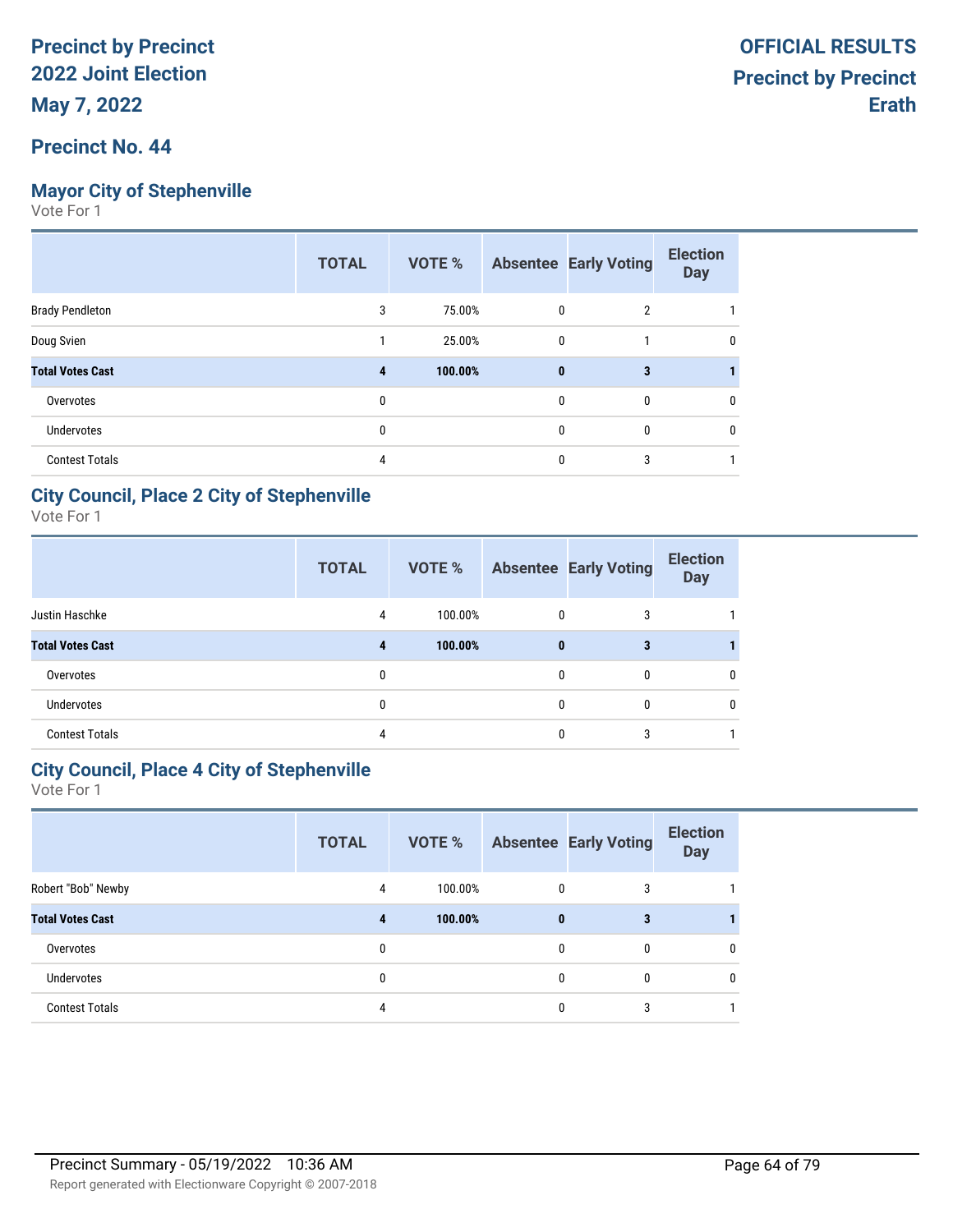**Precinct by Precinct**
**2022 Joint Election**
**May 7, 2022**

**OFFICIAL RESULTS**
**Precinct by Precinct**
**Erath**

## Precinct No. 44

### Mayor City of Stephenville

Vote For 1

| | TOTAL | VOTE % | Absentee | Early Voting | Election Day |
|---|---|---|---|---|---|
| Brady Pendleton | 3 | 75.00% | 0 | 2 | 1 |
| Doug Svien | 1 | 25.00% | 0 | 1 | 0 |
| **Total Votes Cast** | **4** | **100.00%** | **0** | **3** | **1** |
| Overvotes | 0 | | 0 | 0 | 0 |
| Undervotes | 0 | | 0 | 0 | 0 |
| Contest Totals | 4 | | 0 | 3 | 1 |

### City Council, Place 2 City of Stephenville

Vote For 1

| | TOTAL | VOTE % | Absentee | Early Voting | Election Day |
|---|---|---|---|---|---|
| Justin Haschke | 4 | 100.00% | 0 | 3 | 1 |
| **Total Votes Cast** | **4** | **100.00%** | **0** | **3** | **1** |
| Overvotes | 0 | | 0 | 0 | 0 |
| Undervotes | 0 | | 0 | 0 | 0 |
| Contest Totals | 4 | | 0 | 3 | 1 |

### City Council, Place 4 City of Stephenville

Vote For 1

| | TOTAL | VOTE % | Absentee | Early Voting | Election Day |
|---|---|---|---|---|---|
| Robert "Bob" Newby | 4 | 100.00% | 0 | 3 | 1 |
| **Total Votes Cast** | **4** | **100.00%** | **0** | **3** | **1** |
| Overvotes | 0 | | 0 | 0 | 0 |
| Undervotes | 0 | | 0 | 0 | 0 |
| Contest Totals | 4 | | 0 | 3 | 1 |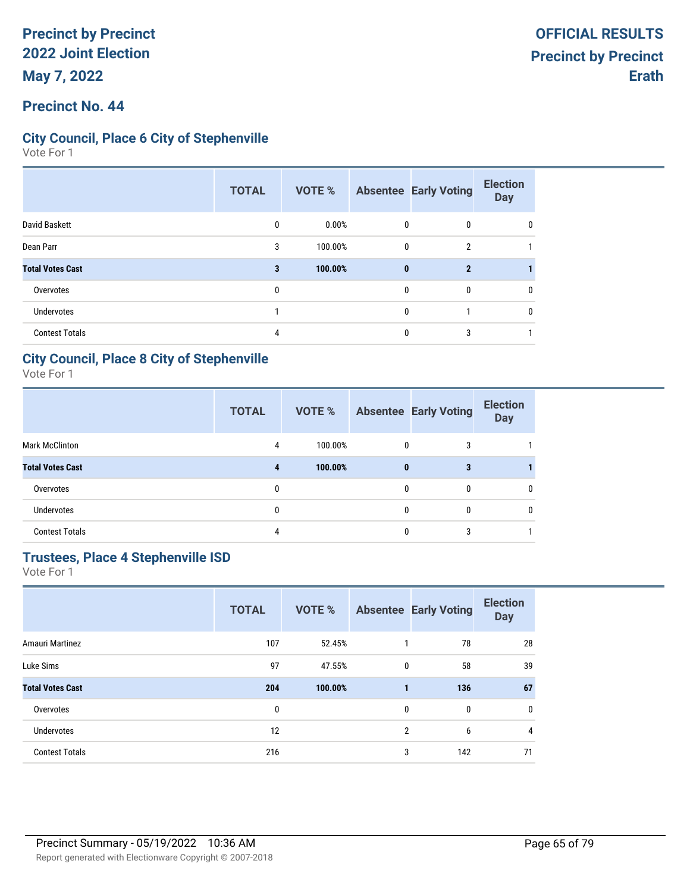# Precinct by Precinct
# 2022 Joint Election
# May 7, 2022

**OFFICIAL RESULTS**
**Precinct by Precinct**
**Erath**

## Precinct No. 44

### City Council, Place 6 City of Stephenville

Vote For 1

| | TOTAL | VOTE % | Absentee | Early Voting | Election Day |
|---|---|---|---|---|---|
| David Baskett | 0 | 0.00% | 0 | 0 | 0 |
| Dean Parr | 3 | 100.00% | 0 | 2 | 1 |
| **Total Votes Cast** | **3** | **100.00%** | **0** | **2** | **1** |
| Overvotes | 0 | | 0 | 0 | 0 |
| Undervotes | 1 | | 0 | 1 | 0 |
| Contest Totals | 4 | | 0 | 3 | 1 |

### City Council, Place 8 City of Stephenville

Vote For 1

| | TOTAL | VOTE % | Absentee | Early Voting | Election Day |
|---|---|---|---|---|---|
| Mark McClinton | 4 | 100.00% | 0 | 3 | 1 |
| **Total Votes Cast** | **4** | **100.00%** | **0** | **3** | **1** |
| Overvotes | 0 | | 0 | 0 | 0 |
| Undervotes | 0 | | 0 | 0 | 0 |
| Contest Totals | 4 | | 0 | 3 | 1 |

### Trustees, Place 4 Stephenville ISD

Vote For 1

| | TOTAL | VOTE % | Absentee | Early Voting | Election Day |
|---|---|---|---|---|---|
| Amauri Martinez | 107 | 52.45% | 1 | 78 | 28 |
| Luke Sims | 97 | 47.55% | 0 | 58 | 39 |
| **Total Votes Cast** | **204** | **100.00%** | **1** | **136** | **67** |
| Overvotes | 0 | | 0 | 0 | 0 |
| Undervotes | 12 | | 2 | 6 | 4 |
| Contest Totals | 216 | | 3 | 142 | 71 |

Precinct Summary - 05/19/2022 10:36 AM

Report generated with Electionware Copyright © 2007-2018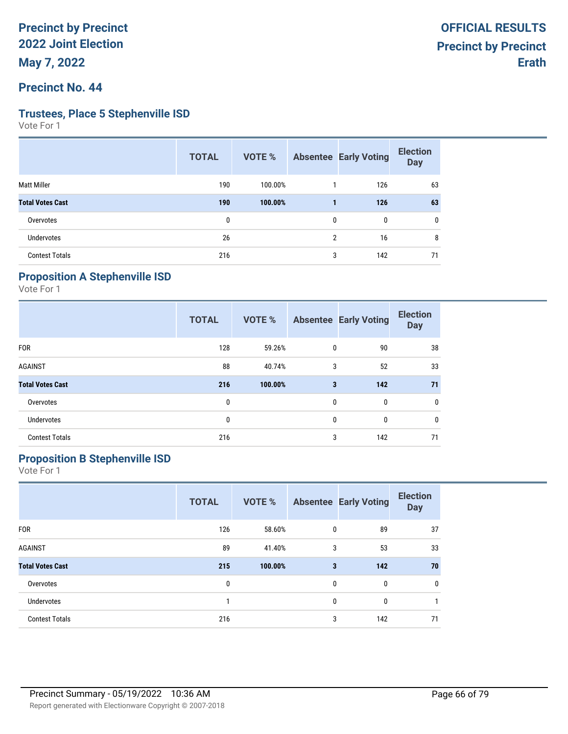**Precinct by Precinct**
**2022 Joint Election**
**May 7, 2022**

**OFFICIAL RESULTS**
**Precinct by Precinct**
**Erath**

## Precinct No. 44

### Trustees, Place 5 Stephenville ISD

Vote For 1

| | TOTAL | VOTE % | Absentee | Early Voting | Election Day |
|---|---|---|---|---|---|
| Matt Miller | 190 | 100.00% | 1 | 126 | 63 |
| **Total Votes Cast** | **190** | **100.00%** | **1** | **126** | **63** |
| Overvotes | 0 | | 0 | 0 | 0 |
| Undervotes | 26 | | 2 | 16 | 8 |
| Contest Totals | 216 | | 3 | 142 | 71 |

### Proposition A Stephenville ISD

Vote For 1

| | TOTAL | VOTE % | Absentee | Early Voting | Election Day |
|---|---|---|---|---|---|
| FOR | 128 | 59.26% | 0 | 90 | 38 |
| AGAINST | 88 | 40.74% | 3 | 52 | 33 |
| **Total Votes Cast** | **216** | **100.00%** | **3** | **142** | **71** |
| Overvotes | 0 | | 0 | 0 | 0 |
| Undervotes | 0 | | 0 | 0 | 0 |
| Contest Totals | 216 | | 3 | 142 | 71 |

### Proposition B Stephenville ISD

Vote For 1

| | TOTAL | VOTE % | Absentee | Early Voting | Election Day |
|---|---|---|---|---|---|
| FOR | 126 | 58.60% | 0 | 89 | 37 |
| AGAINST | 89 | 41.40% | 3 | 53 | 33 |
| **Total Votes Cast** | **215** | **100.00%** | **3** | **142** | **70** |
| Overvotes | 0 | | 0 | 0 | 0 |
| Undervotes | 1 | | 0 | 0 | 1 |
| Contest Totals | 216 | | 3 | 142 | 71 |

Precinct Summary - 05/19/2022 10:36 AM

Report generated with Electionware Copyright © 2007-2018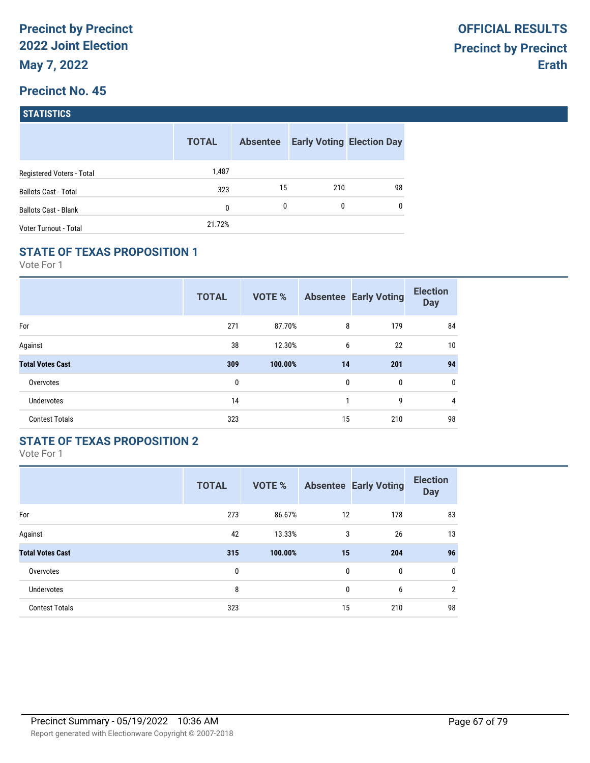**Precinct by Precinct**
**2022 Joint Election**
**May 7, 2022**

**OFFICIAL RESULTS**
**Precinct by Precinct**
**Erath**

## Precinct No. 45

### STATISTICS

| | TOTAL | Absentee | Early Voting | Election Day |
|---|---|---|---|---|
| Registered Voters - Total | 1,487 | | | |
| Ballots Cast - Total | 323 | 15 | 210 | 98 |
| Ballots Cast - Blank | 0 | 0 | 0 | 0 |
| Voter Turnout - Total | 21.72% | | | |

### STATE OF TEXAS PROPOSITION 1

Vote For 1

| | TOTAL | VOTE % | Absentee | Early Voting | Election Day |
|---|---|---|---|---|---|
| For | 271 | 87.70% | 8 | 179 | 84 |
| Against | 38 | 12.30% | 6 | 22 | 10 |
| **Total Votes Cast** | **309** | **100.00%** | **14** | **201** | **94** |
| Overvotes | 0 | | 0 | 0 | 0 |
| Undervotes | 14 | | 1 | 9 | 4 |
| Contest Totals | 323 | | 15 | 210 | 98 |

### STATE OF TEXAS PROPOSITION 2

Vote For 1

| | TOTAL | VOTE % | Absentee | Early Voting | Election Day |
|---|---|---|---|---|---|
| For | 273 | 86.67% | 12 | 178 | 83 |
| Against | 42 | 13.33% | 3 | 26 | 13 |
| **Total Votes Cast** | **315** | **100.00%** | **15** | **204** | **96** |
| Overvotes | 0 | | 0 | 0 | 0 |
| Undervotes | 8 | | 0 | 6 | 2 |
| Contest Totals | 323 | | 15 | 210 | 98 |

Precinct Summary - 05/19/2022 10:36 AM

Report generated with Electionware Copyright © 2007-2018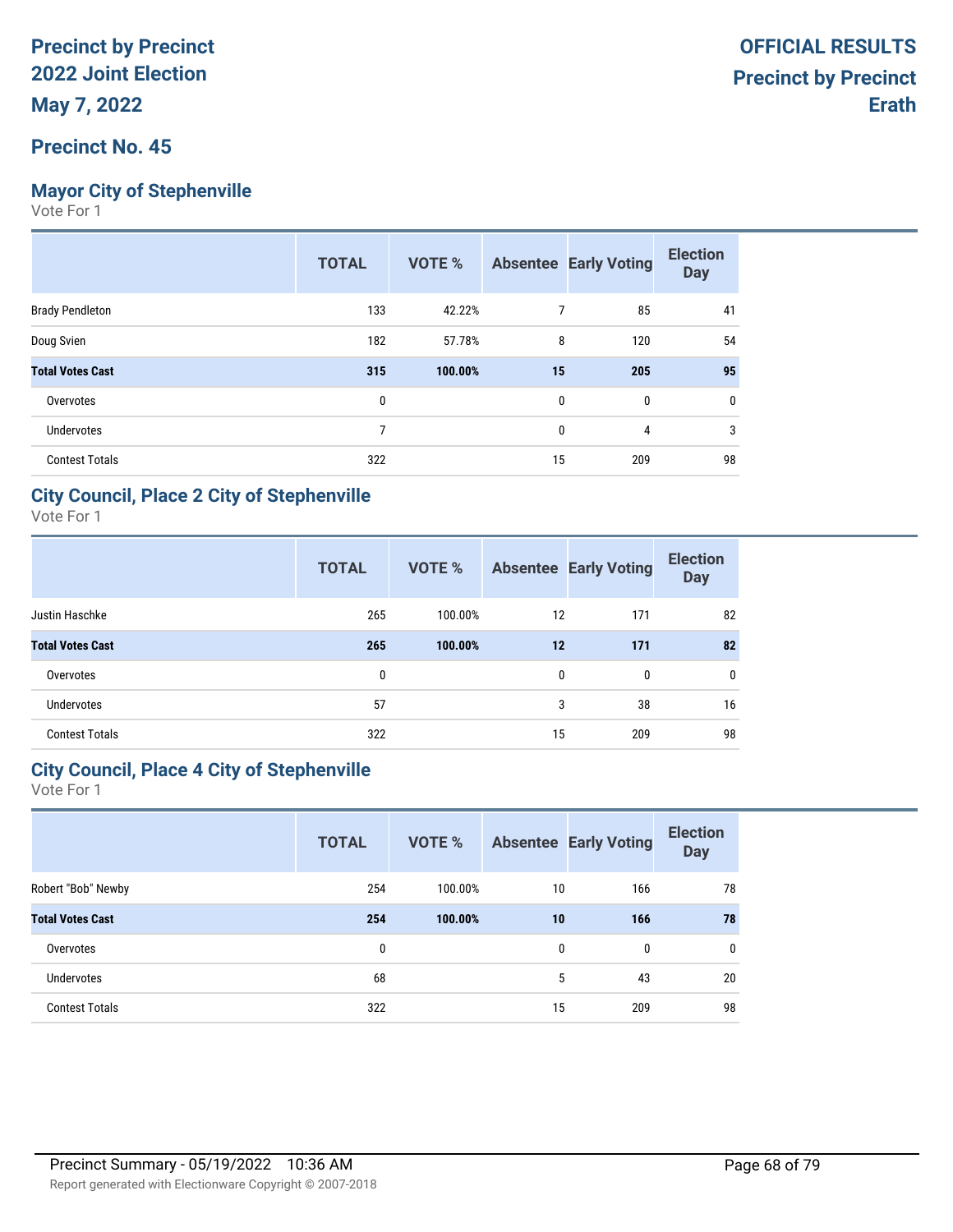**Precinct by Precinct**
**2022 Joint Election**
**May 7, 2022**

**OFFICIAL RESULTS**
**Precinct by Precinct**
**Erath**

## Precinct No. 45

### Mayor City of Stephenville

Vote For 1

| | TOTAL | VOTE % | Absentee | Early Voting | Election Day |
|---|---|---|---|---|---|
| Brady Pendleton | 133 | 42.22% | 7 | 85 | 41 |
| Doug Svien | 182 | 57.78% | 8 | 120 | 54 |
| **Total Votes Cast** | **315** | **100.00%** | **15** | **205** | **95** |
| Overvotes | 0 | | 0 | 0 | 0 |
| Undervotes | 7 | | 0 | 4 | 3 |
| Contest Totals | 322 | | 15 | 209 | 98 |

### City Council, Place 2 City of Stephenville

Vote For 1

| | TOTAL | VOTE % | Absentee | Early Voting | Election Day |
|---|---|---|---|---|---|
| Justin Haschke | 265 | 100.00% | 12 | 171 | 82 |
| **Total Votes Cast** | **265** | **100.00%** | **12** | **171** | **82** |
| Overvotes | 0 | | 0 | 0 | 0 |
| Undervotes | 57 | | 3 | 38 | 16 |
| Contest Totals | 322 | | 15 | 209 | 98 |

### City Council, Place 4 City of Stephenville

Vote For 1

| | TOTAL | VOTE % | Absentee | Early Voting | Election Day |
|---|---|---|---|---|---|
| Robert "Bob" Newby | 254 | 100.00% | 10 | 166 | 78 |
| **Total Votes Cast** | **254** | **100.00%** | **10** | **166** | **78** |
| Overvotes | 0 | | 0 | 0 | 0 |
| Undervotes | 68 | | 5 | 43 | 20 |
| Contest Totals | 322 | | 15 | 209 | 98 |

Precinct Summary - 05/19/2022 10:36 AM

Report generated with Electionware Copyright © 2007-2018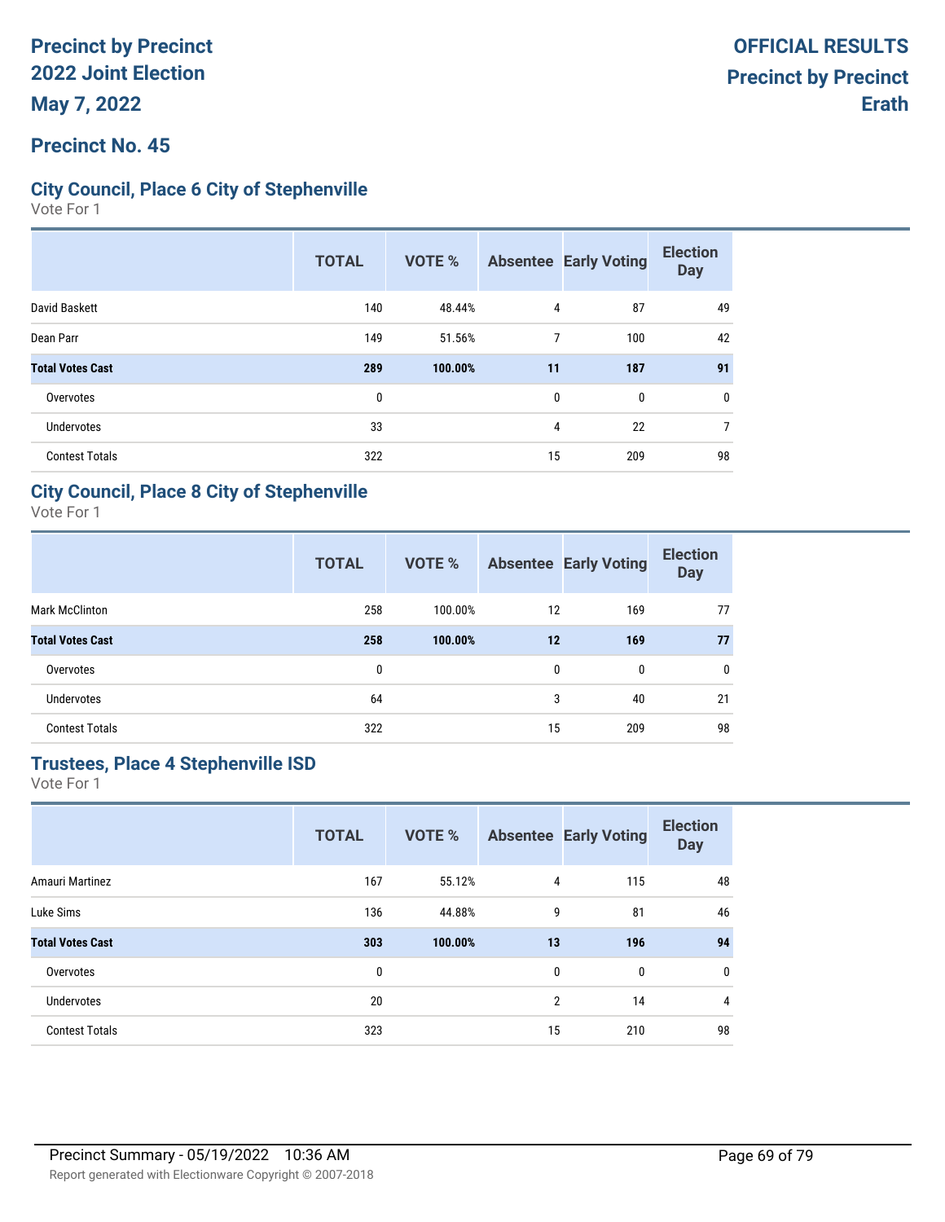# Precinct by Precinct 2022 Joint Election

**May 7, 2022**

**OFFICIAL RESULTS Precinct by Precinct Erath**

## Precinct No. 45

### City Council, Place 6 City of Stephenville

Vote For 1

| | TOTAL | VOTE % | Absentee | Early Voting | Election Day |
|---|---|---|---|---|---|
| David Baskett | 140 | 48.44% | 4 | 87 | 49 |
| Dean Parr | 149 | 51.56% | 7 | 100 | 42 |
| **Total Votes Cast** | **289** | **100.00%** | **11** | **187** | **91** |
| Overvotes | 0 | | 0 | 0 | 0 |
| Undervotes | 33 | | 4 | 22 | 7 |
| Contest Totals | 322 | | 15 | 209 | 98 |

### City Council, Place 8 City of Stephenville

Vote For 1

| | TOTAL | VOTE % | Absentee | Early Voting | Election Day |
|---|---|---|---|---|---|
| Mark McClinton | 258 | 100.00% | 12 | 169 | 77 |
| **Total Votes Cast** | **258** | **100.00%** | **12** | **169** | **77** |
| Overvotes | 0 | | 0 | 0 | 0 |
| Undervotes | 64 | | 3 | 40 | 21 |
| Contest Totals | 322 | | 15 | 209 | 98 |

### Trustees, Place 4 Stephenville ISD

Vote For 1

| | TOTAL | VOTE % | Absentee | Early Voting | Election Day |
|---|---|---|---|---|---|
| Amauri Martinez | 167 | 55.12% | 4 | 115 | 48 |
| Luke Sims | 136 | 44.88% | 9 | 81 | 46 |
| **Total Votes Cast** | **303** | **100.00%** | **13** | **196** | **94** |
| Overvotes | 0 | | 0 | 0 | 0 |
| Undervotes | 20 | | 2 | 14 | 4 |
| Contest Totals | 323 | | 15 | 210 | 98 |

Precinct Summary - 05/19/2022 10:36 AM

Report generated with Electionware Copyright © 2007-2018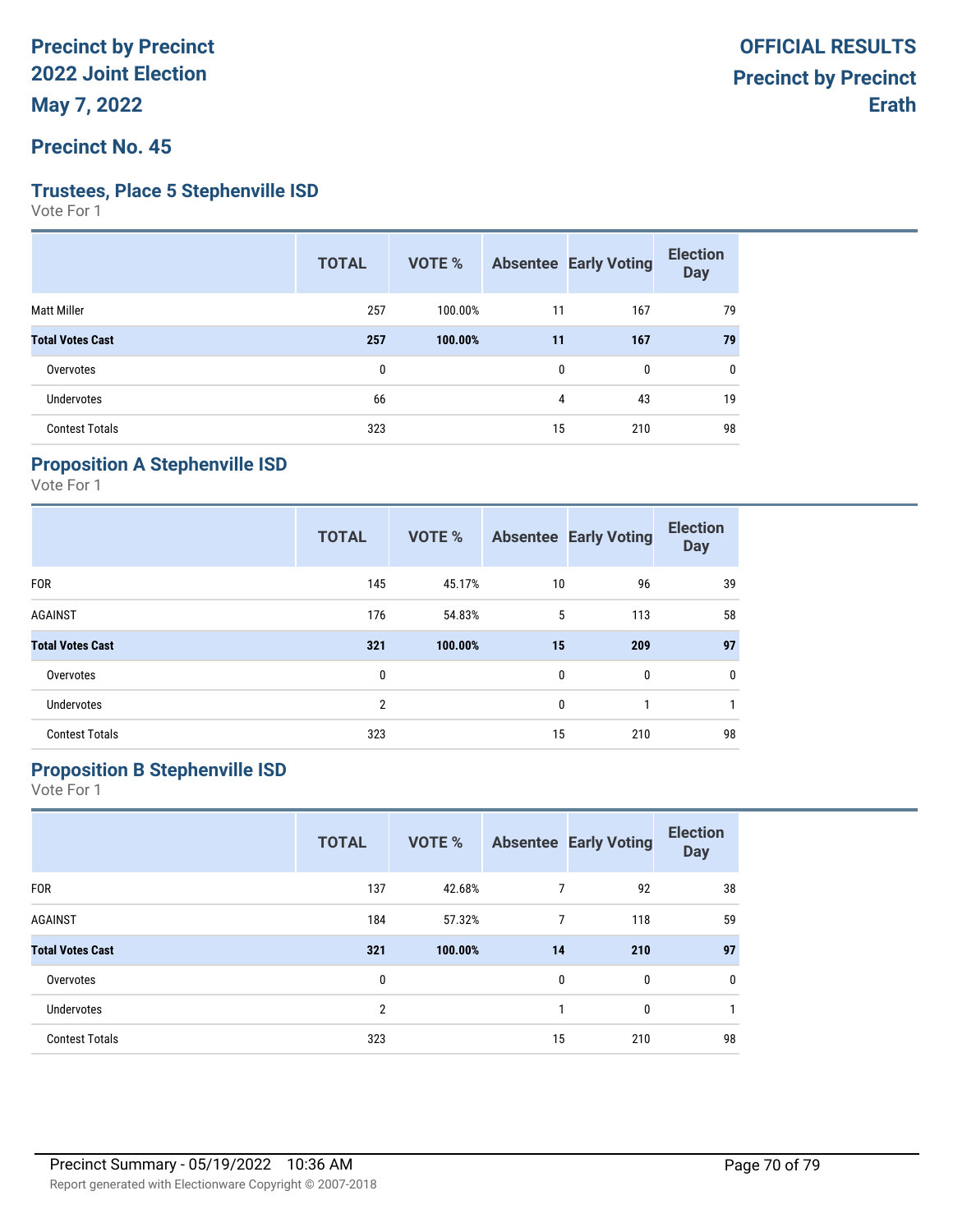**Precinct by Precinct**
**2022 Joint Election**
**May 7, 2022**

**OFFICIAL RESULTS**
**Precinct by Precinct**
**Erath**

## Precinct No. 45

### Trustees, Place 5 Stephenville ISD

Vote For 1

| | TOTAL | VOTE % | Absentee | Early Voting | Election Day |
|---|---|---|---|---|---|
| Matt Miller | 257 | 100.00% | 11 | 167 | 79 |
| **Total Votes Cast** | **257** | **100.00%** | **11** | **167** | **79** |
| Overvotes | 0 | | 0 | 0 | 0 |
| Undervotes | 66 | | 4 | 43 | 19 |
| Contest Totals | 323 | | 15 | 210 | 98 |

### Proposition A Stephenville ISD

Vote For 1

| | TOTAL | VOTE % | Absentee | Early Voting | Election Day |
|---|---|---|---|---|---|
| FOR | 145 | 45.17% | 10 | 96 | 39 |
| AGAINST | 176 | 54.83% | 5 | 113 | 58 |
| **Total Votes Cast** | **321** | **100.00%** | **15** | **209** | **97** |
| Overvotes | 0 | | 0 | 0 | 0 |
| Undervotes | 2 | | 0 | 1 | 1 |
| Contest Totals | 323 | | 15 | 210 | 98 |

### Proposition B Stephenville ISD

Vote For 1

| | TOTAL | VOTE % | Absentee | Early Voting | Election Day |
|---|---|---|---|---|---|
| FOR | 137 | 42.68% | 7 | 92 | 38 |
| AGAINST | 184 | 57.32% | 7 | 118 | 59 |
| **Total Votes Cast** | **321** | **100.00%** | **14** | **210** | **97** |
| Overvotes | 0 | | 0 | 0 | 0 |
| Undervotes | 2 | | 1 | 0 | 1 |
| Contest Totals | 323 | | 15 | 210 | 98 |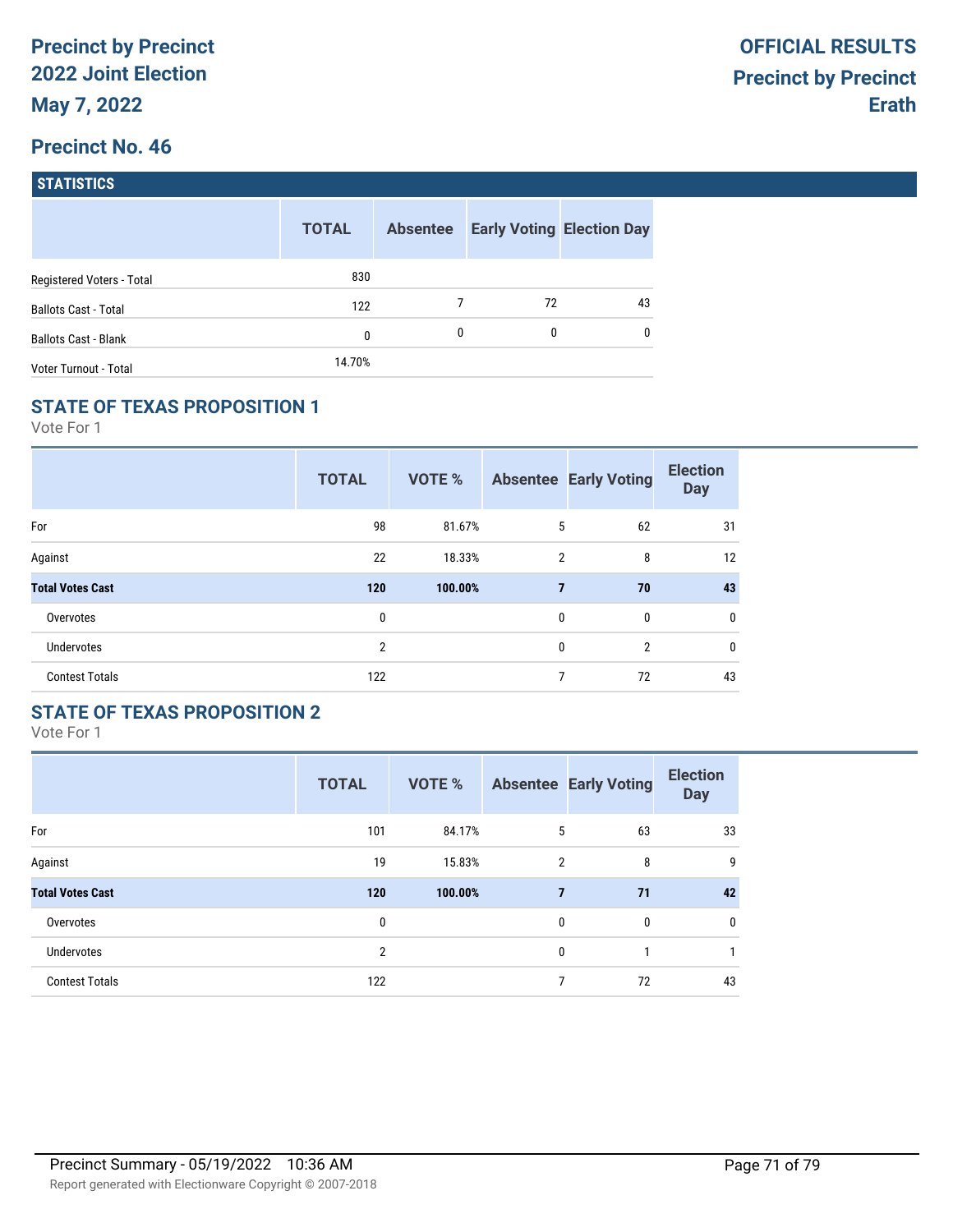# Precinct by Precinct 2022 Joint Election

**May 7, 2022**

**OFFICIAL RESULTS**
**Precinct by Precinct**
**Erath**

## Precinct No. 46

### STATISTICS

| | TOTAL | Absentee | Early Voting | Election Day |
|---|---|---|---|---|
| Registered Voters - Total | 830 | | | |
| Ballots Cast - Total | 122 | 7 | 72 | 43 |
| Ballots Cast - Blank | 0 | 0 | 0 | 0 |
| Voter Turnout - Total | 14.70% | | | |

### STATE OF TEXAS PROPOSITION 1

Vote For 1

| | TOTAL | VOTE % | Absentee | Early Voting | Election Day |
|---|---|---|---|---|---|
| For | 98 | 81.67% | 5 | 62 | 31 |
| Against | 22 | 18.33% | 2 | 8 | 12 |
| **Total Votes Cast** | **120** | **100.00%** | **7** | **70** | **43** |
| Overvotes | 0 | | 0 | 0 | 0 |
| Undervotes | 2 | | 0 | 2 | 0 |
| Contest Totals | 122 | | 7 | 72 | 43 |

### STATE OF TEXAS PROPOSITION 2

Vote For 1

| | TOTAL | VOTE % | Absentee | Early Voting | Election Day |
|---|---|---|---|---|---|
| For | 101 | 84.17% | 5 | 63 | 33 |
| Against | 19 | 15.83% | 2 | 8 | 9 |
| **Total Votes Cast** | **120** | **100.00%** | **7** | **71** | **42** |
| Overvotes | 0 | | 0 | 0 | 0 |
| Undervotes | 2 | | 0 | 1 | 1 |
| Contest Totals | 122 | | 7 | 72 | 43 |

Precinct Summary - 05/19/2022 10:36 AM

Report generated with Electionware Copyright © 2007-2018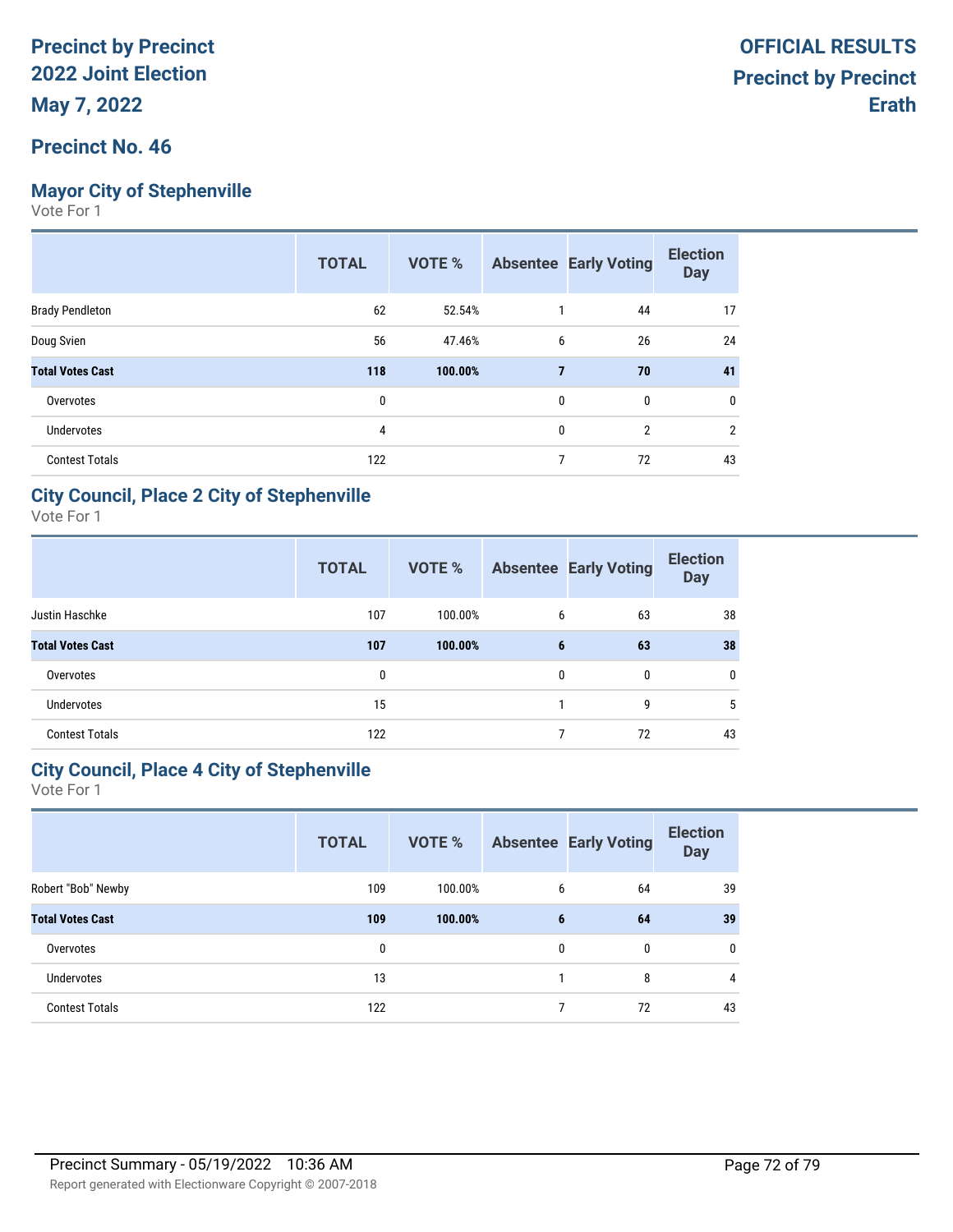**Precinct by Precinct**
**2022 Joint Election**
**May 7, 2022**

**OFFICIAL RESULTS**
**Precinct by Precinct**
**Erath**

## Precinct No. 46

### Mayor City of Stephenville

Vote For 1

| | TOTAL | VOTE % | Absentee | Early Voting | Election Day |
|---|---|---|---|---|---|
| Brady Pendleton | 62 | 52.54% | 1 | 44 | 17 |
| Doug Svien | 56 | 47.46% | 6 | 26 | 24 |
| **Total Votes Cast** | **118** | **100.00%** | **7** | **70** | **41** |
| Overvotes | 0 | | 0 | 0 | 0 |
| Undervotes | 4 | | 0 | 2 | 2 |
| Contest Totals | 122 | | 7 | 72 | 43 |

### City Council, Place 2 City of Stephenville

Vote For 1

| | TOTAL | VOTE % | Absentee | Early Voting | Election Day |
|---|---|---|---|---|---|
| Justin Haschke | 107 | 100.00% | 6 | 63 | 38 |
| **Total Votes Cast** | **107** | **100.00%** | **6** | **63** | **38** |
| Overvotes | 0 | | 0 | 0 | 0 |
| Undervotes | 15 | | 1 | 9 | 5 |
| Contest Totals | 122 | | 7 | 72 | 43 |

### City Council, Place 4 City of Stephenville

Vote For 1

| | TOTAL | VOTE % | Absentee | Early Voting | Election Day |
|---|---|---|---|---|---|
| Robert "Bob" Newby | 109 | 100.00% | 6 | 64 | 39 |
| **Total Votes Cast** | **109** | **100.00%** | **6** | **64** | **39** |
| Overvotes | 0 | | 0 | 0 | 0 |
| Undervotes | 13 | | 1 | 8 | 4 |
| Contest Totals | 122 | | 7 | 72 | 43 |

Precinct Summary - 05/19/2022 10:36 AM

Report generated with Electionware Copyright © 2007-2018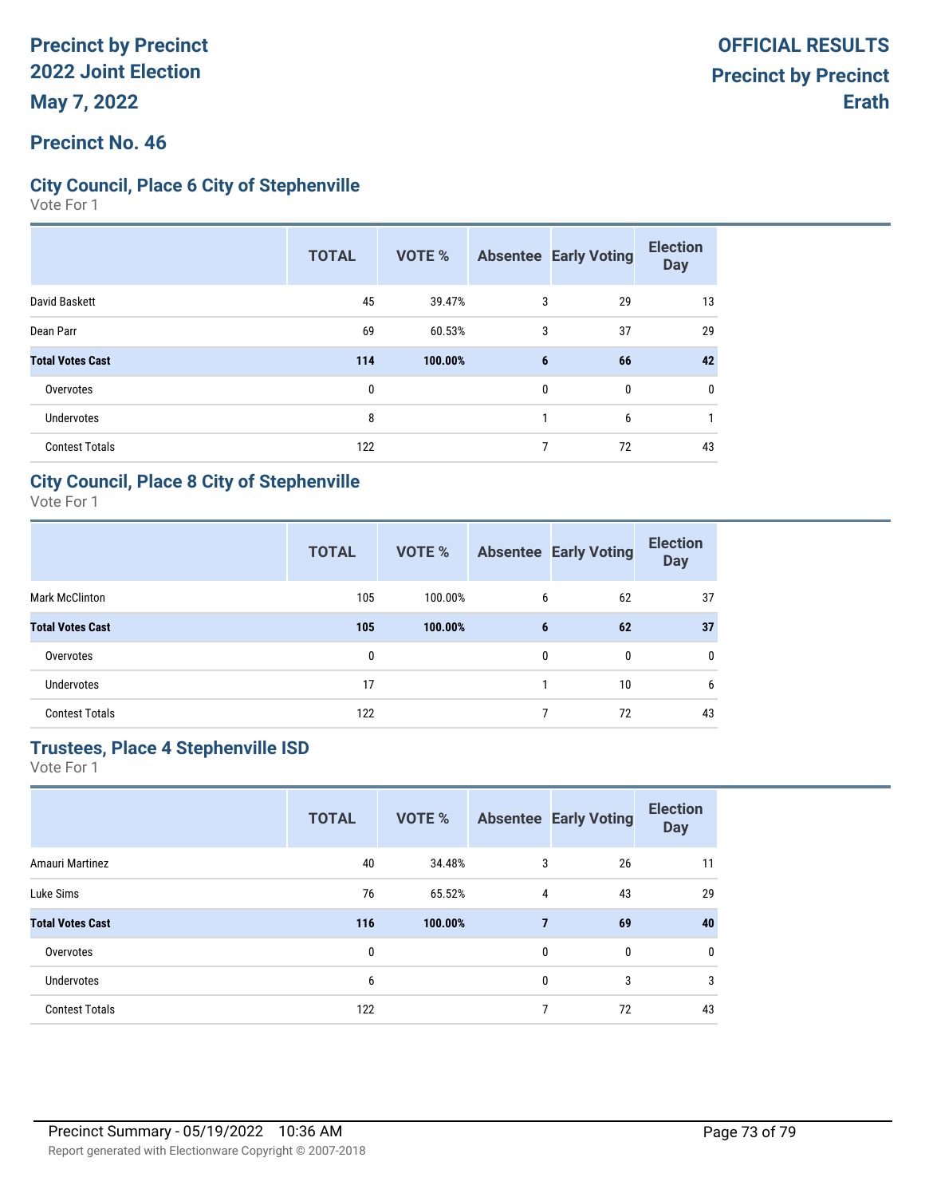**Precinct by Precinct**
**2022 Joint Election**
**May 7, 2022**

**OFFICIAL RESULTS**
**Precinct by Precinct**
**Erath**

## Precinct No. 46

### City Council, Place 6 City of Stephenville

Vote For 1

| | TOTAL | VOTE % | Absentee | Early Voting | Election Day |
|---|---|---|---|---|---|
| David Baskett | 45 | 39.47% | 3 | 29 | 13 |
| Dean Parr | 69 | 60.53% | 3 | 37 | 29 |
| **Total Votes Cast** | **114** | **100.00%** | **6** | **66** | **42** |
| Overvotes | 0 | | 0 | 0 | 0 |
| Undervotes | 8 | | 1 | 6 | 1 |
| Contest Totals | 122 | | 7 | 72 | 43 |

### City Council, Place 8 City of Stephenville

Vote For 1

| | TOTAL | VOTE % | Absentee | Early Voting | Election Day |
|---|---|---|---|---|---|
| Mark McClinton | 105 | 100.00% | 6 | 62 | 37 |
| **Total Votes Cast** | **105** | **100.00%** | **6** | **62** | **37** |
| Overvotes | 0 | | 0 | 0 | 0 |
| Undervotes | 17 | | 1 | 10 | 6 |
| Contest Totals | 122 | | 7 | 72 | 43 |

### Trustees, Place 4 Stephenville ISD

Vote For 1

| | TOTAL | VOTE % | Absentee | Early Voting | Election Day |
|---|---|---|---|---|---|
| Amauri Martinez | 40 | 34.48% | 3 | 26 | 11 |
| Luke Sims | 76 | 65.52% | 4 | 43 | 29 |
| **Total Votes Cast** | **116** | **100.00%** | **7** | **69** | **40** |
| Overvotes | 0 | | 0 | 0 | 0 |
| Undervotes | 6 | | 0 | 3 | 3 |
| Contest Totals | 122 | | 7 | 72 | 43 |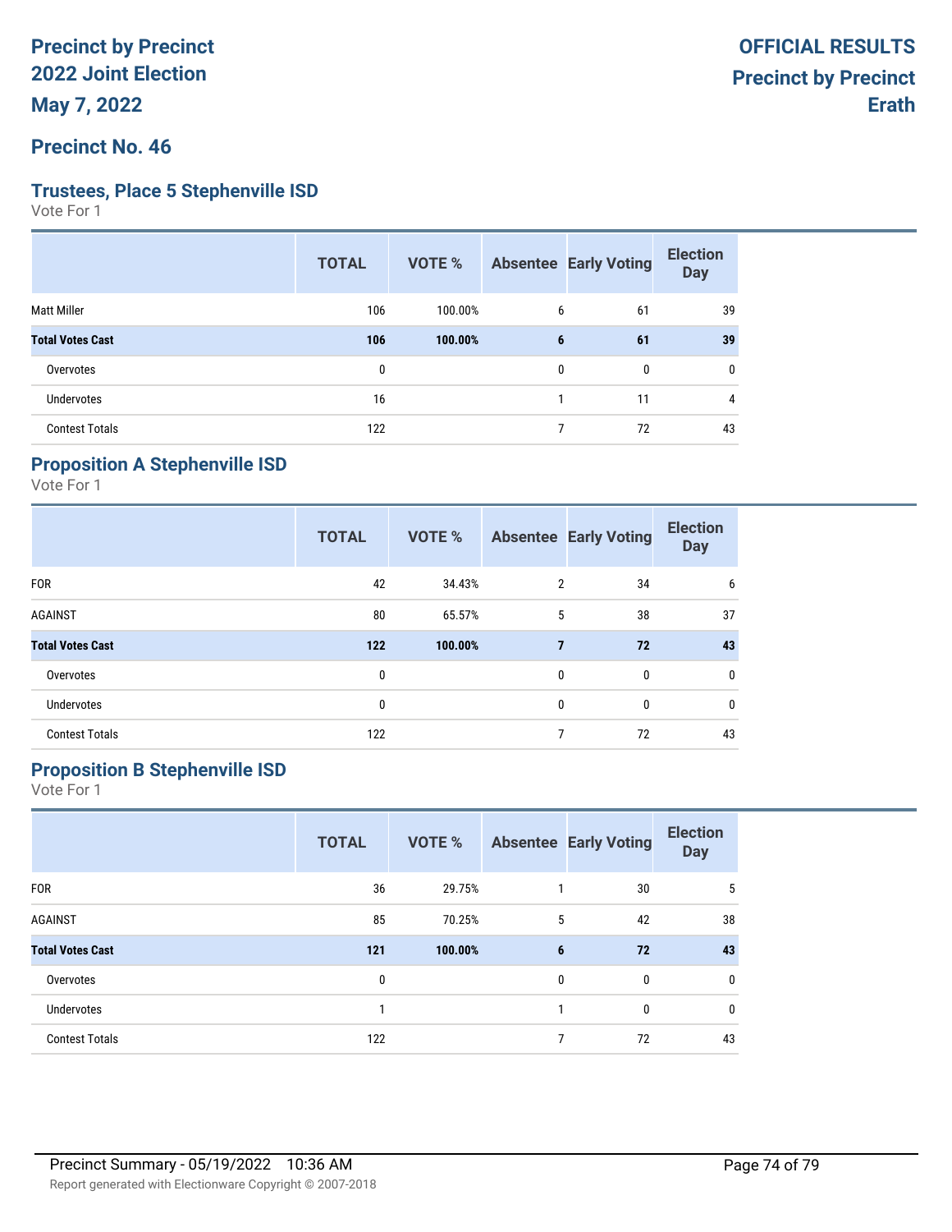# Precinct by Precinct 2022 Joint Election

**May 7, 2022**

**OFFICIAL RESULTS**
**Precinct by Precinct**
**Erath**

## Precinct No. 46

### Trustees, Place 5 Stephenville ISD

Vote For 1

| | TOTAL | VOTE % | Absentee | Early Voting | Election Day |
|---|---|---|---|---|---|
| Matt Miller | 106 | 100.00% | 6 | 61 | 39 |
| **Total Votes Cast** | **106** | **100.00%** | **6** | **61** | **39** |
| Overvotes | 0 | | 0 | 0 | 0 |
| Undervotes | 16 | | 1 | 11 | 4 |
| Contest Totals | 122 | | 7 | 72 | 43 |

### Proposition A Stephenville ISD

Vote For 1

| | TOTAL | VOTE % | Absentee | Early Voting | Election Day |
|---|---|---|---|---|---|
| FOR | 42 | 34.43% | 2 | 34 | 6 |
| AGAINST | 80 | 65.57% | 5 | 38 | 37 |
| **Total Votes Cast** | **122** | **100.00%** | **7** | **72** | **43** |
| Overvotes | 0 | | 0 | 0 | 0 |
| Undervotes | 0 | | 0 | 0 | 0 |
| Contest Totals | 122 | | 7 | 72 | 43 |

### Proposition B Stephenville ISD

Vote For 1

| | TOTAL | VOTE % | Absentee | Early Voting | Election Day |
|---|---|---|---|---|---|
| FOR | 36 | 29.75% | 1 | 30 | 5 |
| AGAINST | 85 | 70.25% | 5 | 42 | 38 |
| **Total Votes Cast** | **121** | **100.00%** | **6** | **72** | **43** |
| Overvotes | 0 | | 0 | 0 | 0 |
| Undervotes | 1 | | 1 | 0 | 0 |
| Contest Totals | 122 | | 7 | 72 | 43 |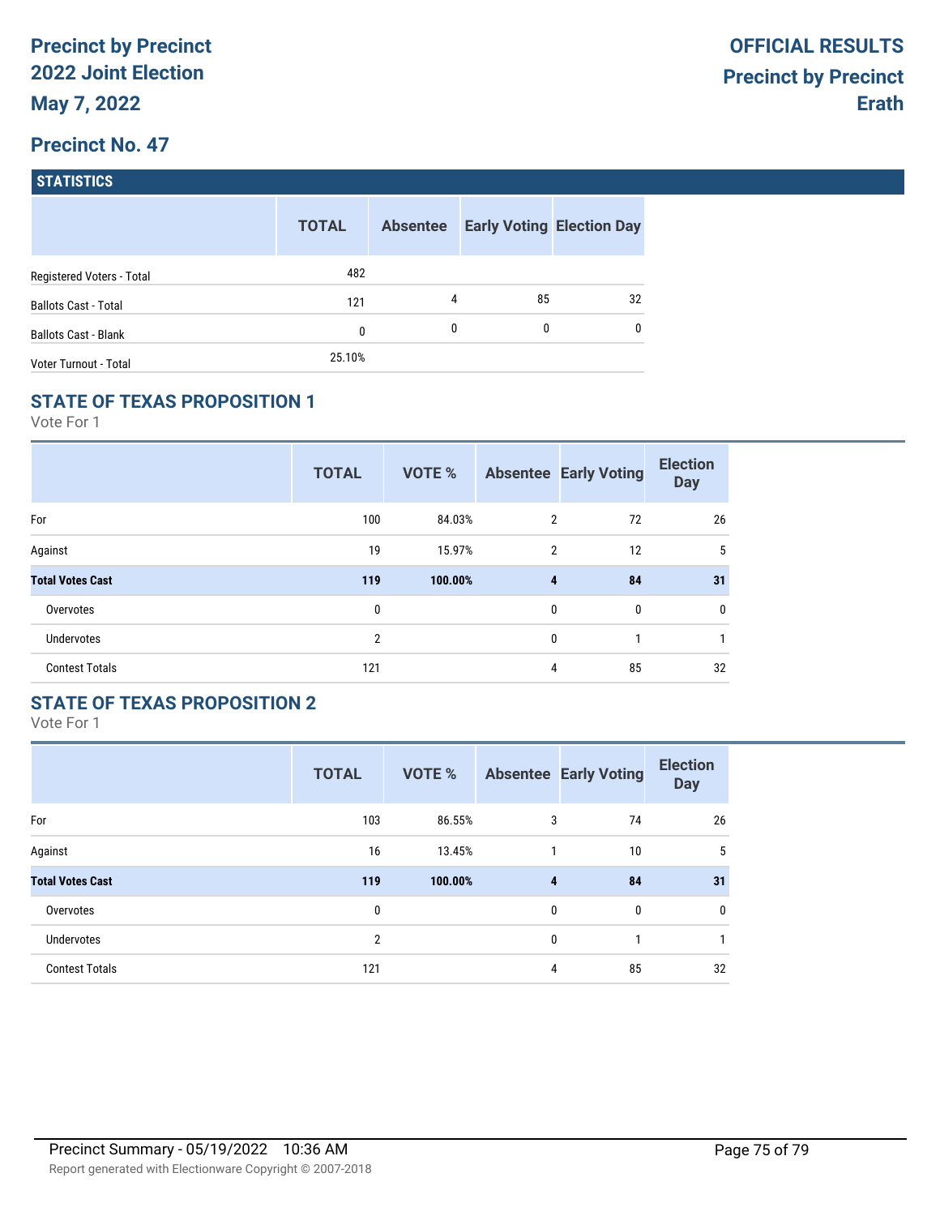# Precinct by Precinct 2022 Joint Election

**May 7, 2022**

**OFFICIAL RESULTS Precinct by Precinct Erath**

## Precinct No. 47

### STATISTICS

| | TOTAL | Absentee | Early Voting | Election Day |
|---|---|---|---|---|
| Registered Voters - Total | 482 | | | |
| Ballots Cast - Total | 121 | 4 | 85 | 32 |
| Ballots Cast - Blank | 0 | 0 | 0 | 0 |
| Voter Turnout - Total | 25.10% | | | |

### STATE OF TEXAS PROPOSITION 1

Vote For 1

| | TOTAL | VOTE % | Absentee | Early Voting | Election Day |
|---|---|---|---|---|---|
| For | 100 | 84.03% | 2 | 72 | 26 |
| Against | 19 | 15.97% | 2 | 12 | 5 |
| **Total Votes Cast** | **119** | **100.00%** | **4** | **84** | **31** |
| Overvotes | 0 | | 0 | 0 | 0 |
| Undervotes | 2 | | 0 | 1 | 1 |
| Contest Totals | 121 | | 4 | 85 | 32 |

### STATE OF TEXAS PROPOSITION 2

Vote For 1

| | TOTAL | VOTE % | Absentee | Early Voting | Election Day |
|---|---|---|---|---|---|
| For | 103 | 86.55% | 3 | 74 | 26 |
| Against | 16 | 13.45% | 1 | 10 | 5 |
| **Total Votes Cast** | **119** | **100.00%** | **4** | **84** | **31** |
| Overvotes | 0 | | 0 | 0 | 0 |
| Undervotes | 2 | | 0 | 1 | 1 |
| Contest Totals | 121 | | 4 | 85 | 32 |

Precinct Summary - 05/19/2022 10:36 AM

Report generated with Electionware Copyright © 2007-2018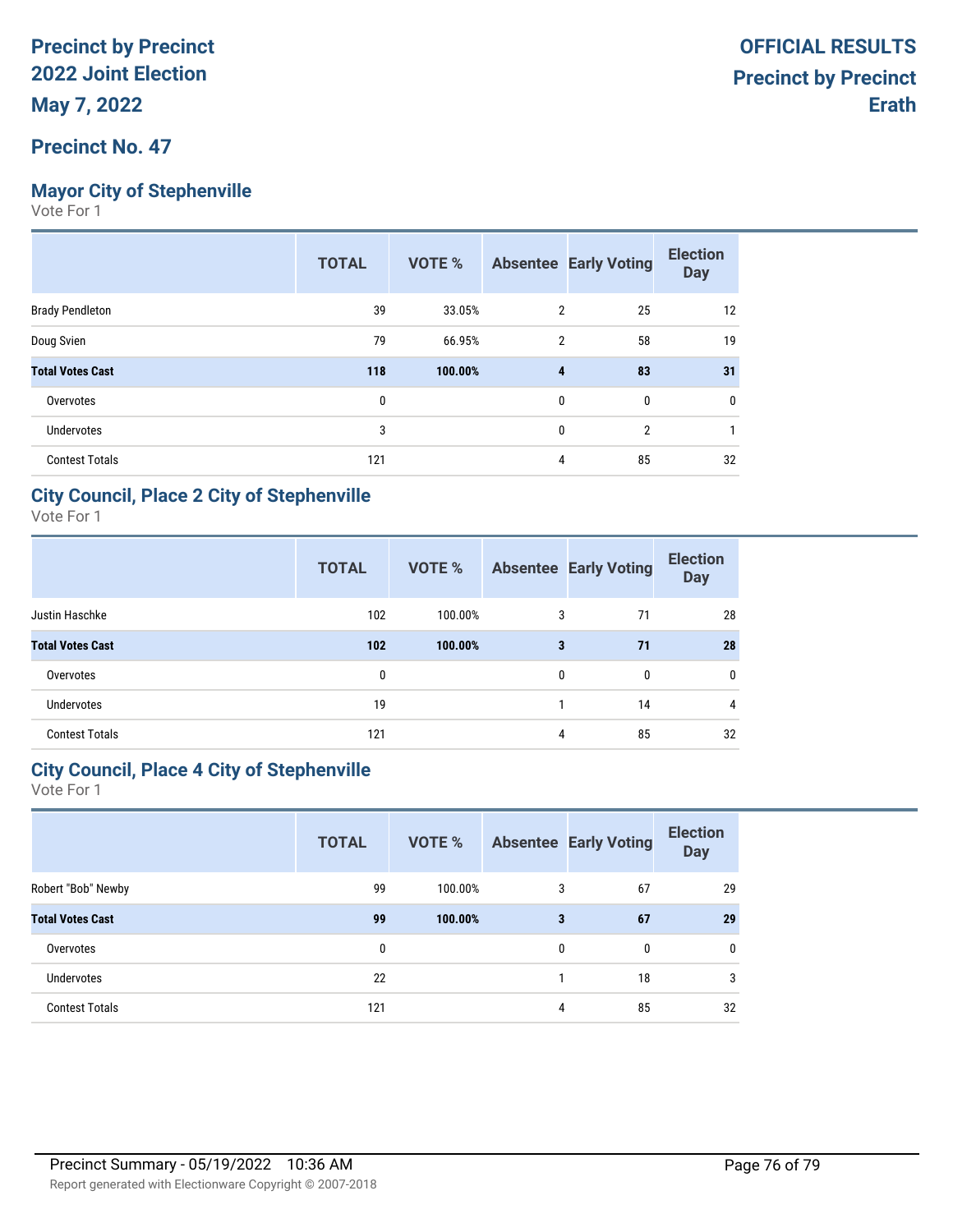# Precinct by Precinct 2022 Joint Election

**May 7, 2022**

**OFFICIAL RESULTS**
**Precinct by Precinct**
**Erath**

## Precinct No. 47

### Mayor City of Stephenville

Vote For 1

| | TOTAL | VOTE % | Absentee | Early Voting | Election Day |
|---|---|---|---|---|---|
| Brady Pendleton | 39 | 33.05% | 2 | 25 | 12 |
| Doug Svien | 79 | 66.95% | 2 | 58 | 19 |
| **Total Votes Cast** | **118** | **100.00%** | **4** | **83** | **31** |
| Overvotes | 0 | | 0 | 0 | 0 |
| Undervotes | 3 | | 0 | 2 | 1 |
| Contest Totals | 121 | | 4 | 85 | 32 |

### City Council, Place 2 City of Stephenville

Vote For 1

| | TOTAL | VOTE % | Absentee | Early Voting | Election Day |
|---|---|---|---|---|---|
| Justin Haschke | 102 | 100.00% | 3 | 71 | 28 |
| **Total Votes Cast** | **102** | **100.00%** | **3** | **71** | **28** |
| Overvotes | 0 | | 0 | 0 | 0 |
| Undervotes | 19 | | 1 | 14 | 4 |
| Contest Totals | 121 | | 4 | 85 | 32 |

### City Council, Place 4 City of Stephenville

Vote For 1

| | TOTAL | VOTE % | Absentee | Early Voting | Election Day |
|---|---|---|---|---|---|
| Robert "Bob" Newby | 99 | 100.00% | 3 | 67 | 29 |
| **Total Votes Cast** | **99** | **100.00%** | **3** | **67** | **29** |
| Overvotes | 0 | | 0 | 0 | 0 |
| Undervotes | 22 | | 1 | 18 | 3 |
| Contest Totals | 121 | | 4 | 85 | 32 |

Precinct Summary - 05/19/2022 10:36 AM

Report generated with Electionware Copyright © 2007-2018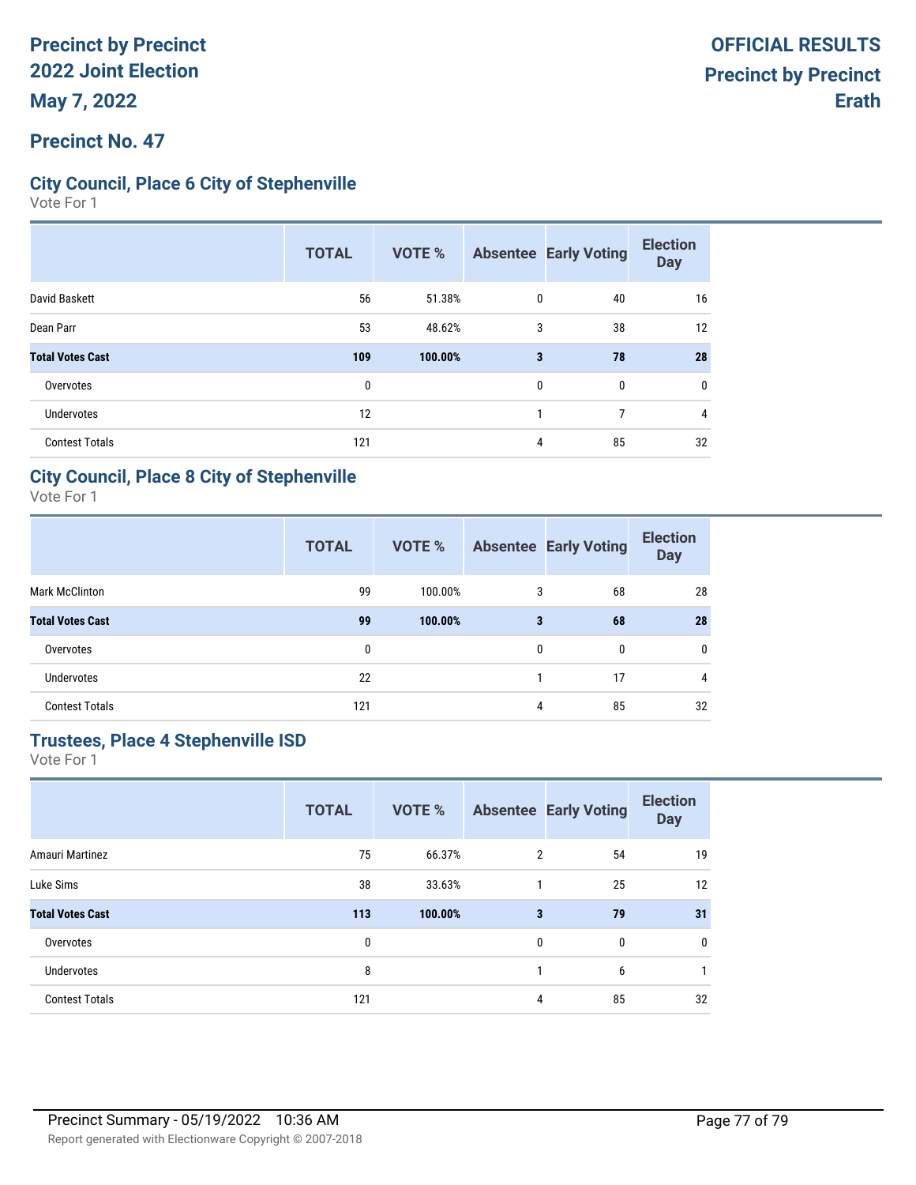**Precinct by Precinct**
**2022 Joint Election**
**May 7, 2022**

**OFFICIAL RESULTS**
**Precinct by Precinct**
**Erath**

## Precinct No. 47

### City Council, Place 6 City of Stephenville

Vote For 1

| | TOTAL | VOTE % | Absentee | Early Voting | Election Day |
|---|---|---|---|---|---|
| David Baskett | 56 | 51.38% | 0 | 40 | 16 |
| Dean Parr | 53 | 48.62% | 3 | 38 | 12 |
| **Total Votes Cast** | **109** | **100.00%** | **3** | **78** | **28** |
| Overvotes | 0 | | 0 | 0 | 0 |
| Undervotes | 12 | | 1 | 7 | 4 |
| Contest Totals | 121 | | 4 | 85 | 32 |

### City Council, Place 8 City of Stephenville

Vote For 1

| | TOTAL | VOTE % | Absentee | Early Voting | Election Day |
|---|---|---|---|---|---|
| Mark McClinton | 99 | 100.00% | 3 | 68 | 28 |
| **Total Votes Cast** | **99** | **100.00%** | **3** | **68** | **28** |
| Overvotes | 0 | | 0 | 0 | 0 |
| Undervotes | 22 | | 1 | 17 | 4 |
| Contest Totals | 121 | | 4 | 85 | 32 |

### Trustees, Place 4 Stephenville ISD

Vote For 1

| | TOTAL | VOTE % | Absentee | Early Voting | Election Day |
|---|---|---|---|---|---|
| Amauri Martinez | 75 | 66.37% | 2 | 54 | 19 |
| Luke Sims | 38 | 33.63% | 1 | 25 | 12 |
| **Total Votes Cast** | **113** | **100.00%** | **3** | **79** | **31** |
| Overvotes | 0 | | 0 | 0 | 0 |
| Undervotes | 8 | | 1 | 6 | 1 |
| Contest Totals | 121 | | 4 | 85 | 32 |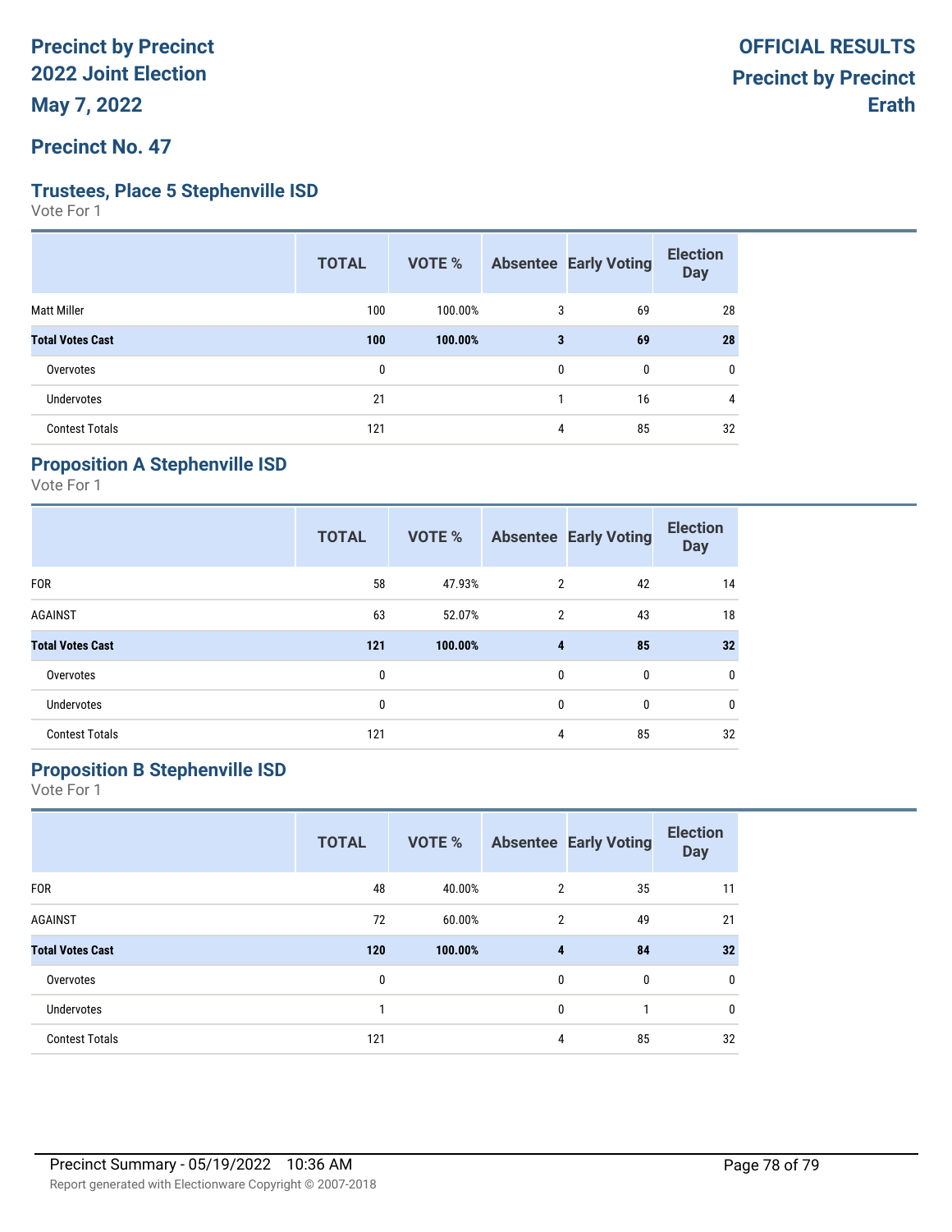**Precinct by Precinct**
**2022 Joint Election**
**May 7, 2022**

**OFFICIAL RESULTS**
**Precinct by Precinct**
**Erath**

## Precinct No. 47

### Trustees, Place 5 Stephenville ISD

Vote For 1

| | TOTAL | VOTE % | Absentee | Early Voting | Election Day |
|---|---|---|---|---|---|
| Matt Miller | 100 | 100.00% | 3 | 69 | 28 |
| **Total Votes Cast** | **100** | **100.00%** | **3** | **69** | **28** |
| Overvotes | 0 | | 0 | 0 | 0 |
| Undervotes | 21 | | 1 | 16 | 4 |
| Contest Totals | 121 | | 4 | 85 | 32 |

### Proposition A Stephenville ISD

Vote For 1

| | TOTAL | VOTE % | Absentee | Early Voting | Election Day |
|---|---|---|---|---|---|
| FOR | 58 | 47.93% | 2 | 42 | 14 |
| AGAINST | 63 | 52.07% | 2 | 43 | 18 |
| **Total Votes Cast** | **121** | **100.00%** | **4** | **85** | **32** |
| Overvotes | 0 | | 0 | 0 | 0 |
| Undervotes | 0 | | 0 | 0 | 0 |
| Contest Totals | 121 | | 4 | 85 | 32 |

### Proposition B Stephenville ISD

Vote For 1

| | TOTAL | VOTE % | Absentee | Early Voting | Election Day |
|---|---|---|---|---|---|
| FOR | 48 | 40.00% | 2 | 35 | 11 |
| AGAINST | 72 | 60.00% | 2 | 49 | 21 |
| **Total Votes Cast** | **120** | **100.00%** | **4** | **84** | **32** |
| Overvotes | 0 | | 0 | 0 | 0 |
| Undervotes | 1 | | 0 | 1 | 0 |
| Contest Totals | 121 | | 4 | 85 | 32 |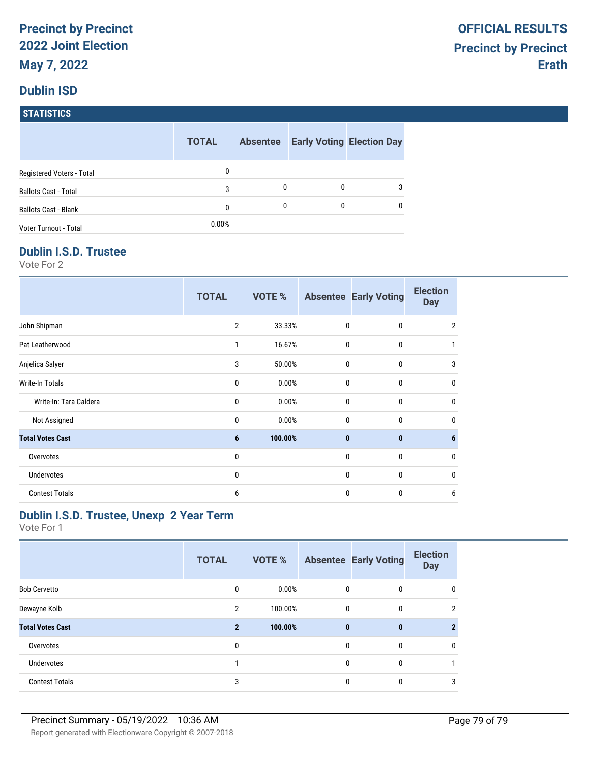# Precinct by Precinct 2022 Joint Election May 7, 2022

**OFFICIAL RESULTS**
**Precinct by Precinct**
**Erath**

## Dublin ISD

### STATISTICS

| | TOTAL | Absentee | Early Voting | Election Day |
|---|---|---|---|---|
| Registered Voters - Total | 0 | | | |
| Ballots Cast - Total | 3 | 0 | 0 | 3 |
| Ballots Cast - Blank | 0 | 0 | 0 | 0 |
| Voter Turnout - Total | 0.00% | | | |

### Dublin I.S.D. Trustee

Vote For 2

| | TOTAL | VOTE % | Absentee | Early Voting | Election Day |
|---|---|---|---|---|---|
| John Shipman | 2 | 33.33% | 0 | 0 | 2 |
| Pat Leatherwood | 1 | 16.67% | 0 | 0 | 1 |
| Anjelica Salyer | 3 | 50.00% | 0 | 0 | 3 |
| Write-In Totals | 0 | 0.00% | 0 | 0 | 0 |
| Write-In: Tara Caldera | 0 | 0.00% | 0 | 0 | 0 |
| Not Assigned | 0 | 0.00% | 0 | 0 | 0 |
| **Total Votes Cast** | **6** | **100.00%** | **0** | **0** | **6** |
| Overvotes | 0 | | 0 | 0 | 0 |
| Undervotes | 0 | | 0 | 0 | 0 |
| Contest Totals | 6 | | 0 | 0 | 6 |

### Dublin I.S.D. Trustee, Unexp 2 Year Term

Vote For 1

| | TOTAL | VOTE % | Absentee | Early Voting | Election Day |
|---|---|---|---|---|---|
| Bob Cervetto | 0 | 0.00% | 0 | 0 | 0 |
| Dewayne Kolb | 2 | 100.00% | 0 | 0 | 2 |
| **Total Votes Cast** | **2** | **100.00%** | **0** | **0** | **2** |
| Overvotes | 0 | | 0 | 0 | 0 |
| Undervotes | 1 | | 0 | 0 | 1 |
| Contest Totals | 3 | | 0 | 0 | 3 |